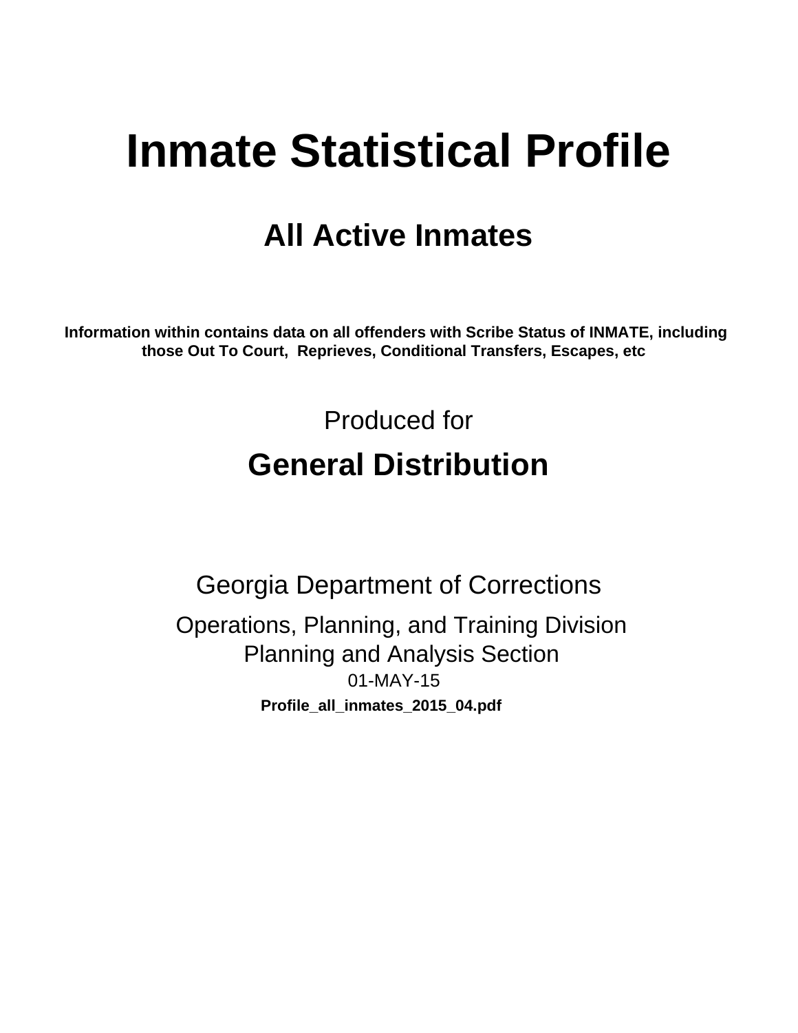# Inmate Statistical Profile

## All Active Inmates

**Information within contains data on all offenders with Scribe Status of INMATE, including those Out To Court, Reprieves, Conditional Transfers, Escapes, etc**

Produced for

## General Distribution

Georgia Department of Corrections

Operations, Planning, and Training Division
Planning and Analysis Section
01-MAY-15

**Profile_all_inmates_2015_04.pdf**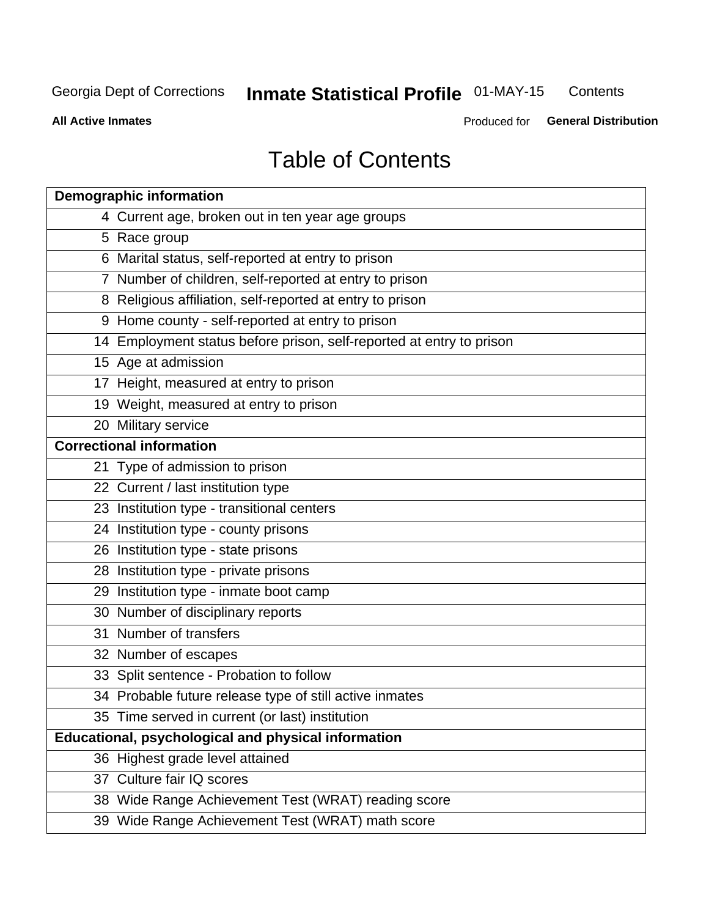Georgia Dept of Corrections **Inmate Statistical Profile** 01-MAY-15 Contents

**All Active Inmates** Produced for **General Distribution**

# Table of Contents

| **Demographic information** | |
|---|---|
| 4 | Current age, broken out in ten year age groups |
| 5 | Race group |
| 6 | Marital status, self-reported at entry to prison |
| 7 | Number of children, self-reported at entry to prison |
| 8 | Religious affiliation, self-reported at entry to prison |
| 9 | Home county - self-reported at entry to prison |
| 14 | Employment status before prison, self-reported at entry to prison |
| 15 | Age at admission |
| 17 | Height, measured at entry to prison |
| 19 | Weight, measured at entry to prison |
| 20 | Military service |
| **Correctional information** | |
| 21 | Type of admission to prison |
| 22 | Current / last institution type |
| 23 | Institution type - transitional centers |
| 24 | Institution type - county prisons |
| 26 | Institution type - state prisons |
| 28 | Institution type - private prisons |
| 29 | Institution type - inmate boot camp |
| 30 | Number of disciplinary reports |
| 31 | Number of transfers |
| 32 | Number of escapes |
| 33 | Split sentence - Probation to follow |
| 34 | Probable future release type of still active inmates |
| 35 | Time served in current (or last) institution |
| **Educational, psychological and physical information** | |
| 36 | Highest grade level attained |
| 37 | Culture fair IQ scores |
| 38 | Wide Range Achievement Test (WRAT) reading score |
| 39 | Wide Range Achievement Test (WRAT) math score |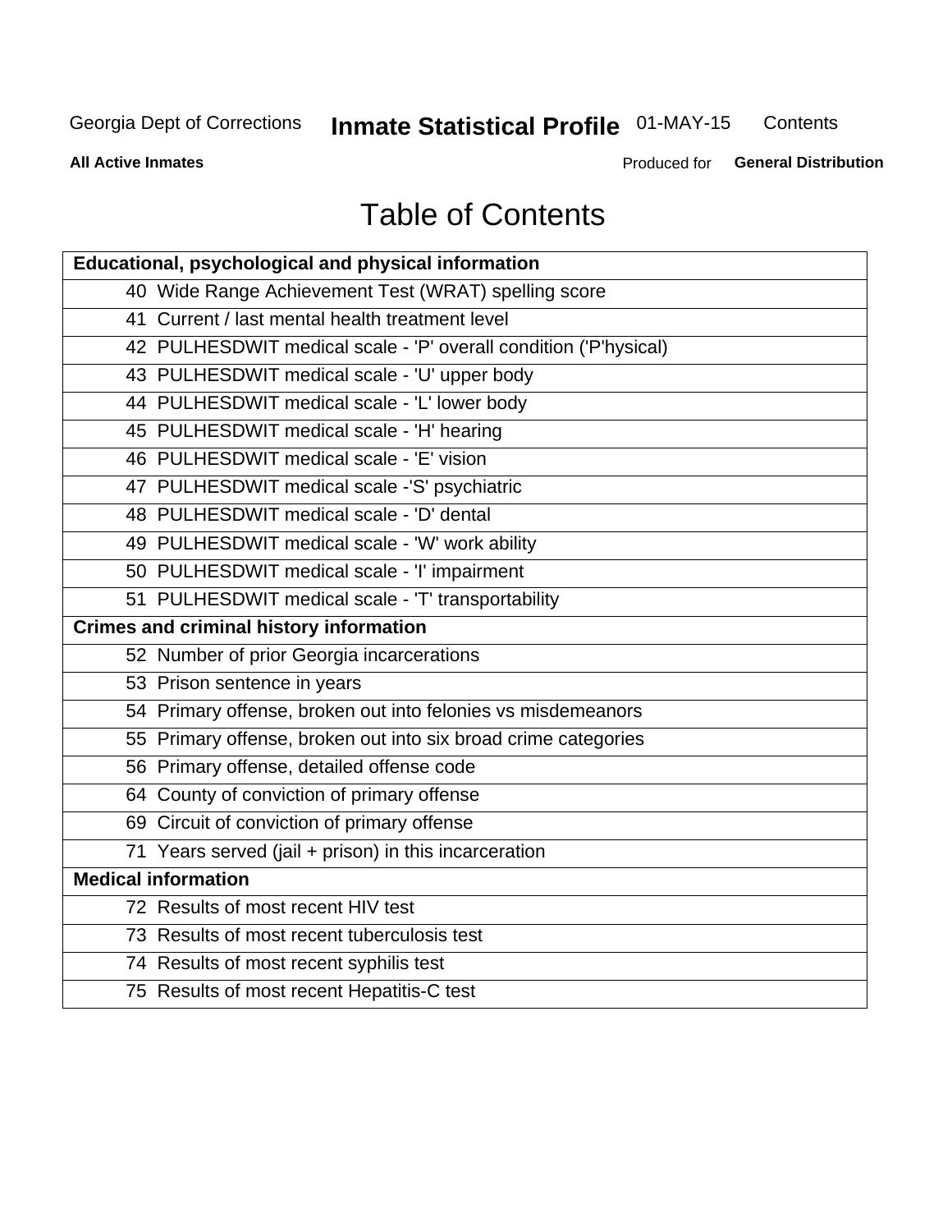# Table of Contents

| Educational, psychological and physical information |
|---|
| 40 Wide Range Achievement Test (WRAT) spelling score |
| 41 Current / last mental health treatment level |
| 42 PULHESDWIT medical scale - 'P' overall condition ('P'hysical) |
| 43 PULHESDWIT medical scale - 'U' upper body |
| 44 PULHESDWIT medical scale - 'L' lower body |
| 45 PULHESDWIT medical scale - 'H' hearing |
| 46 PULHESDWIT medical scale - 'E' vision |
| 47 PULHESDWIT medical scale -'S' psychiatric |
| 48 PULHESDWIT medical scale - 'D' dental |
| 49 PULHESDWIT medical scale - 'W' work ability |
| 50 PULHESDWIT medical scale - 'I' impairment |
| 51 PULHESDWIT medical scale - 'T' transportability |
| **Crimes and criminal history information** |
| 52 Number of prior Georgia incarcerations |
| 53 Prison sentence in years |
| 54 Primary offense, broken out into felonies vs misdemeanors |
| 55 Primary offense, broken out into six broad crime categories |
| 56 Primary offense, detailed offense code |
| 64 County of conviction of primary offense |
| 69 Circuit of conviction of primary offense |
| 71 Years served (jail + prison) in this incarceration |
| **Medical information** |
| 72 Results of most recent HIV test |
| 73 Results of most recent tuberculosis test |
| 74 Results of most recent syphilis test |
| 75 Results of most recent Hepatitis-C test |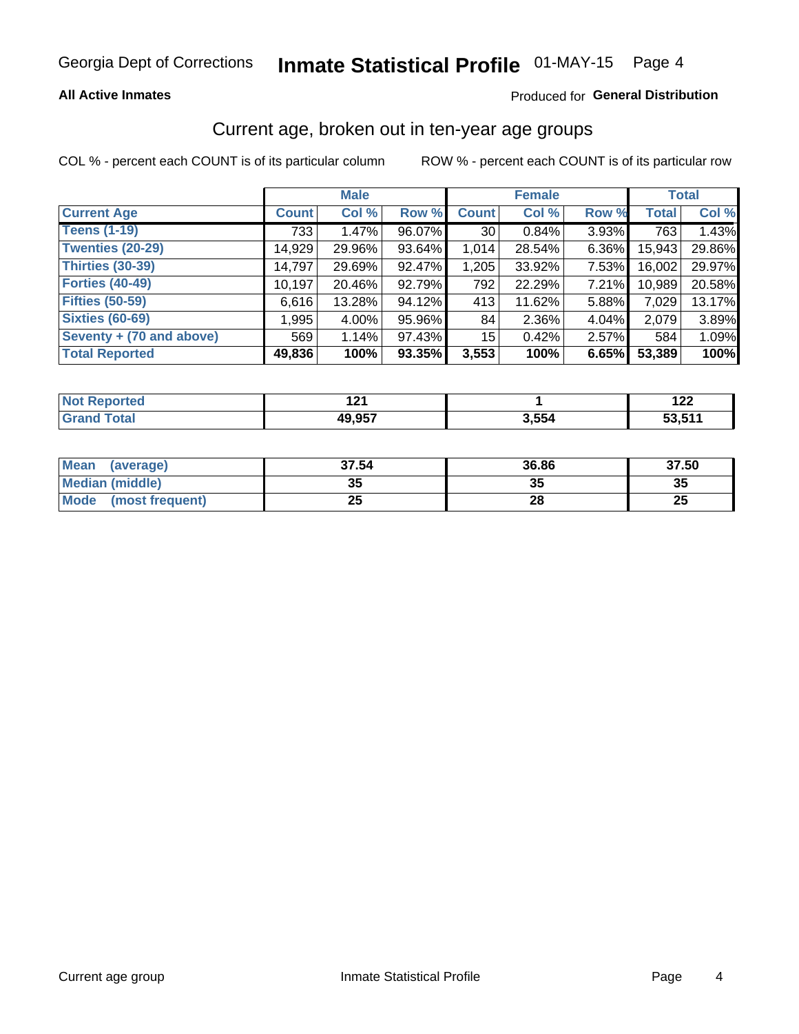Georgia Dept of Corrections **Inmate Statistical Profile** 01-MAY-15

**All Active Inmates**

Produced for **General Distribution**

## Current age, broken out in ten-year age groups

COL % - percent each COUNT is of its particular column

ROW % - percent each COUNT is of its particular row

| | Male | | | Female | | | Total | |
|---|---|---|---|---|---|---|---|---|
| **Current Age** | **Count** | **Col %** | **Row %** | **Count** | **Col %** | **Row %** | **Total** | **Col %** |
| **Teens (1-19)** | 733 | 1.47% | 96.07% | 30 | 0.84% | 3.93% | 763 | 1.43% |
| **Twenties (20-29)** | 14,929 | 29.96% | 93.64% | 1,014 | 28.54% | 6.36% | 15,943 | 29.86% |
| **Thirties (30-39)** | 14,797 | 29.69% | 92.47% | 1,205 | 33.92% | 7.53% | 16,002 | 29.97% |
| **Forties (40-49)** | 10,197 | 20.46% | 92.79% | 792 | 22.29% | 7.21% | 10,989 | 20.58% |
| **Fifties (50-59)** | 6,616 | 13.28% | 94.12% | 413 | 11.62% | 5.88% | 7,029 | 13.17% |
| **Sixties (60-69)** | 1,995 | 4.00% | 95.96% | 84 | 2.36% | 4.04% | 2,079 | 3.89% |
| **Seventy + (70 and above)** | 569 | 1.14% | 97.43% | 15 | 0.42% | 2.57% | 584 | 1.09% |
| **Total Reported** | **49,836** | **100%** | **93.35%** | **3,553** | **100%** | **6.65%** | **53,389** | **100%** |

| | Male | Female | Total |
|---|---|---|---|
| **Not Reported** | **121** | **1** | **122** |
| **Grand Total** | **49,957** | **3,554** | **53,511** |

| | Male | Female | Total |
|---|---|---|---|
| **Mean (average)** | **37.54** | **36.86** | **37.50** |
| **Median (middle)** | **35** | **35** | **35** |
| **Mode (most frequent)** | **25** | **28** | **25** |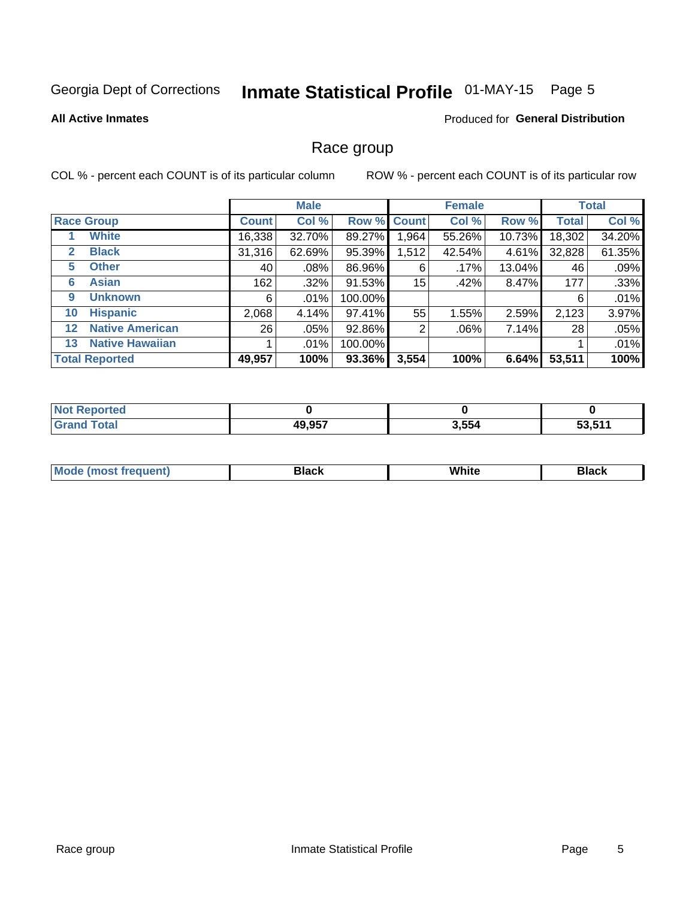Georgia Dept of Corrections **Inmate Statistical Profile** 01-MAY-15

**All Active Inmates**

Produced for **General Distribution**

# Race group

COL % - percent each COUNT is of its particular column

ROW % - percent each COUNT is of its particular row

| | | Male | | | Female | | | Total | |
|---|---|---|---|---|---|---|---|---|---|
| **Race Group** | | **Count** | **Col %** | **Row %** | **Count** | **Col %** | **Row %** | **Total** | **Col %** |
| 1 | **White** | 16,338 | 32.70% | 89.27% | 1,964 | 55.26% | 10.73% | 18,302 | 34.20% |
| 2 | **Black** | 31,316 | 62.69% | 95.39% | 1,512 | 42.54% | 4.61% | 32,828 | 61.35% |
| 5 | **Other** | 40 | .08% | 86.96% | 6 | .17% | 13.04% | 46 | .09% |
| 6 | **Asian** | 162 | .32% | 91.53% | 15 | .42% | 8.47% | 177 | .33% |
| 9 | **Unknown** | 6 | .01% | 100.00% | | | | 6 | .01% |
| 10 | **Hispanic** | 2,068 | 4.14% | 97.41% | 55 | 1.55% | 2.59% | 2,123 | 3.97% |
| 12 | **Native American** | 26 | .05% | 92.86% | 2 | .06% | 7.14% | 28 | .05% |
| 13 | **Native Hawaiian** | 1 | .01% | 100.00% | | | | 1 | .01% |
| **Total Reported** | | **49,957** | **100%** | **93.36%** | **3,554** | **100%** | **6.64%** | **53,511** | **100%** |

| | Male | Female | Total |
|---|---|---|---|
| **Not Reported** | **0** | **0** | **0** |
| **Grand Total** | **49,957** | **3,554** | **53,511** |

| | Male | Female | Total |
|---|---|---|---|
| **Mode (most frequent)** | **Black** | **White** | **Black** |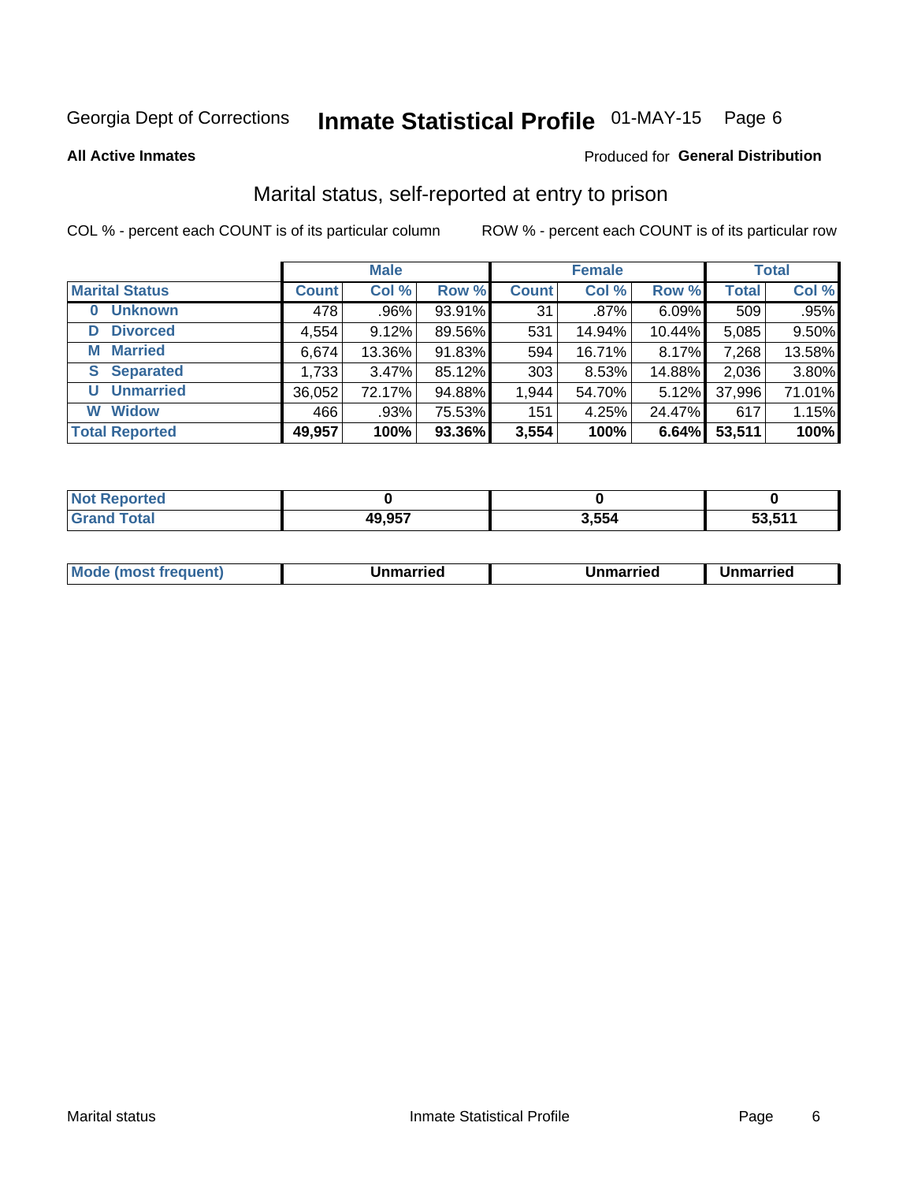Georgia Dept of Corrections **Inmate Statistical Profile** 01-MAY-15 Page 6

**All Active Inmates** Produced for **General Distribution**

## Marital status, self-reported at entry to prison

COL % - percent each COUNT is of its particular column ROW % - percent each COUNT is of its particular row

| | Male | | | Female | | | Total | |
|---|---|---|---|---|---|---|---|---|
| **Marital Status** | **Count** | **Col %** | **Row %** | **Count** | **Col %** | **Row %** | **Total** | **Col %** |
| 0 Unknown | 478 | .96% | 93.91% | 31 | .87% | 6.09% | 509 | .95% |
| D Divorced | 4,554 | 9.12% | 89.56% | 531 | 14.94% | 10.44% | 5,085 | 9.50% |
| M Married | 6,674 | 13.36% | 91.83% | 594 | 16.71% | 8.17% | 7,268 | 13.58% |
| S Separated | 1,733 | 3.47% | 85.12% | 303 | 8.53% | 14.88% | 2,036 | 3.80% |
| U Unmarried | 36,052 | 72.17% | 94.88% | 1,944 | 54.70% | 5.12% | 37,996 | 71.01% |
| W Widow | 466 | .93% | 75.53% | 151 | 4.25% | 24.47% | 617 | 1.15% |
| **Total Reported** | **49,957** | **100%** | **93.36%** | **3,554** | **100%** | **6.64%** | **53,511** | **100%** |

| | Male | Female | Total |
|---|---|---|---|
| Not Reported | **0** | **0** | **0** |
| Grand Total | **49,957** | **3,554** | **53,511** |

| | Male | Female | Total |
|---|---|---|---|
| Mode (most frequent) | **Unmarried** | **Unmarried** | **Unmarried** |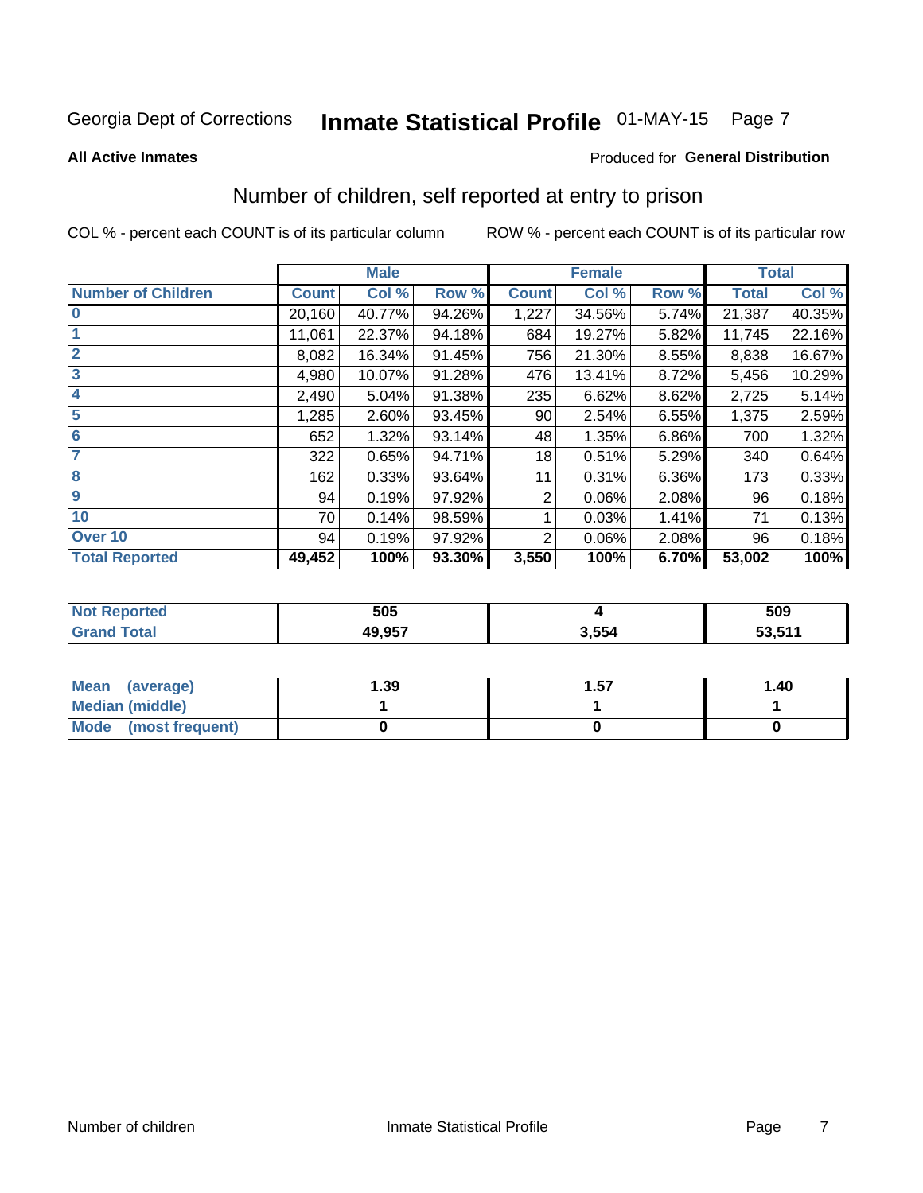Georgia Dept of Corrections **Inmate Statistical Profile** 01-MAY-15

**All Active Inmates**

Produced for **General Distribution**

## Number of children, self reported at entry to prison

COL % - percent each COUNT is of its particular column

ROW % - percent each COUNT is of its particular row

| | Male | | | Female | | | Total | |
|---|---|---|---|---|---|---|---|---|
| **Number of Children** | **Count** | **Col %** | **Row %** | **Count** | **Col %** | **Row %** | **Total** | **Col %** |
| **0** | 20,160 | 40.77% | 94.26% | 1,227 | 34.56% | 5.74% | 21,387 | 40.35% |
| **1** | 11,061 | 22.37% | 94.18% | 684 | 19.27% | 5.82% | 11,745 | 22.16% |
| **2** | 8,082 | 16.34% | 91.45% | 756 | 21.30% | 8.55% | 8,838 | 16.67% |
| **3** | 4,980 | 10.07% | 91.28% | 476 | 13.41% | 8.72% | 5,456 | 10.29% |
| **4** | 2,490 | 5.04% | 91.38% | 235 | 6.62% | 8.62% | 2,725 | 5.14% |
| **5** | 1,285 | 2.60% | 93.45% | 90 | 2.54% | 6.55% | 1,375 | 2.59% |
| **6** | 652 | 1.32% | 93.14% | 48 | 1.35% | 6.86% | 700 | 1.32% |
| **7** | 322 | 0.65% | 94.71% | 18 | 0.51% | 5.29% | 340 | 0.64% |
| **8** | 162 | 0.33% | 93.64% | 11 | 0.31% | 6.36% | 173 | 0.33% |
| **9** | 94 | 0.19% | 97.92% | 2 | 0.06% | 2.08% | 96 | 0.18% |
| **10** | 70 | 0.14% | 98.59% | 1 | 0.03% | 1.41% | 71 | 0.13% |
| **Over 10** | 94 | 0.19% | 97.92% | 2 | 0.06% | 2.08% | 96 | 0.18% |
| **Total Reported** | **49,452** | **100%** | **93.30%** | **3,550** | **100%** | **6.70%** | **53,002** | **100%** |

| | Male | Female | Total |
|---|---|---|---|
| **Not Reported** | **505** | **4** | **509** |
| **Grand Total** | **49,957** | **3,554** | **53,511** |

| | Male | Female | Total |
|---|---|---|---|
| **Mean (average)** | **1.39** | **1.57** | **1.40** |
| **Median (middle)** | **1** | **1** | **1** |
| **Mode (most frequent)** | **0** | **0** | **0** |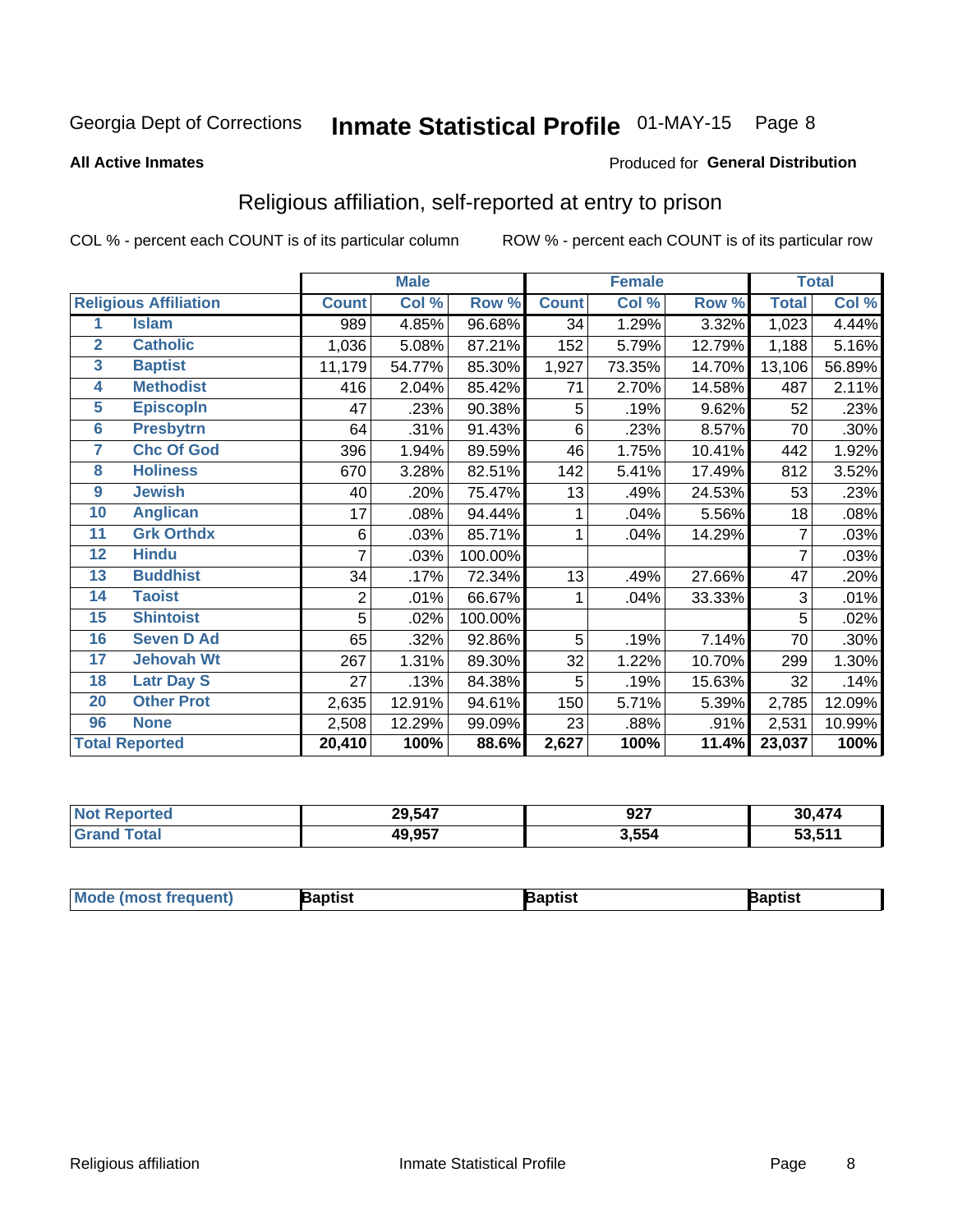# Georgia Dept of Corrections **Inmate Statistical Profile** 01-MAY-15

**All Active Inmates** — Produced for **General Distribution**

## Religious affiliation, self-reported at entry to prison

COL % - percent each COUNT is of its particular column    ROW % - percent each COUNT is of its particular row

| | | Male | | | Female | | | Total | |
|---|---|---|---|---|---|---|---|---|---|
| **Religious Affiliation** | | **Count** | **Col %** | **Row %** | **Count** | **Col %** | **Row %** | **Total** | **Col %** |
| 1 | Islam | 989 | 4.85% | 96.68% | 34 | 1.29% | 3.32% | 1,023 | 4.44% |
| 2 | Catholic | 1,036 | 5.08% | 87.21% | 152 | 5.79% | 12.79% | 1,188 | 5.16% |
| 3 | Baptist | 11,179 | 54.77% | 85.30% | 1,927 | 73.35% | 14.70% | 13,106 | 56.89% |
| 4 | Methodist | 416 | 2.04% | 85.42% | 71 | 2.70% | 14.58% | 487 | 2.11% |
| 5 | Episcopln | 47 | .23% | 90.38% | 5 | .19% | 9.62% | 52 | .23% |
| 6 | Presbytrn | 64 | .31% | 91.43% | 6 | .23% | 8.57% | 70 | .30% |
| 7 | Chc Of God | 396 | 1.94% | 89.59% | 46 | 1.75% | 10.41% | 442 | 1.92% |
| 8 | Holiness | 670 | 3.28% | 82.51% | 142 | 5.41% | 17.49% | 812 | 3.52% |
| 9 | Jewish | 40 | .20% | 75.47% | 13 | .49% | 24.53% | 53 | .23% |
| 10 | Anglican | 17 | .08% | 94.44% | 1 | .04% | 5.56% | 18 | .08% |
| 11 | Grk Orthdx | 6 | .03% | 85.71% | 1 | .04% | 14.29% | 7 | .03% |
| 12 | Hindu | 7 | .03% | 100.00% | | | | 7 | .03% |
| 13 | Buddhist | 34 | .17% | 72.34% | 13 | .49% | 27.66% | 47 | .20% |
| 14 | Taoist | 2 | .01% | 66.67% | 1 | .04% | 33.33% | 3 | .01% |
| 15 | Shintoist | 5 | .02% | 100.00% | | | | 5 | .02% |
| 16 | Seven D Ad | 65 | .32% | 92.86% | 5 | .19% | 7.14% | 70 | .30% |
| 17 | Jehovah Wt | 267 | 1.31% | 89.30% | 32 | 1.22% | 10.70% | 299 | 1.30% |
| 18 | Latr Day S | 27 | .13% | 84.38% | 5 | .19% | 15.63% | 32 | .14% |
| 20 | Other Prot | 2,635 | 12.91% | 94.61% | 150 | 5.71% | 5.39% | 2,785 | 12.09% |
| 96 | None | 2,508 | 12.29% | 99.09% | 23 | .88% | .91% | 2,531 | 10.99% |
| **Total Reported** | | **20,410** | **100%** | **88.6%** | **2,627** | **100%** | **11.4%** | **23,037** | **100%** |

| | Male | Female | Total |
|---|---|---|---|
| Not Reported | **29,547** | **927** | **30,474** |
| Grand Total | **49,957** | **3,554** | **53,511** |

| | Male | Female | Total |
|---|---|---|---|
| Mode (most frequent) | **Baptist** | **Baptist** | **Baptist** |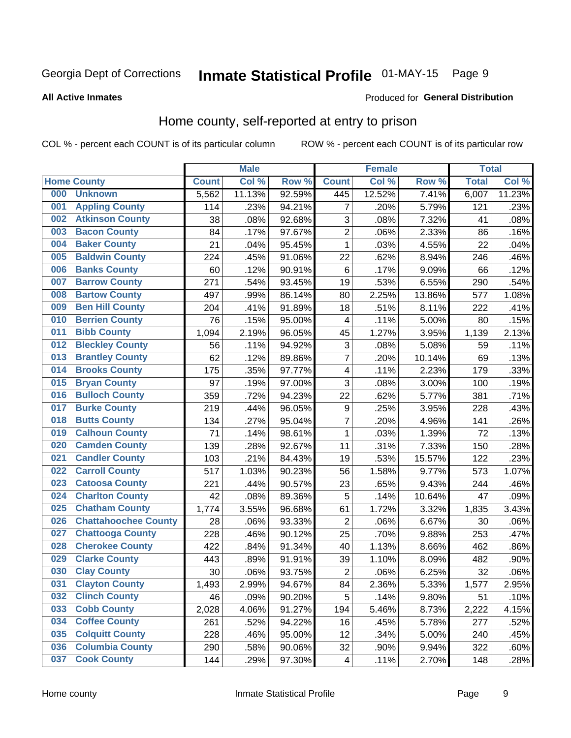Georgia Dept of Corrections **Inmate Statistical Profile** 01-MAY-15

**All Active Inmates**

Produced for **General Distribution**

## Home county, self-reported at entry to prison

COL % - percent each COUNT is of its particular column     ROW % - percent each COUNT is of its particular row

| Home County | | Male | | | Female | | | Total | |
|---|---|---|---|---|---|---|---|---|---|
| | | Count | Col % | Row % | Count | Col % | Row % | Total | Col % |
| 000 | Unknown | 5,562 | 11.13% | 92.59% | 445 | 12.52% | 7.41% | 6,007 | 11.23% |
| 001 | Appling County | 114 | .23% | 94.21% | 7 | .20% | 5.79% | 121 | .23% |
| 002 | Atkinson County | 38 | .08% | 92.68% | 3 | .08% | 7.32% | 41 | .08% |
| 003 | Bacon County | 84 | .17% | 97.67% | 2 | .06% | 2.33% | 86 | .16% |
| 004 | Baker County | 21 | .04% | 95.45% | 1 | .03% | 4.55% | 22 | .04% |
| 005 | Baldwin County | 224 | .45% | 91.06% | 22 | .62% | 8.94% | 246 | .46% |
| 006 | Banks County | 60 | .12% | 90.91% | 6 | .17% | 9.09% | 66 | .12% |
| 007 | Barrow County | 271 | .54% | 93.45% | 19 | .53% | 6.55% | 290 | .54% |
| 008 | Bartow County | 497 | .99% | 86.14% | 80 | 2.25% | 13.86% | 577 | 1.08% |
| 009 | Ben Hill County | 204 | .41% | 91.89% | 18 | .51% | 8.11% | 222 | .41% |
| 010 | Berrien County | 76 | .15% | 95.00% | 4 | .11% | 5.00% | 80 | .15% |
| 011 | Bibb County | 1,094 | 2.19% | 96.05% | 45 | 1.27% | 3.95% | 1,139 | 2.13% |
| 012 | Bleckley County | 56 | .11% | 94.92% | 3 | .08% | 5.08% | 59 | .11% |
| 013 | Brantley County | 62 | .12% | 89.86% | 7 | .20% | 10.14% | 69 | .13% |
| 014 | Brooks County | 175 | .35% | 97.77% | 4 | .11% | 2.23% | 179 | .33% |
| 015 | Bryan County | 97 | .19% | 97.00% | 3 | .08% | 3.00% | 100 | .19% |
| 016 | Bulloch County | 359 | .72% | 94.23% | 22 | .62% | 5.77% | 381 | .71% |
| 017 | Burke County | 219 | .44% | 96.05% | 9 | .25% | 3.95% | 228 | .43% |
| 018 | Butts County | 134 | .27% | 95.04% | 7 | .20% | 4.96% | 141 | .26% |
| 019 | Calhoun County | 71 | .14% | 98.61% | 1 | .03% | 1.39% | 72 | .13% |
| 020 | Camden County | 139 | .28% | 92.67% | 11 | .31% | 7.33% | 150 | .28% |
| 021 | Candler County | 103 | .21% | 84.43% | 19 | .53% | 15.57% | 122 | .23% |
| 022 | Carroll County | 517 | 1.03% | 90.23% | 56 | 1.58% | 9.77% | 573 | 1.07% |
| 023 | Catoosa County | 221 | .44% | 90.57% | 23 | .65% | 9.43% | 244 | .46% |
| 024 | Charlton County | 42 | .08% | 89.36% | 5 | .14% | 10.64% | 47 | .09% |
| 025 | Chatham County | 1,774 | 3.55% | 96.68% | 61 | 1.72% | 3.32% | 1,835 | 3.43% |
| 026 | Chattahoochee County | 28 | .06% | 93.33% | 2 | .06% | 6.67% | 30 | .06% |
| 027 | Chattooga County | 228 | .46% | 90.12% | 25 | .70% | 9.88% | 253 | .47% |
| 028 | Cherokee County | 422 | .84% | 91.34% | 40 | 1.13% | 8.66% | 462 | .86% |
| 029 | Clarke County | 443 | .89% | 91.91% | 39 | 1.10% | 8.09% | 482 | .90% |
| 030 | Clay County | 30 | .06% | 93.75% | 2 | .06% | 6.25% | 32 | .06% |
| 031 | Clayton County | 1,493 | 2.99% | 94.67% | 84 | 2.36% | 5.33% | 1,577 | 2.95% |
| 032 | Clinch County | 46 | .09% | 90.20% | 5 | .14% | 9.80% | 51 | .10% |
| 033 | Cobb County | 2,028 | 4.06% | 91.27% | 194 | 5.46% | 8.73% | 2,222 | 4.15% |
| 034 | Coffee County | 261 | .52% | 94.22% | 16 | .45% | 5.78% | 277 | .52% |
| 035 | Colquitt County | 228 | .46% | 95.00% | 12 | .34% | 5.00% | 240 | .45% |
| 036 | Columbia County | 290 | .58% | 90.06% | 32 | .90% | 9.94% | 322 | .60% |
| 037 | Cook County | 144 | .29% | 97.30% | 4 | .11% | 2.70% | 148 | .28% |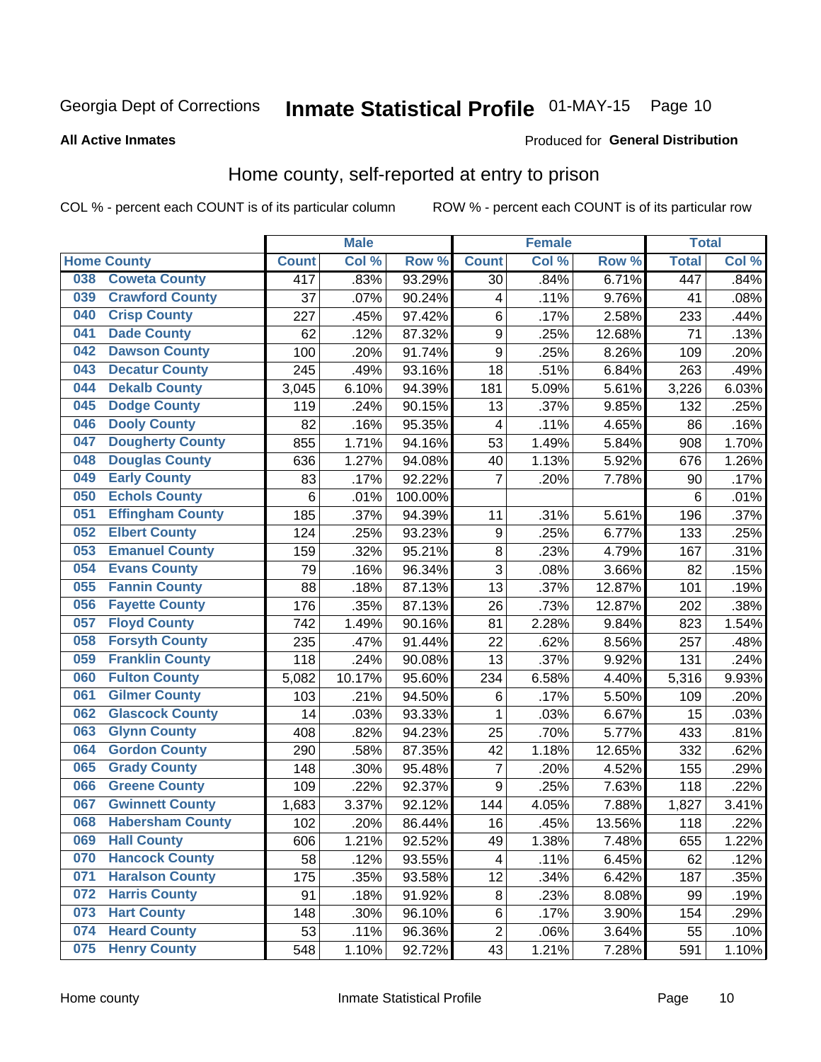Georgia Dept of Corrections **Inmate Statistical Profile** 01-MAY-15

**All Active Inmates**

Produced for **General Distribution**

## Home county, self-reported at entry to prison

COL % - percent each COUNT is of its particular column ROW % - percent each COUNT is of its particular row

| Home County | | Male | | | Female | | | Total | |
|---|---|---|---|---|---|---|---|---|---|
| | | Count | Col % | Row % | Count | Col % | Row % | Total | Col % |
| 038 | Coweta County | 417 | .83% | 93.29% | 30 | .84% | 6.71% | 447 | .84% |
| 039 | Crawford County | 37 | .07% | 90.24% | 4 | .11% | 9.76% | 41 | .08% |
| 040 | Crisp County | 227 | .45% | 97.42% | 6 | .17% | 2.58% | 233 | .44% |
| 041 | Dade County | 62 | .12% | 87.32% | 9 | .25% | 12.68% | 71 | .13% |
| 042 | Dawson County | 100 | .20% | 91.74% | 9 | .25% | 8.26% | 109 | .20% |
| 043 | Decatur County | 245 | .49% | 93.16% | 18 | .51% | 6.84% | 263 | .49% |
| 044 | Dekalb County | 3,045 | 6.10% | 94.39% | 181 | 5.09% | 5.61% | 3,226 | 6.03% |
| 045 | Dodge County | 119 | .24% | 90.15% | 13 | .37% | 9.85% | 132 | .25% |
| 046 | Dooly County | 82 | .16% | 95.35% | 4 | .11% | 4.65% | 86 | .16% |
| 047 | Dougherty County | 855 | 1.71% | 94.16% | 53 | 1.49% | 5.84% | 908 | 1.70% |
| 048 | Douglas County | 636 | 1.27% | 94.08% | 40 | 1.13% | 5.92% | 676 | 1.26% |
| 049 | Early County | 83 | .17% | 92.22% | 7 | .20% | 7.78% | 90 | .17% |
| 050 | Echols County | 6 | .01% | 100.00% | | | | 6 | .01% |
| 051 | Effingham County | 185 | .37% | 94.39% | 11 | .31% | 5.61% | 196 | .37% |
| 052 | Elbert County | 124 | .25% | 93.23% | 9 | .25% | 6.77% | 133 | .25% |
| 053 | Emanuel County | 159 | .32% | 95.21% | 8 | .23% | 4.79% | 167 | .31% |
| 054 | Evans County | 79 | .16% | 96.34% | 3 | .08% | 3.66% | 82 | .15% |
| 055 | Fannin County | 88 | .18% | 87.13% | 13 | .37% | 12.87% | 101 | .19% |
| 056 | Fayette County | 176 | .35% | 87.13% | 26 | .73% | 12.87% | 202 | .38% |
| 057 | Floyd County | 742 | 1.49% | 90.16% | 81 | 2.28% | 9.84% | 823 | 1.54% |
| 058 | Forsyth County | 235 | .47% | 91.44% | 22 | .62% | 8.56% | 257 | .48% |
| 059 | Franklin County | 118 | .24% | 90.08% | 13 | .37% | 9.92% | 131 | .24% |
| 060 | Fulton County | 5,082 | 10.17% | 95.60% | 234 | 6.58% | 4.40% | 5,316 | 9.93% |
| 061 | Gilmer County | 103 | .21% | 94.50% | 6 | .17% | 5.50% | 109 | .20% |
| 062 | Glascock County | 14 | .03% | 93.33% | 1 | .03% | 6.67% | 15 | .03% |
| 063 | Glynn County | 408 | .82% | 94.23% | 25 | .70% | 5.77% | 433 | .81% |
| 064 | Gordon County | 290 | .58% | 87.35% | 42 | 1.18% | 12.65% | 332 | .62% |
| 065 | Grady County | 148 | .30% | 95.48% | 7 | .20% | 4.52% | 155 | .29% |
| 066 | Greene County | 109 | .22% | 92.37% | 9 | .25% | 7.63% | 118 | .22% |
| 067 | Gwinnett County | 1,683 | 3.37% | 92.12% | 144 | 4.05% | 7.88% | 1,827 | 3.41% |
| 068 | Habersham County | 102 | .20% | 86.44% | 16 | .45% | 13.56% | 118 | .22% |
| 069 | Hall County | 606 | 1.21% | 92.52% | 49 | 1.38% | 7.48% | 655 | 1.22% |
| 070 | Hancock County | 58 | .12% | 93.55% | 4 | .11% | 6.45% | 62 | .12% |
| 071 | Haralson County | 175 | .35% | 93.58% | 12 | .34% | 6.42% | 187 | .35% |
| 072 | Harris County | 91 | .18% | 91.92% | 8 | .23% | 8.08% | 99 | .19% |
| 073 | Hart County | 148 | .30% | 96.10% | 6 | .17% | 3.90% | 154 | .29% |
| 074 | Heard County | 53 | .11% | 96.36% | 2 | .06% | 3.64% | 55 | .10% |
| 075 | Henry County | 548 | 1.10% | 92.72% | 43 | 1.21% | 7.28% | 591 | 1.10% |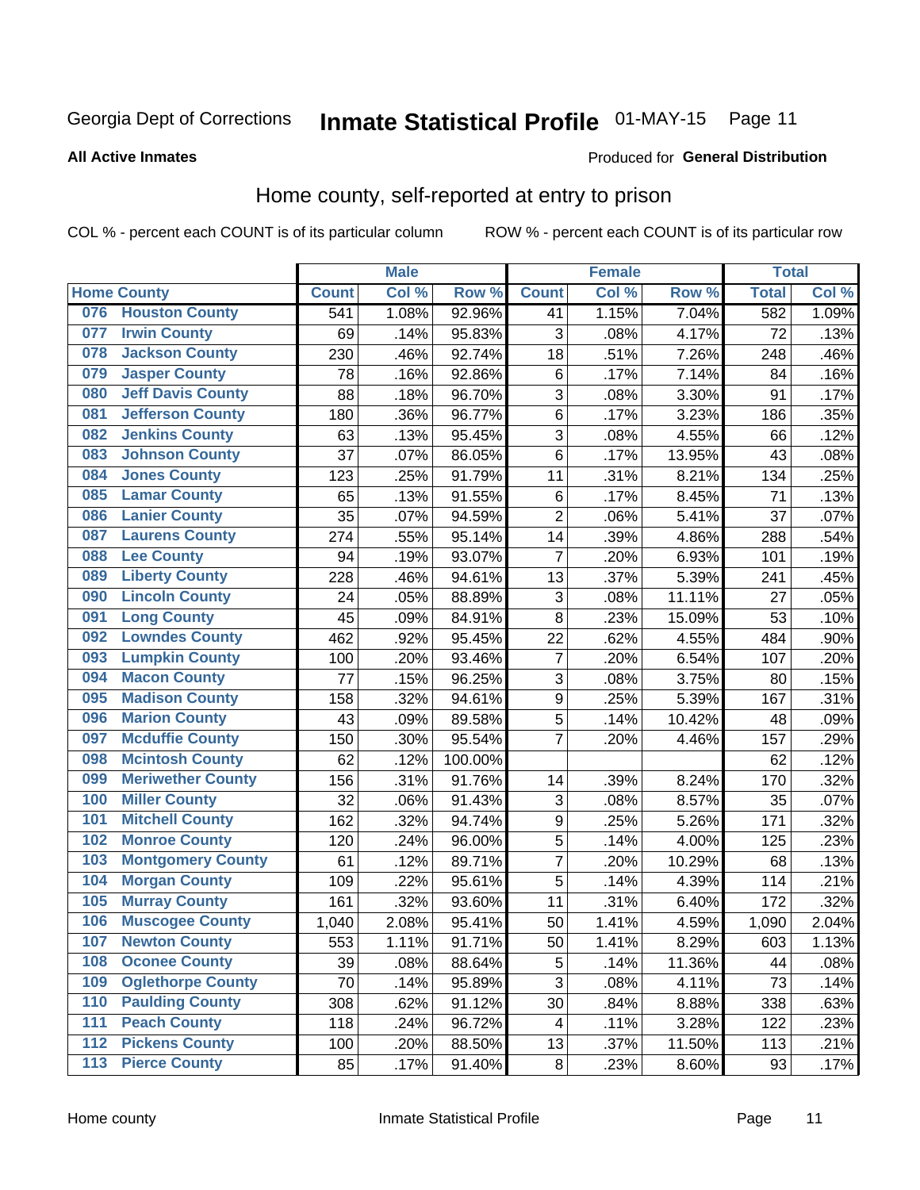Georgia Dept of Corrections **Inmate Statistical Profile** 01-MAY-15

**All Active Inmates**

Produced for **General Distribution**

## Home county, self-reported at entry to prison

COL % - percent each COUNT is of its particular column ROW % - percent each COUNT is of its particular row

| Home County | | Male | | | Female | | | Total | |
|---|---|---|---|---|---|---|---|---|---|
| | | Count | Col % | Row % | Count | Col % | Row % | Total | Col % |
| 076 | Houston County | 541 | 1.08% | 92.96% | 41 | 1.15% | 7.04% | 582 | 1.09% |
| 077 | Irwin County | 69 | .14% | 95.83% | 3 | .08% | 4.17% | 72 | .13% |
| 078 | Jackson County | 230 | .46% | 92.74% | 18 | .51% | 7.26% | 248 | .46% |
| 079 | Jasper County | 78 | .16% | 92.86% | 6 | .17% | 7.14% | 84 | .16% |
| 080 | Jeff Davis County | 88 | .18% | 96.70% | 3 | .08% | 3.30% | 91 | .17% |
| 081 | Jefferson County | 180 | .36% | 96.77% | 6 | .17% | 3.23% | 186 | .35% |
| 082 | Jenkins County | 63 | .13% | 95.45% | 3 | .08% | 4.55% | 66 | .12% |
| 083 | Johnson County | 37 | .07% | 86.05% | 6 | .17% | 13.95% | 43 | .08% |
| 084 | Jones County | 123 | .25% | 91.79% | 11 | .31% | 8.21% | 134 | .25% |
| 085 | Lamar County | 65 | .13% | 91.55% | 6 | .17% | 8.45% | 71 | .13% |
| 086 | Lanier County | 35 | .07% | 94.59% | 2 | .06% | 5.41% | 37 | .07% |
| 087 | Laurens County | 274 | .55% | 95.14% | 14 | .39% | 4.86% | 288 | .54% |
| 088 | Lee County | 94 | .19% | 93.07% | 7 | .20% | 6.93% | 101 | .19% |
| 089 | Liberty County | 228 | .46% | 94.61% | 13 | .37% | 5.39% | 241 | .45% |
| 090 | Lincoln County | 24 | .05% | 88.89% | 3 | .08% | 11.11% | 27 | .05% |
| 091 | Long County | 45 | .09% | 84.91% | 8 | .23% | 15.09% | 53 | .10% |
| 092 | Lowndes County | 462 | .92% | 95.45% | 22 | .62% | 4.55% | 484 | .90% |
| 093 | Lumpkin County | 100 | .20% | 93.46% | 7 | .20% | 6.54% | 107 | .20% |
| 094 | Macon County | 77 | .15% | 96.25% | 3 | .08% | 3.75% | 80 | .15% |
| 095 | Madison County | 158 | .32% | 94.61% | 9 | .25% | 5.39% | 167 | .31% |
| 096 | Marion County | 43 | .09% | 89.58% | 5 | .14% | 10.42% | 48 | .09% |
| 097 | Mcduffie County | 150 | .30% | 95.54% | 7 | .20% | 4.46% | 157 | .29% |
| 098 | Mcintosh County | 62 | .12% | 100.00% | | | | 62 | .12% |
| 099 | Meriwether County | 156 | .31% | 91.76% | 14 | .39% | 8.24% | 170 | .32% |
| 100 | Miller County | 32 | .06% | 91.43% | 3 | .08% | 8.57% | 35 | .07% |
| 101 | Mitchell County | 162 | .32% | 94.74% | 9 | .25% | 5.26% | 171 | .32% |
| 102 | Monroe County | 120 | .24% | 96.00% | 5 | .14% | 4.00% | 125 | .23% |
| 103 | Montgomery County | 61 | .12% | 89.71% | 7 | .20% | 10.29% | 68 | .13% |
| 104 | Morgan County | 109 | .22% | 95.61% | 5 | .14% | 4.39% | 114 | .21% |
| 105 | Murray County | 161 | .32% | 93.60% | 11 | .31% | 6.40% | 172 | .32% |
| 106 | Muscogee County | 1,040 | 2.08% | 95.41% | 50 | 1.41% | 4.59% | 1,090 | 2.04% |
| 107 | Newton County | 553 | 1.11% | 91.71% | 50 | 1.41% | 8.29% | 603 | 1.13% |
| 108 | Oconee County | 39 | .08% | 88.64% | 5 | .14% | 11.36% | 44 | .08% |
| 109 | Oglethorpe County | 70 | .14% | 95.89% | 3 | .08% | 4.11% | 73 | .14% |
| 110 | Paulding County | 308 | .62% | 91.12% | 30 | .84% | 8.88% | 338 | .63% |
| 111 | Peach County | 118 | .24% | 96.72% | 4 | .11% | 3.28% | 122 | .23% |
| 112 | Pickens County | 100 | .20% | 88.50% | 13 | .37% | 11.50% | 113 | .21% |
| 113 | Pierce County | 85 | .17% | 91.40% | 8 | .23% | 8.60% | 93 | .17% |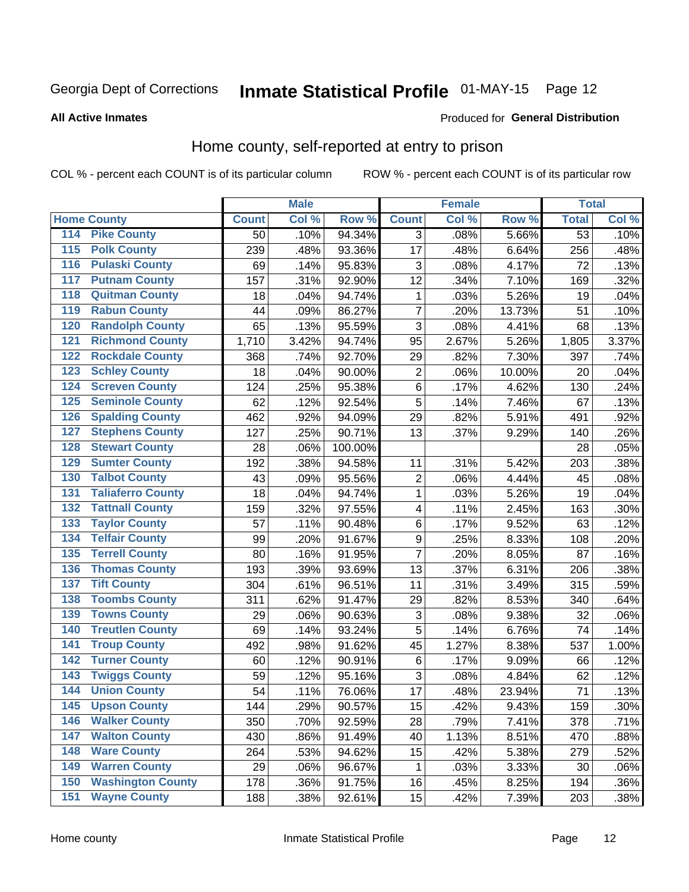Georgia Dept of Corrections **Inmate Statistical Profile** 01-MAY-15

**All Active Inmates**

Produced for **General Distribution**

## Home county, self-reported at entry to prison

COL % - percent each COUNT is of its particular column     ROW % - percent each COUNT is of its particular row

| Home County | | Male | | | Female | | | Total | |
|---|---|---|---|---|---|---|---|---|---|
| | | Count | Col % | Row % | Count | Col % | Row % | Total | Col % |
| 114 | Pike County | 50 | .10% | 94.34% | 3 | .08% | 5.66% | 53 | .10% |
| 115 | Polk County | 239 | .48% | 93.36% | 17 | .48% | 6.64% | 256 | .48% |
| 116 | Pulaski County | 69 | .14% | 95.83% | 3 | .08% | 4.17% | 72 | .13% |
| 117 | Putnam County | 157 | .31% | 92.90% | 12 | .34% | 7.10% | 169 | .32% |
| 118 | Quitman County | 18 | .04% | 94.74% | 1 | .03% | 5.26% | 19 | .04% |
| 119 | Rabun County | 44 | .09% | 86.27% | 7 | .20% | 13.73% | 51 | .10% |
| 120 | Randolph County | 65 | .13% | 95.59% | 3 | .08% | 4.41% | 68 | .13% |
| 121 | Richmond County | 1,710 | 3.42% | 94.74% | 95 | 2.67% | 5.26% | 1,805 | 3.37% |
| 122 | Rockdale County | 368 | .74% | 92.70% | 29 | .82% | 7.30% | 397 | .74% |
| 123 | Schley County | 18 | .04% | 90.00% | 2 | .06% | 10.00% | 20 | .04% |
| 124 | Screven County | 124 | .25% | 95.38% | 6 | .17% | 4.62% | 130 | .24% |
| 125 | Seminole County | 62 | .12% | 92.54% | 5 | .14% | 7.46% | 67 | .13% |
| 126 | Spalding County | 462 | .92% | 94.09% | 29 | .82% | 5.91% | 491 | .92% |
| 127 | Stephens County | 127 | .25% | 90.71% | 13 | .37% | 9.29% | 140 | .26% |
| 128 | Stewart County | 28 | .06% | 100.00% | | | | 28 | .05% |
| 129 | Sumter County | 192 | .38% | 94.58% | 11 | .31% | 5.42% | 203 | .38% |
| 130 | Talbot County | 43 | .09% | 95.56% | 2 | .06% | 4.44% | 45 | .08% |
| 131 | Taliaferro County | 18 | .04% | 94.74% | 1 | .03% | 5.26% | 19 | .04% |
| 132 | Tattnall County | 159 | .32% | 97.55% | 4 | .11% | 2.45% | 163 | .30% |
| 133 | Taylor County | 57 | .11% | 90.48% | 6 | .17% | 9.52% | 63 | .12% |
| 134 | Telfair County | 99 | .20% | 91.67% | 9 | .25% | 8.33% | 108 | .20% |
| 135 | Terrell County | 80 | .16% | 91.95% | 7 | .20% | 8.05% | 87 | .16% |
| 136 | Thomas County | 193 | .39% | 93.69% | 13 | .37% | 6.31% | 206 | .38% |
| 137 | Tift County | 304 | .61% | 96.51% | 11 | .31% | 3.49% | 315 | .59% |
| 138 | Toombs County | 311 | .62% | 91.47% | 29 | .82% | 8.53% | 340 | .64% |
| 139 | Towns County | 29 | .06% | 90.63% | 3 | .08% | 9.38% | 32 | .06% |
| 140 | Treutlen County | 69 | .14% | 93.24% | 5 | .14% | 6.76% | 74 | .14% |
| 141 | Troup County | 492 | .98% | 91.62% | 45 | 1.27% | 8.38% | 537 | 1.00% |
| 142 | Turner County | 60 | .12% | 90.91% | 6 | .17% | 9.09% | 66 | .12% |
| 143 | Twiggs County | 59 | .12% | 95.16% | 3 | .08% | 4.84% | 62 | .12% |
| 144 | Union County | 54 | .11% | 76.06% | 17 | .48% | 23.94% | 71 | .13% |
| 145 | Upson County | 144 | .29% | 90.57% | 15 | .42% | 9.43% | 159 | .30% |
| 146 | Walker County | 350 | .70% | 92.59% | 28 | .79% | 7.41% | 378 | .71% |
| 147 | Walton County | 430 | .86% | 91.49% | 40 | 1.13% | 8.51% | 470 | .88% |
| 148 | Ware County | 264 | .53% | 94.62% | 15 | .42% | 5.38% | 279 | .52% |
| 149 | Warren County | 29 | .06% | 96.67% | 1 | .03% | 3.33% | 30 | .06% |
| 150 | Washington County | 178 | .36% | 91.75% | 16 | .45% | 8.25% | 194 | .36% |
| 151 | Wayne County | 188 | .38% | 92.61% | 15 | .42% | 7.39% | 203 | .38% |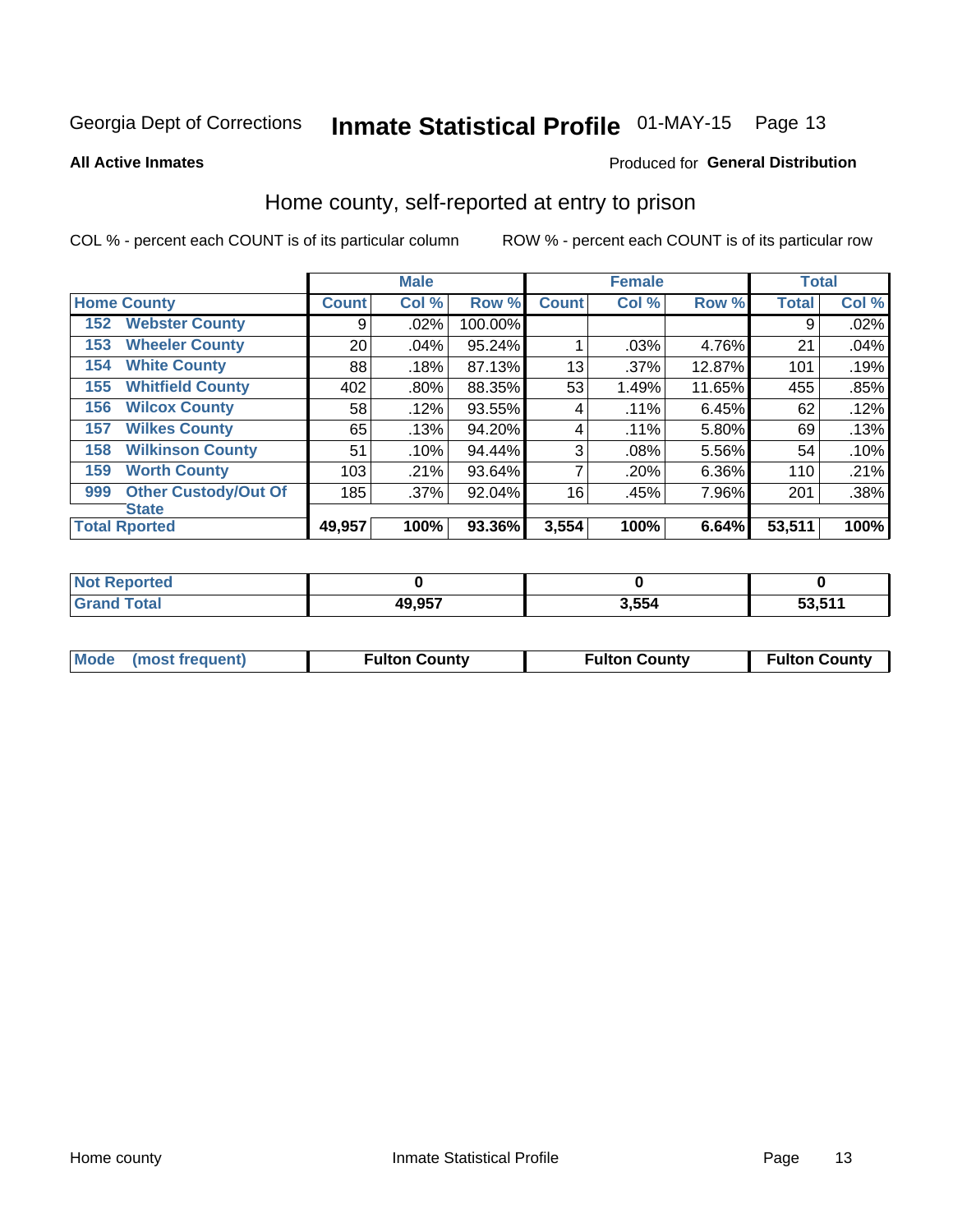Georgia Dept of Corrections **Inmate Statistical Profile** 01-MAY-15 Page 13

**All Active Inmates**

Produced for **General Distribution**

## Home county, self-reported at entry to prison

COL % - percent each COUNT is of its particular column

ROW % - percent each COUNT is of its particular row

| Home County | | Male | | | Female | | | Total | |
|---|---|---|---|---|---|---|---|---|---|
| | | Count | Col % | Row % | Count | Col % | Row % | Total | Col % |
| 152 | Webster County | 9 | .02% | 100.00% | | | | 9 | .02% |
| 153 | Wheeler County | 20 | .04% | 95.24% | 1 | .03% | 4.76% | 21 | .04% |
| 154 | White County | 88 | .18% | 87.13% | 13 | .37% | 12.87% | 101 | .19% |
| 155 | Whitfield County | 402 | .80% | 88.35% | 53 | 1.49% | 11.65% | 455 | .85% |
| 156 | Wilcox County | 58 | .12% | 93.55% | 4 | .11% | 6.45% | 62 | .12% |
| 157 | Wilkes County | 65 | .13% | 94.20% | 4 | .11% | 5.80% | 69 | .13% |
| 158 | Wilkinson County | 51 | .10% | 94.44% | 3 | .08% | 5.56% | 54 | .10% |
| 159 | Worth County | 103 | .21% | 93.64% | 7 | .20% | 6.36% | 110 | .21% |
| 999 | Other Custody/Out Of State | 185 | .37% | 92.04% | 16 | .45% | 7.96% | 201 | .38% |
| Total Rported | | 49,957 | 100% | 93.36% | 3,554 | 100% | 6.64% | 53,511 | 100% |

| | Male | Female | Total |
|---|---|---|---|
| Not Reported | 0 | 0 | 0 |
| Grand Total | 49,957 | 3,554 | 53,511 |

| | Male | Female | Total |
|---|---|---|---|
| Mode (most frequent) | Fulton County | Fulton County | Fulton County |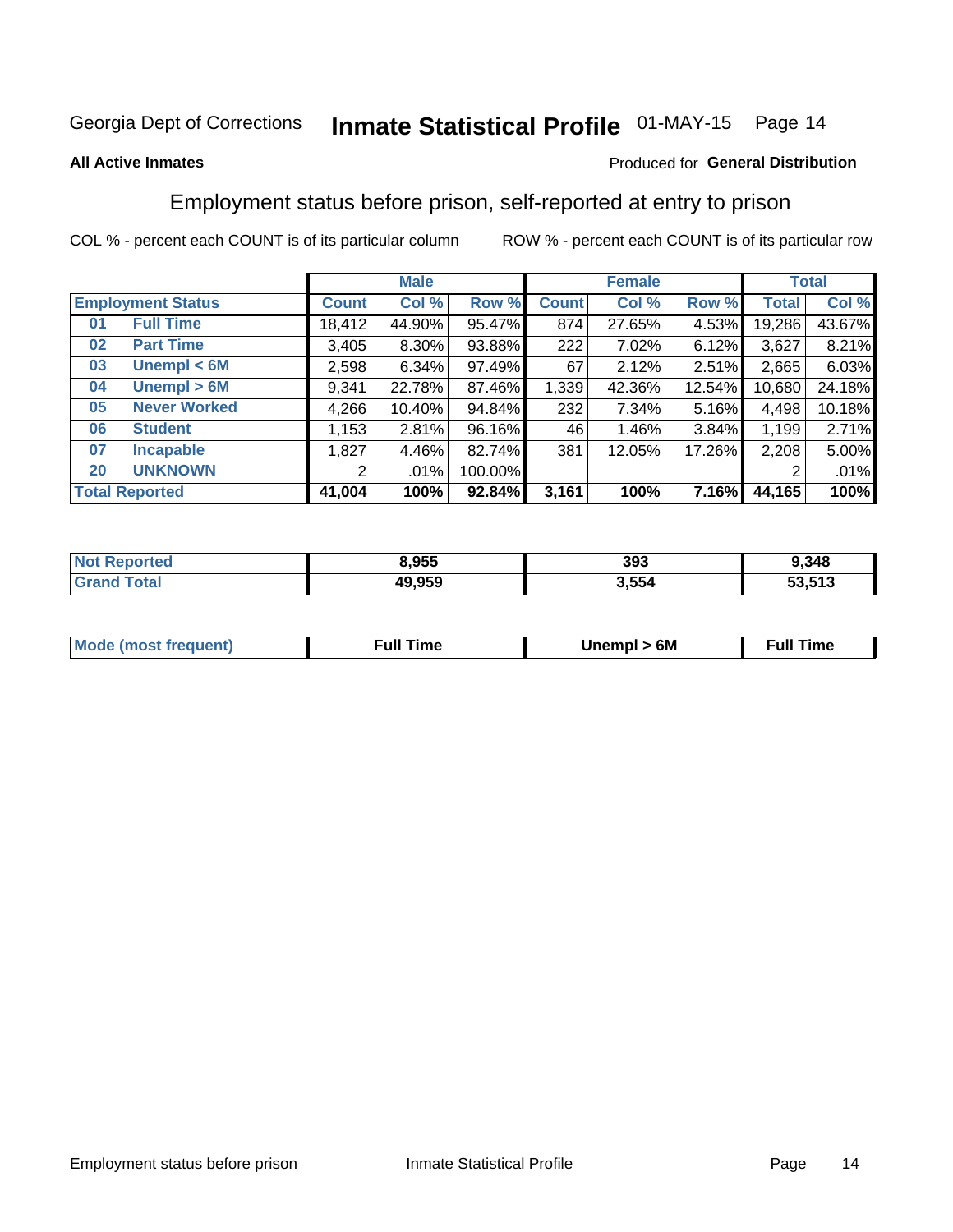Georgia Dept of Corrections **Inmate Statistical Profile** 01-MAY-15

**All Active Inmates**

Produced for **General Distribution**

## Employment status before prison, self-reported at entry to prison

COL % - percent each COUNT is of its particular column    ROW % - percent each COUNT is of its particular row

| | | Male | | | Female | | | Total | |
|---|---|---|---|---|---|---|---|---|---|
| **Employment Status** | | **Count** | **Col %** | **Row %** | **Count** | **Col %** | **Row %** | **Total** | **Col %** |
| 01 | **Full Time** | 18,412 | 44.90% | 95.47% | 874 | 27.65% | 4.53% | 19,286 | 43.67% |
| 02 | **Part Time** | 3,405 | 8.30% | 93.88% | 222 | 7.02% | 6.12% | 3,627 | 8.21% |
| 03 | **Unempl < 6M** | 2,598 | 6.34% | 97.49% | 67 | 2.12% | 2.51% | 2,665 | 6.03% |
| 04 | **Unempl > 6M** | 9,341 | 22.78% | 87.46% | 1,339 | 42.36% | 12.54% | 10,680 | 24.18% |
| 05 | **Never Worked** | 4,266 | 10.40% | 94.84% | 232 | 7.34% | 5.16% | 4,498 | 10.18% |
| 06 | **Student** | 1,153 | 2.81% | 96.16% | 46 | 1.46% | 3.84% | 1,199 | 2.71% |
| 07 | **Incapable** | 1,827 | 4.46% | 82.74% | 381 | 12.05% | 17.26% | 2,208 | 5.00% |
| 20 | **UNKNOWN** | 2 | .01% | 100.00% | | | | 2 | .01% |
| **Total Reported** | | **41,004** | **100%** | **92.84%** | **3,161** | **100%** | **7.16%** | **44,165** | **100%** |

| | Male | Female | Total |
|---|---|---|---|
| **Not Reported** | **8,955** | **393** | **9,348** |
| **Grand Total** | **49,959** | **3,554** | **53,513** |

| | Male | Female | Total |
|---|---|---|---|
| **Mode (most frequent)** | **Full Time** | **Unempl > 6M** | **Full Time** |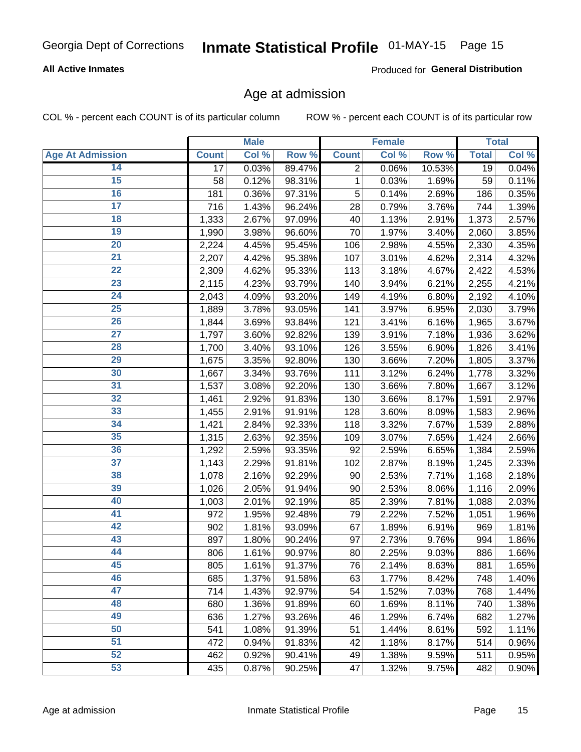Georgia Dept of Corrections **Inmate Statistical Profile** 01-MAY-15

**All Active Inmates**

Produced for **General Distribution**

## Age at admission

COL % - percent each COUNT is of its particular column

ROW % - percent each COUNT is of its particular row

| Age At Admission | Male | | | Female | | | Total | |
|---|---|---|---|---|---|---|---|---|
| | Count | Col % | Row % | Count | Col % | Row % | Total | Col % |
| 14 | 17 | 0.03% | 89.47% | 2 | 0.06% | 10.53% | 19 | 0.04% |
| 15 | 58 | 0.12% | 98.31% | 1 | 0.03% | 1.69% | 59 | 0.11% |
| 16 | 181 | 0.36% | 97.31% | 5 | 0.14% | 2.69% | 186 | 0.35% |
| 17 | 716 | 1.43% | 96.24% | 28 | 0.79% | 3.76% | 744 | 1.39% |
| 18 | 1,333 | 2.67% | 97.09% | 40 | 1.13% | 2.91% | 1,373 | 2.57% |
| 19 | 1,990 | 3.98% | 96.60% | 70 | 1.97% | 3.40% | 2,060 | 3.85% |
| 20 | 2,224 | 4.45% | 95.45% | 106 | 2.98% | 4.55% | 2,330 | 4.35% |
| 21 | 2,207 | 4.42% | 95.38% | 107 | 3.01% | 4.62% | 2,314 | 4.32% |
| 22 | 2,309 | 4.62% | 95.33% | 113 | 3.18% | 4.67% | 2,422 | 4.53% |
| 23 | 2,115 | 4.23% | 93.79% | 140 | 3.94% | 6.21% | 2,255 | 4.21% |
| 24 | 2,043 | 4.09% | 93.20% | 149 | 4.19% | 6.80% | 2,192 | 4.10% |
| 25 | 1,889 | 3.78% | 93.05% | 141 | 3.97% | 6.95% | 2,030 | 3.79% |
| 26 | 1,844 | 3.69% | 93.84% | 121 | 3.41% | 6.16% | 1,965 | 3.67% |
| 27 | 1,797 | 3.60% | 92.82% | 139 | 3.91% | 7.18% | 1,936 | 3.62% |
| 28 | 1,700 | 3.40% | 93.10% | 126 | 3.55% | 6.90% | 1,826 | 3.41% |
| 29 | 1,675 | 3.35% | 92.80% | 130 | 3.66% | 7.20% | 1,805 | 3.37% |
| 30 | 1,667 | 3.34% | 93.76% | 111 | 3.12% | 6.24% | 1,778 | 3.32% |
| 31 | 1,537 | 3.08% | 92.20% | 130 | 3.66% | 7.80% | 1,667 | 3.12% |
| 32 | 1,461 | 2.92% | 91.83% | 130 | 3.66% | 8.17% | 1,591 | 2.97% |
| 33 | 1,455 | 2.91% | 91.91% | 128 | 3.60% | 8.09% | 1,583 | 2.96% |
| 34 | 1,421 | 2.84% | 92.33% | 118 | 3.32% | 7.67% | 1,539 | 2.88% |
| 35 | 1,315 | 2.63% | 92.35% | 109 | 3.07% | 7.65% | 1,424 | 2.66% |
| 36 | 1,292 | 2.59% | 93.35% | 92 | 2.59% | 6.65% | 1,384 | 2.59% |
| 37 | 1,143 | 2.29% | 91.81% | 102 | 2.87% | 8.19% | 1,245 | 2.33% |
| 38 | 1,078 | 2.16% | 92.29% | 90 | 2.53% | 7.71% | 1,168 | 2.18% |
| 39 | 1,026 | 2.05% | 91.94% | 90 | 2.53% | 8.06% | 1,116 | 2.09% |
| 40 | 1,003 | 2.01% | 92.19% | 85 | 2.39% | 7.81% | 1,088 | 2.03% |
| 41 | 972 | 1.95% | 92.48% | 79 | 2.22% | 7.52% | 1,051 | 1.96% |
| 42 | 902 | 1.81% | 93.09% | 67 | 1.89% | 6.91% | 969 | 1.81% |
| 43 | 897 | 1.80% | 90.24% | 97 | 2.73% | 9.76% | 994 | 1.86% |
| 44 | 806 | 1.61% | 90.97% | 80 | 2.25% | 9.03% | 886 | 1.66% |
| 45 | 805 | 1.61% | 91.37% | 76 | 2.14% | 8.63% | 881 | 1.65% |
| 46 | 685 | 1.37% | 91.58% | 63 | 1.77% | 8.42% | 748 | 1.40% |
| 47 | 714 | 1.43% | 92.97% | 54 | 1.52% | 7.03% | 768 | 1.44% |
| 48 | 680 | 1.36% | 91.89% | 60 | 1.69% | 8.11% | 740 | 1.38% |
| 49 | 636 | 1.27% | 93.26% | 46 | 1.29% | 6.74% | 682 | 1.27% |
| 50 | 541 | 1.08% | 91.39% | 51 | 1.44% | 8.61% | 592 | 1.11% |
| 51 | 472 | 0.94% | 91.83% | 42 | 1.18% | 8.17% | 514 | 0.96% |
| 52 | 462 | 0.92% | 90.41% | 49 | 1.38% | 9.59% | 511 | 0.95% |
| 53 | 435 | 0.87% | 90.25% | 47 | 1.32% | 9.75% | 482 | 0.90% |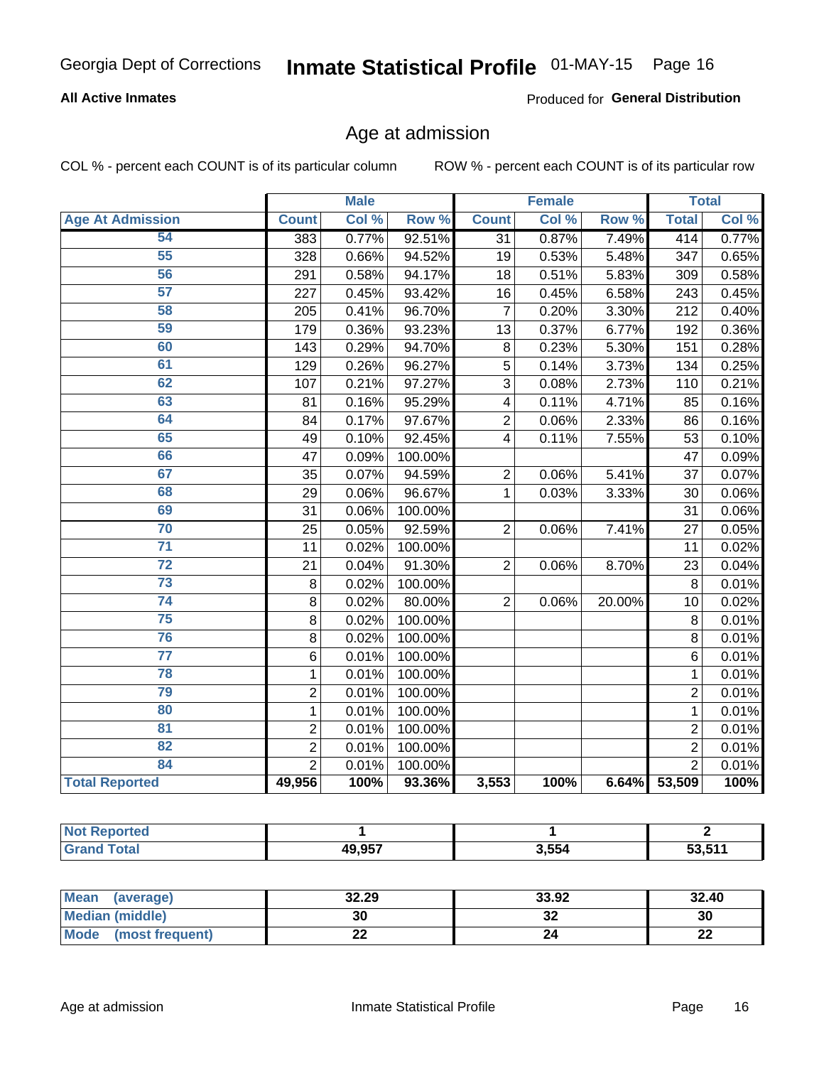Georgia Dept of Corrections **Inmate Statistical Profile** 01-MAY-15

**All Active Inmates**

Produced for **General Distribution**

## Age at admission

COL % - percent each COUNT is of its particular column ROW % - percent each COUNT is of its particular row

| | Male | | | Female | | | Total | |
|---|---|---|---|---|---|---|---|---|
| **Age At Admission** | **Count** | **Col %** | **Row %** | **Count** | **Col %** | **Row %** | **Total** | **Col %** |
| 54 | 383 | 0.77% | 92.51% | 31 | 0.87% | 7.49% | 414 | 0.77% |
| 55 | 328 | 0.66% | 94.52% | 19 | 0.53% | 5.48% | 347 | 0.65% |
| 56 | 291 | 0.58% | 94.17% | 18 | 0.51% | 5.83% | 309 | 0.58% |
| 57 | 227 | 0.45% | 93.42% | 16 | 0.45% | 6.58% | 243 | 0.45% |
| 58 | 205 | 0.41% | 96.70% | 7 | 0.20% | 3.30% | 212 | 0.40% |
| 59 | 179 | 0.36% | 93.23% | 13 | 0.37% | 6.77% | 192 | 0.36% |
| 60 | 143 | 0.29% | 94.70% | 8 | 0.23% | 5.30% | 151 | 0.28% |
| 61 | 129 | 0.26% | 96.27% | 5 | 0.14% | 3.73% | 134 | 0.25% |
| 62 | 107 | 0.21% | 97.27% | 3 | 0.08% | 2.73% | 110 | 0.21% |
| 63 | 81 | 0.16% | 95.29% | 4 | 0.11% | 4.71% | 85 | 0.16% |
| 64 | 84 | 0.17% | 97.67% | 2 | 0.06% | 2.33% | 86 | 0.16% |
| 65 | 49 | 0.10% | 92.45% | 4 | 0.11% | 7.55% | 53 | 0.10% |
| 66 | 47 | 0.09% | 100.00% | | | | 47 | 0.09% |
| 67 | 35 | 0.07% | 94.59% | 2 | 0.06% | 5.41% | 37 | 0.07% |
| 68 | 29 | 0.06% | 96.67% | 1 | 0.03% | 3.33% | 30 | 0.06% |
| 69 | 31 | 0.06% | 100.00% | | | | 31 | 0.06% |
| 70 | 25 | 0.05% | 92.59% | 2 | 0.06% | 7.41% | 27 | 0.05% |
| 71 | 11 | 0.02% | 100.00% | | | | 11 | 0.02% |
| 72 | 21 | 0.04% | 91.30% | 2 | 0.06% | 8.70% | 23 | 0.04% |
| 73 | 8 | 0.02% | 100.00% | | | | 8 | 0.01% |
| 74 | 8 | 0.02% | 80.00% | 2 | 0.06% | 20.00% | 10 | 0.02% |
| 75 | 8 | 0.02% | 100.00% | | | | 8 | 0.01% |
| 76 | 8 | 0.02% | 100.00% | | | | 8 | 0.01% |
| 77 | 6 | 0.01% | 100.00% | | | | 6 | 0.01% |
| 78 | 1 | 0.01% | 100.00% | | | | 1 | 0.01% |
| 79 | 2 | 0.01% | 100.00% | | | | 2 | 0.01% |
| 80 | 1 | 0.01% | 100.00% | | | | 1 | 0.01% |
| 81 | 2 | 0.01% | 100.00% | | | | 2 | 0.01% |
| 82 | 2 | 0.01% | 100.00% | | | | 2 | 0.01% |
| 84 | 2 | 0.01% | 100.00% | | | | 2 | 0.01% |
| **Total Reported** | **49,956** | **100%** | **93.36%** | **3,553** | **100%** | **6.64%** | **53,509** | **100%** |

| | Male | Female | Total |
|---|---|---|---|
| **Not Reported** | **1** | **1** | **2** |
| **Grand Total** | **49,957** | **3,554** | **53,511** |

| | Male | Female | Total |
|---|---|---|---|
| **Mean (average)** | **32.29** | **33.92** | **32.40** |
| **Median (middle)** | **30** | **32** | **30** |
| **Mode (most frequent)** | **22** | **24** | **22** |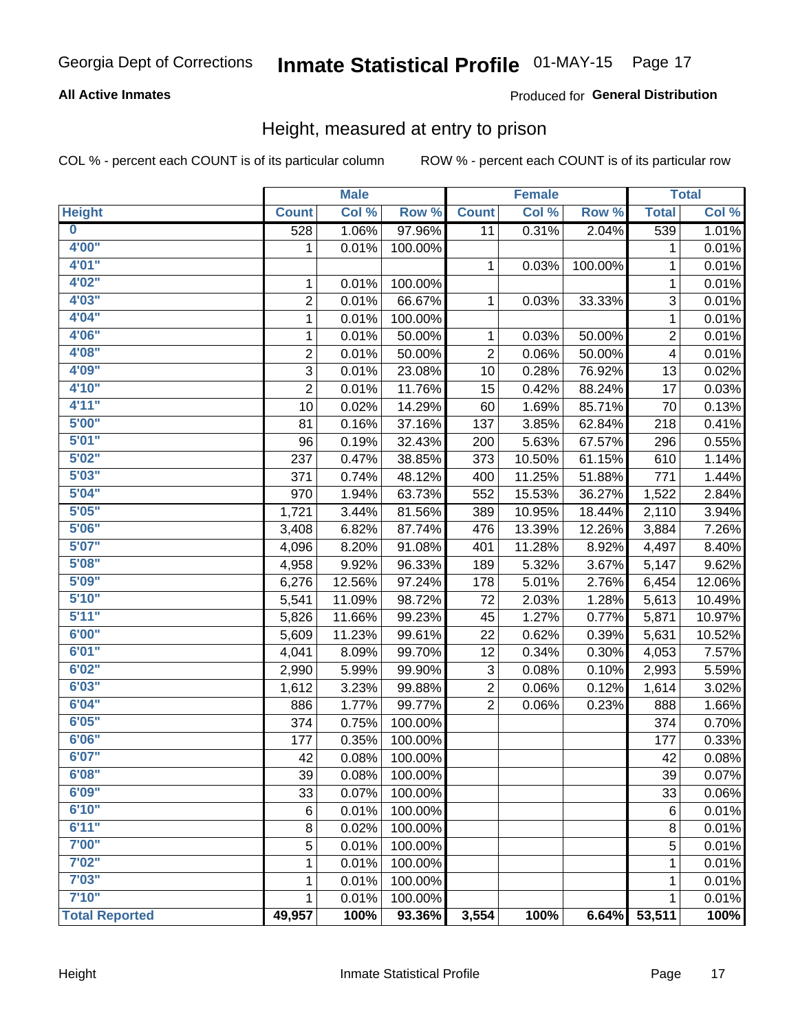Georgia Dept of Corrections **Inmate Statistical Profile** 01-MAY-15

**All Active Inmates**

Produced for **General Distribution**

## Height, measured at entry to prison

COL % - percent each COUNT is of its particular column ROW % - percent each COUNT is of its particular row

| Height | Male | | | Female | | | Total | |
|---|---|---|---|---|---|---|---|---|
| | Count | Col % | Row % | Count | Col % | Row % | Total | Col % |
| 0 | 528 | 1.06% | 97.96% | 11 | 0.31% | 2.04% | 539 | 1.01% |
| 4'00" | 1 | 0.01% | 100.00% | | | | 1 | 0.01% |
| 4'01" | | | | 1 | 0.03% | 100.00% | 1 | 0.01% |
| 4'02" | 1 | 0.01% | 100.00% | | | | 1 | 0.01% |
| 4'03" | 2 | 0.01% | 66.67% | 1 | 0.03% | 33.33% | 3 | 0.01% |
| 4'04" | 1 | 0.01% | 100.00% | | | | 1 | 0.01% |
| 4'06" | 1 | 0.01% | 50.00% | 1 | 0.03% | 50.00% | 2 | 0.01% |
| 4'08" | 2 | 0.01% | 50.00% | 2 | 0.06% | 50.00% | 4 | 0.01% |
| 4'09" | 3 | 0.01% | 23.08% | 10 | 0.28% | 76.92% | 13 | 0.02% |
| 4'10" | 2 | 0.01% | 11.76% | 15 | 0.42% | 88.24% | 17 | 0.03% |
| 4'11" | 10 | 0.02% | 14.29% | 60 | 1.69% | 85.71% | 70 | 0.13% |
| 5'00" | 81 | 0.16% | 37.16% | 137 | 3.85% | 62.84% | 218 | 0.41% |
| 5'01" | 96 | 0.19% | 32.43% | 200 | 5.63% | 67.57% | 296 | 0.55% |
| 5'02" | 237 | 0.47% | 38.85% | 373 | 10.50% | 61.15% | 610 | 1.14% |
| 5'03" | 371 | 0.74% | 48.12% | 400 | 11.25% | 51.88% | 771 | 1.44% |
| 5'04" | 970 | 1.94% | 63.73% | 552 | 15.53% | 36.27% | 1,522 | 2.84% |
| 5'05" | 1,721 | 3.44% | 81.56% | 389 | 10.95% | 18.44% | 2,110 | 3.94% |
| 5'06" | 3,408 | 6.82% | 87.74% | 476 | 13.39% | 12.26% | 3,884 | 7.26% |
| 5'07" | 4,096 | 8.20% | 91.08% | 401 | 11.28% | 8.92% | 4,497 | 8.40% |
| 5'08" | 4,958 | 9.92% | 96.33% | 189 | 5.32% | 3.67% | 5,147 | 9.62% |
| 5'09" | 6,276 | 12.56% | 97.24% | 178 | 5.01% | 2.76% | 6,454 | 12.06% |
| 5'10" | 5,541 | 11.09% | 98.72% | 72 | 2.03% | 1.28% | 5,613 | 10.49% |
| 5'11" | 5,826 | 11.66% | 99.23% | 45 | 1.27% | 0.77% | 5,871 | 10.97% |
| 6'00" | 5,609 | 11.23% | 99.61% | 22 | 0.62% | 0.39% | 5,631 | 10.52% |
| 6'01" | 4,041 | 8.09% | 99.70% | 12 | 0.34% | 0.30% | 4,053 | 7.57% |
| 6'02" | 2,990 | 5.99% | 99.90% | 3 | 0.08% | 0.10% | 2,993 | 5.59% |
| 6'03" | 1,612 | 3.23% | 99.88% | 2 | 0.06% | 0.12% | 1,614 | 3.02% |
| 6'04" | 886 | 1.77% | 99.77% | 2 | 0.06% | 0.23% | 888 | 1.66% |
| 6'05" | 374 | 0.75% | 100.00% | | | | 374 | 0.70% |
| 6'06" | 177 | 0.35% | 100.00% | | | | 177 | 0.33% |
| 6'07" | 42 | 0.08% | 100.00% | | | | 42 | 0.08% |
| 6'08" | 39 | 0.08% | 100.00% | | | | 39 | 0.07% |
| 6'09" | 33 | 0.07% | 100.00% | | | | 33 | 0.06% |
| 6'10" | 6 | 0.01% | 100.00% | | | | 6 | 0.01% |
| 6'11" | 8 | 0.02% | 100.00% | | | | 8 | 0.01% |
| 7'00" | 5 | 0.01% | 100.00% | | | | 5 | 0.01% |
| 7'02" | 1 | 0.01% | 100.00% | | | | 1 | 0.01% |
| 7'03" | 1 | 0.01% | 100.00% | | | | 1 | 0.01% |
| 7'10" | 1 | 0.01% | 100.00% | | | | 1 | 0.01% |
| **Total Reported** | **49,957** | **100%** | **93.36%** | **3,554** | **100%** | **6.64%** | **53,511** | **100%** |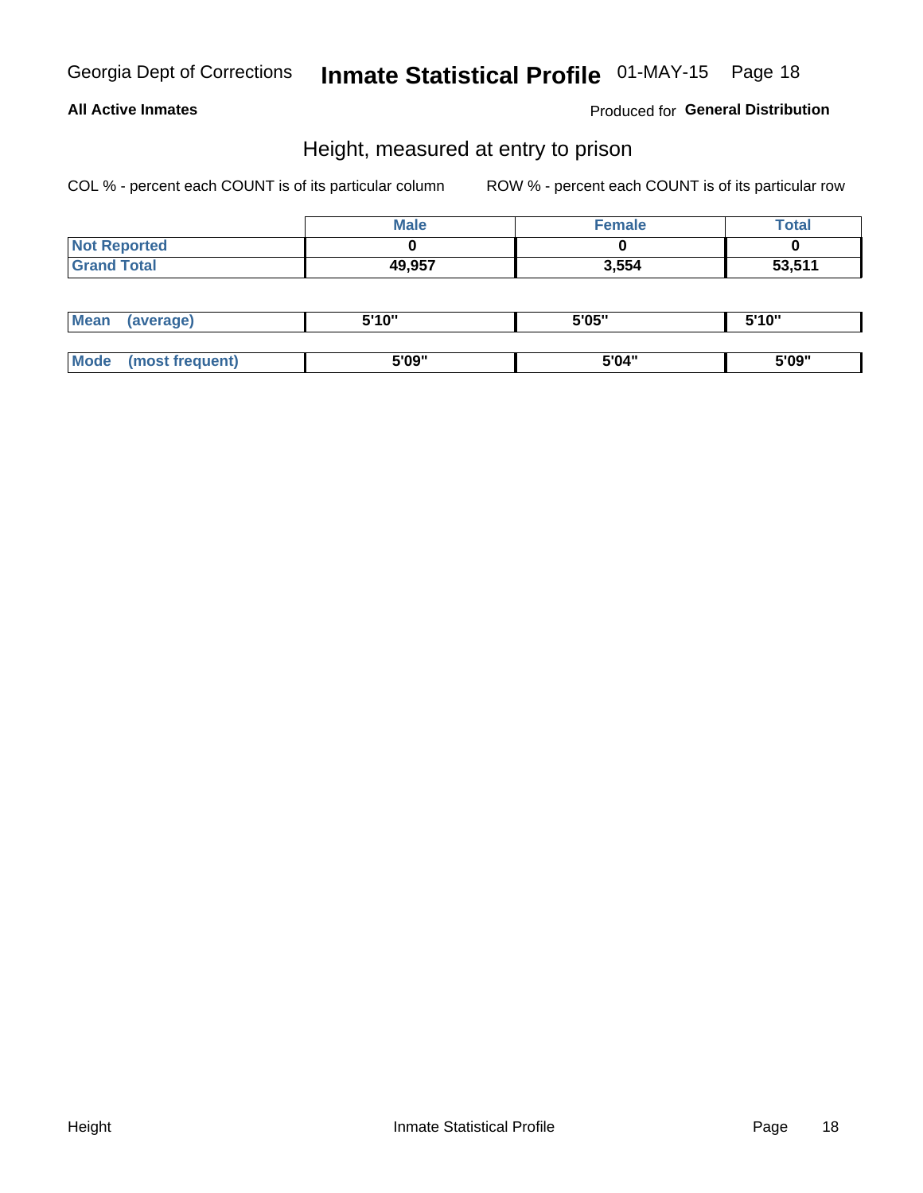**All Active Inmates**

Produced for **General Distribution**

## Height, measured at entry to prison

COL % - percent each COUNT is of its particular column

ROW % - percent each COUNT is of its particular row

| | Male | Female | Total |
|---|---|---|---|
| Not Reported | 0 | 0 | 0 |
| Grand Total | 49,957 | 3,554 | 53,511 |

| | Male | Female | Total |
|---|---|---|---|
| Mean (average) | 5'10" | 5'05" | 5'10" |
| Mode (most frequent) | 5'09" | 5'04" | 5'09" |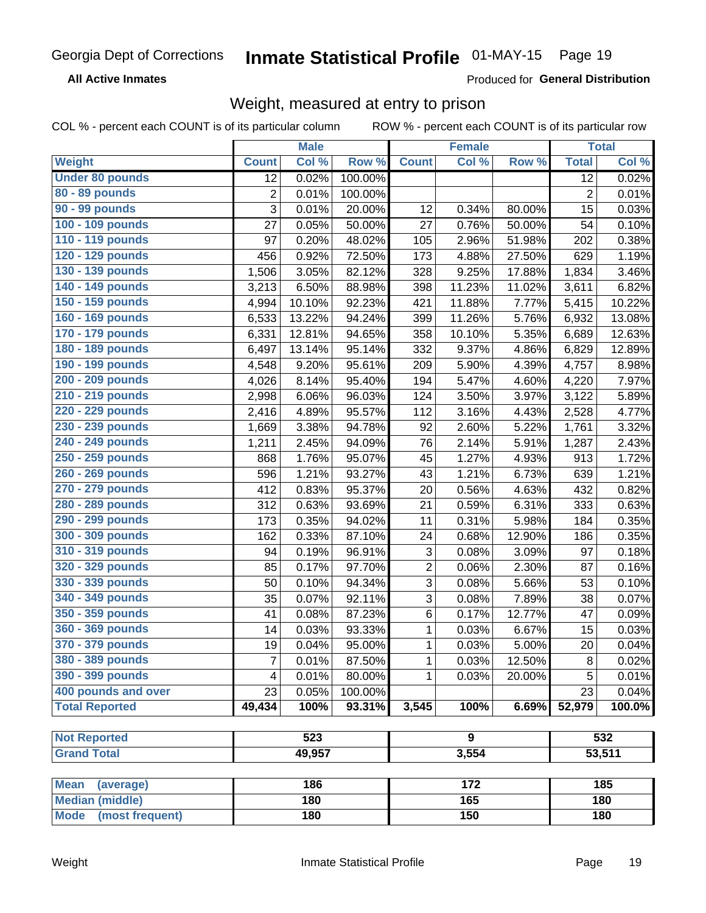Georgia Dept of Corrections **Inmate Statistical Profile** 01-MAY-15

**All Active Inmates** Produced for **General Distribution**

## Weight, measured at entry to prison

COL % - percent each COUNT is of its particular column    ROW % - percent each COUNT is of its particular row

| | Male | | | Female | | | Total | |
|---|---|---|---|---|---|---|---|---|
| **Weight** | **Count** | **Col %** | **Row %** | **Count** | **Col %** | **Row %** | **Total** | **Col %** |
| **Under 80 pounds** | 12 | 0.02% | 100.00% | | | | 12 | 0.02% |
| **80 - 89 pounds** | 2 | 0.01% | 100.00% | | | | 2 | 0.01% |
| **90 - 99 pounds** | 3 | 0.01% | 20.00% | 12 | 0.34% | 80.00% | 15 | 0.03% |
| **100 - 109 pounds** | 27 | 0.05% | 50.00% | 27 | 0.76% | 50.00% | 54 | 0.10% |
| **110 - 119 pounds** | 97 | 0.20% | 48.02% | 105 | 2.96% | 51.98% | 202 | 0.38% |
| **120 - 129 pounds** | 456 | 0.92% | 72.50% | 173 | 4.88% | 27.50% | 629 | 1.19% |
| **130 - 139 pounds** | 1,506 | 3.05% | 82.12% | 328 | 9.25% | 17.88% | 1,834 | 3.46% |
| **140 - 149 pounds** | 3,213 | 6.50% | 88.98% | 398 | 11.23% | 11.02% | 3,611 | 6.82% |
| **150 - 159 pounds** | 4,994 | 10.10% | 92.23% | 421 | 11.88% | 7.77% | 5,415 | 10.22% |
| **160 - 169 pounds** | 6,533 | 13.22% | 94.24% | 399 | 11.26% | 5.76% | 6,932 | 13.08% |
| **170 - 179 pounds** | 6,331 | 12.81% | 94.65% | 358 | 10.10% | 5.35% | 6,689 | 12.63% |
| **180 - 189 pounds** | 6,497 | 13.14% | 95.14% | 332 | 9.37% | 4.86% | 6,829 | 12.89% |
| **190 - 199 pounds** | 4,548 | 9.20% | 95.61% | 209 | 5.90% | 4.39% | 4,757 | 8.98% |
| **200 - 209 pounds** | 4,026 | 8.14% | 95.40% | 194 | 5.47% | 4.60% | 4,220 | 7.97% |
| **210 - 219 pounds** | 2,998 | 6.06% | 96.03% | 124 | 3.50% | 3.97% | 3,122 | 5.89% |
| **220 - 229 pounds** | 2,416 | 4.89% | 95.57% | 112 | 3.16% | 4.43% | 2,528 | 4.77% |
| **230 - 239 pounds** | 1,669 | 3.38% | 94.78% | 92 | 2.60% | 5.22% | 1,761 | 3.32% |
| **240 - 249 pounds** | 1,211 | 2.45% | 94.09% | 76 | 2.14% | 5.91% | 1,287 | 2.43% |
| **250 - 259 pounds** | 868 | 1.76% | 95.07% | 45 | 1.27% | 4.93% | 913 | 1.72% |
| **260 - 269 pounds** | 596 | 1.21% | 93.27% | 43 | 1.21% | 6.73% | 639 | 1.21% |
| **270 - 279 pounds** | 412 | 0.83% | 95.37% | 20 | 0.56% | 4.63% | 432 | 0.82% |
| **280 - 289 pounds** | 312 | 0.63% | 93.69% | 21 | 0.59% | 6.31% | 333 | 0.63% |
| **290 - 299 pounds** | 173 | 0.35% | 94.02% | 11 | 0.31% | 5.98% | 184 | 0.35% |
| **300 - 309 pounds** | 162 | 0.33% | 87.10% | 24 | 0.68% | 12.90% | 186 | 0.35% |
| **310 - 319 pounds** | 94 | 0.19% | 96.91% | 3 | 0.08% | 3.09% | 97 | 0.18% |
| **320 - 329 pounds** | 85 | 0.17% | 97.70% | 2 | 0.06% | 2.30% | 87 | 0.16% |
| **330 - 339 pounds** | 50 | 0.10% | 94.34% | 3 | 0.08% | 5.66% | 53 | 0.10% |
| **340 - 349 pounds** | 35 | 0.07% | 92.11% | 3 | 0.08% | 7.89% | 38 | 0.07% |
| **350 - 359 pounds** | 41 | 0.08% | 87.23% | 6 | 0.17% | 12.77% | 47 | 0.09% |
| **360 - 369 pounds** | 14 | 0.03% | 93.33% | 1 | 0.03% | 6.67% | 15 | 0.03% |
| **370 - 379 pounds** | 19 | 0.04% | 95.00% | 1 | 0.03% | 5.00% | 20 | 0.04% |
| **380 - 389 pounds** | 7 | 0.01% | 87.50% | 1 | 0.03% | 12.50% | 8 | 0.02% |
| **390 - 399 pounds** | 4 | 0.01% | 80.00% | 1 | 0.03% | 20.00% | 5 | 0.01% |
| **400 pounds and over** | 23 | 0.05% | 100.00% | | | | 23 | 0.04% |
| **Total Reported** | **49,434** | **100%** | **93.31%** | **3,545** | **100%** | **6.69%** | **52,979** | **100.0%** |

| | Male | Female | Total |
|---|---|---|---|
| **Not Reported** | **523** | **9** | **532** |
| **Grand Total** | **49,957** | **3,554** | **53,511** |

| | Male | Female | Total |
|---|---|---|---|
| **Mean (average)** | **186** | **172** | **185** |
| **Median (middle)** | **180** | **165** | **180** |
| **Mode (most frequent)** | **180** | **150** | **180** |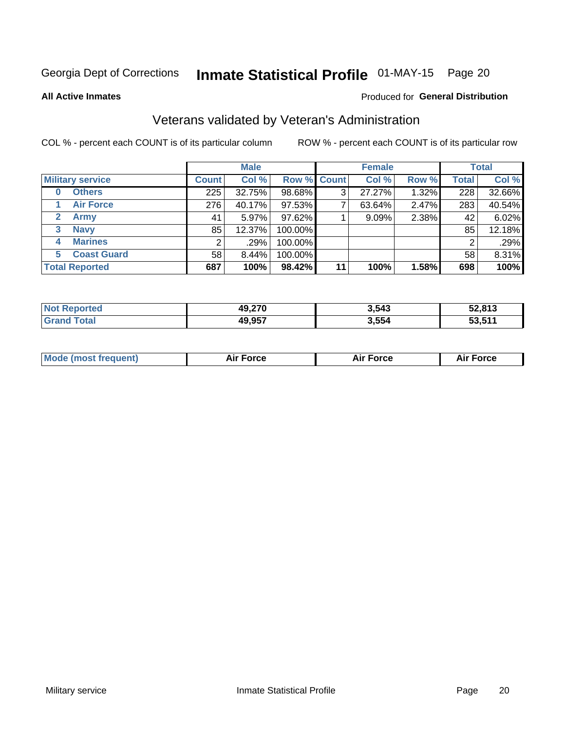Georgia Dept of Corrections **Inmate Statistical Profile** 01-MAY-15

**All Active Inmates**

Produced for **General Distribution**

## Veterans validated by Veteran's Administration

COL % - percent each COUNT is of its particular column

ROW % - percent each COUNT is of its particular row

| | Male | | | Female | | | Total | |
|---|---|---|---|---|---|---|---|---|
| **Military service** | **Count** | **Col %** | **Row %** | **Count** | **Col %** | **Row %** | **Total** | **Col %** |
| **0 Others** | 225 | 32.75% | 98.68% | 3 | 27.27% | 1.32% | 228 | 32.66% |
| **1 Air Force** | 276 | 40.17% | 97.53% | 7 | 63.64% | 2.47% | 283 | 40.54% |
| **2 Army** | 41 | 5.97% | 97.62% | 1 | 9.09% | 2.38% | 42 | 6.02% |
| **3 Navy** | 85 | 12.37% | 100.00% | | | | 85 | 12.18% |
| **4 Marines** | 2 | .29% | 100.00% | | | | 2 | .29% |
| **5 Coast Guard** | 58 | 8.44% | 100.00% | | | | 58 | 8.31% |
| **Total Reported** | **687** | **100%** | **98.42%** | **11** | **100%** | **1.58%** | **698** | **100%** |

| | Male | Female | Total |
|---|---|---|---|
| **Not Reported** | **49,270** | **3,543** | **52,813** |
| **Grand Total** | **49,957** | **3,554** | **53,511** |

| | Male | Female | Total |
|---|---|---|---|
| **Mode (most frequent)** | **Air Force** | **Air Force** | **Air Force** |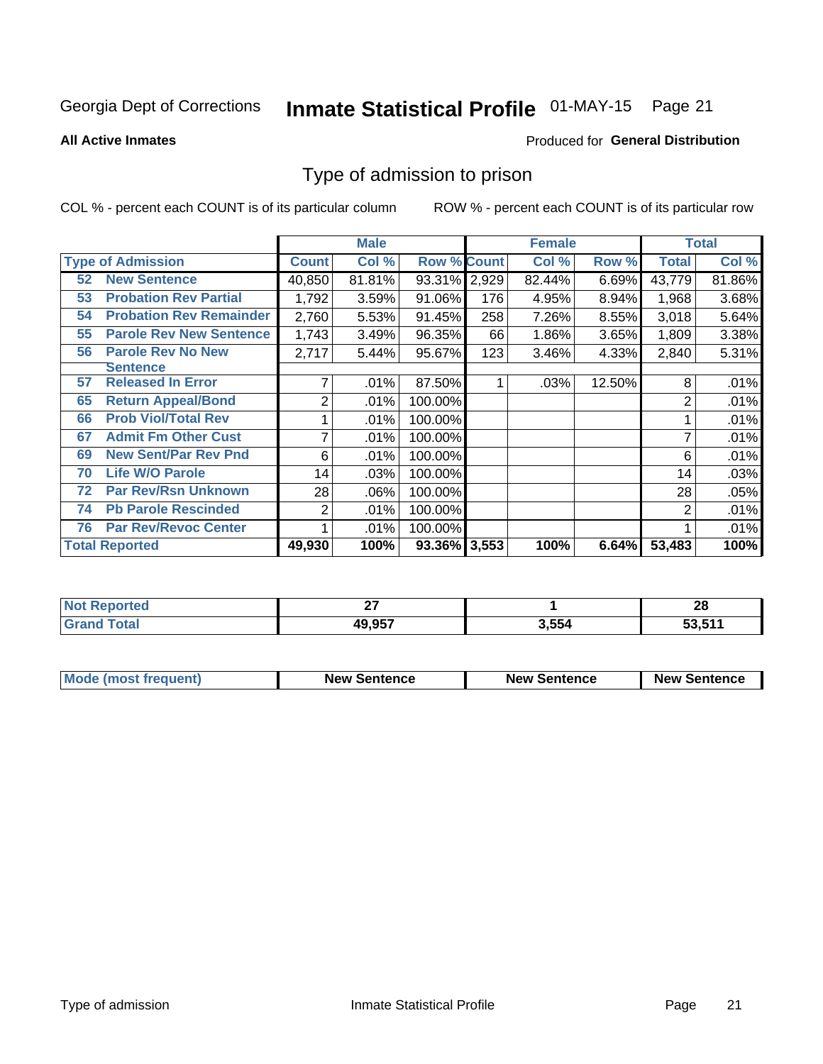Georgia Dept of Corrections **Inmate Statistical Profile** 01-MAY-15

**All Active Inmates**

Produced for **General Distribution**

# Type of admission to prison

COL % - percent each COUNT is of its particular column

ROW % - percent each COUNT is of its particular row

| | | Male | | | Female | | | Total | |
|---|---|---|---|---|---|---|---|---|---|
| Type of Admission | | Count | Col % | Row % | Count | Col % | Row % | Total | Col % |
| 52 | New Sentence | 40,850 | 81.81% | 93.31% | 2,929 | 82.44% | 6.69% | 43,779 | 81.86% |
| 53 | Probation Rev Partial | 1,792 | 3.59% | 91.06% | 176 | 4.95% | 8.94% | 1,968 | 3.68% |
| 54 | Probation Rev Remainder | 2,760 | 5.53% | 91.45% | 258 | 7.26% | 8.55% | 3,018 | 5.64% |
| 55 | Parole Rev New Sentence | 1,743 | 3.49% | 96.35% | 66 | 1.86% | 3.65% | 1,809 | 3.38% |
| 56 | Parole Rev No New Sentence | 2,717 | 5.44% | 95.67% | 123 | 3.46% | 4.33% | 2,840 | 5.31% |
| 57 | Released In Error | 7 | .01% | 87.50% | 1 | .03% | 12.50% | 8 | .01% |
| 65 | Return Appeal/Bond | 2 | .01% | 100.00% | | | | 2 | .01% |
| 66 | Prob Viol/Total Rev | 1 | .01% | 100.00% | | | | 1 | .01% |
| 67 | Admit Fm Other Cust | 7 | .01% | 100.00% | | | | 7 | .01% |
| 69 | New Sent/Par Rev Pnd | 6 | .01% | 100.00% | | | | 6 | .01% |
| 70 | Life W/O Parole | 14 | .03% | 100.00% | | | | 14 | .03% |
| 72 | Par Rev/Rsn Unknown | 28 | .06% | 100.00% | | | | 28 | .05% |
| 74 | Pb Parole Rescinded | 2 | .01% | 100.00% | | | | 2 | .01% |
| 76 | Par Rev/Revoc Center | 1 | .01% | 100.00% | | | | 1 | .01% |
| Total Reported | | **49,930** | **100%** | **93.36%** | **3,553** | **100%** | **6.64%** | **53,483** | **100%** |

| | Male | Female | Total |
|---|---|---|---|
| Not Reported | 27 | 1 | 28 |
| Grand Total | 49,957 | 3,554 | 53,511 |

| | Male | Female | Total |
|---|---|---|---|
| Mode (most frequent) | New Sentence | New Sentence | New Sentence |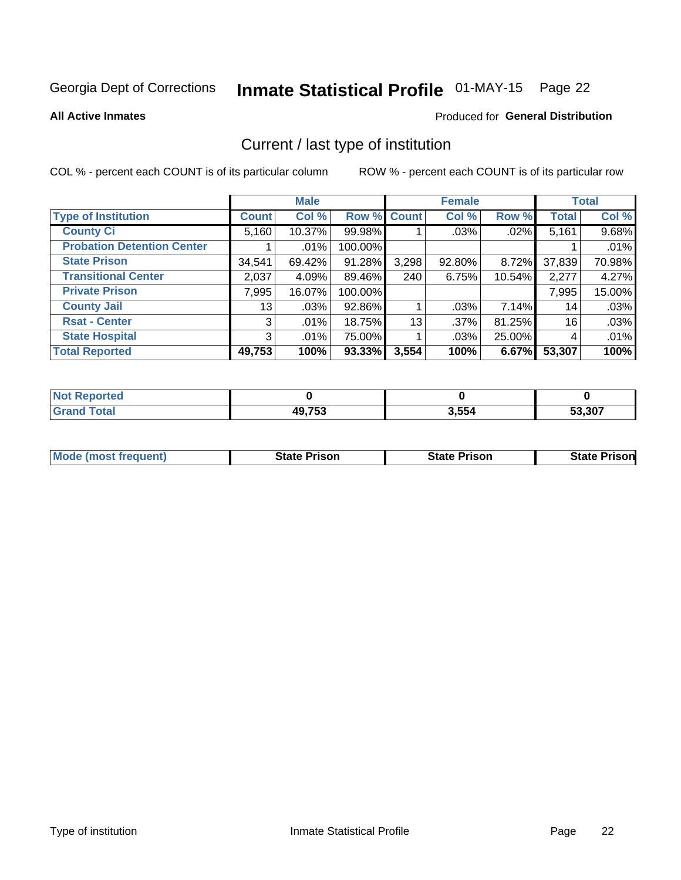Georgia Dept of Corrections **Inmate Statistical Profile** 01-MAY-15 Page 22

**All Active Inmates**

Produced for **General Distribution**

## Current / last type of institution

COL % - percent each COUNT is of its particular column

ROW % - percent each COUNT is of its particular row

| | Male | | | Female | | | Total | |
|---|---|---|---|---|---|---|---|---|
| **Type of Institution** | **Count** | **Col %** | **Row %** | **Count** | **Col %** | **Row %** | **Total** | **Col %** |
| **County Ci** | 5,160 | 10.37% | 99.98% | 1 | .03% | .02% | 5,161 | 9.68% |
| **Probation Detention Center** | 1 | .01% | 100.00% | | | | 1 | .01% |
| **State Prison** | 34,541 | 69.42% | 91.28% | 3,298 | 92.80% | 8.72% | 37,839 | 70.98% |
| **Transitional Center** | 2,037 | 4.09% | 89.46% | 240 | 6.75% | 10.54% | 2,277 | 4.27% |
| **Private Prison** | 7,995 | 16.07% | 100.00% | | | | 7,995 | 15.00% |
| **County Jail** | 13 | .03% | 92.86% | 1 | .03% | 7.14% | 14 | .03% |
| **Rsat - Center** | 3 | .01% | 18.75% | 13 | .37% | 81.25% | 16 | .03% |
| **State Hospital** | 3 | .01% | 75.00% | 1 | .03% | 25.00% | 4 | .01% |
| **Total Reported** | **49,753** | **100%** | **93.33%** | **3,554** | **100%** | **6.67%** | **53,307** | **100%** |

| | Male | Female | Total |
|---|---|---|---|
| **Not Reported** | **0** | **0** | **0** |
| **Grand Total** | **49,753** | **3,554** | **53,307** |

| | Male | Female | Total |
|---|---|---|---|
| **Mode (most frequent)** | **State Prison** | **State Prison** | **State Prison** |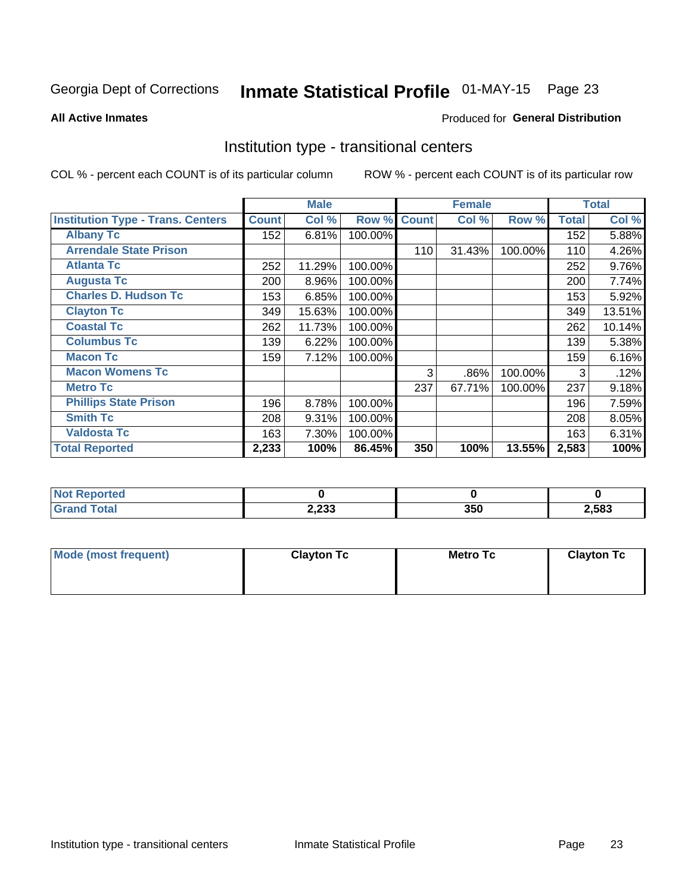Georgia Dept of Corrections **Inmate Statistical Profile** 01-MAY-15 Page 23

**All Active Inmates**

Produced for **General Distribution**

## Institution type - transitional centers

COL % - percent each COUNT is of its particular column

ROW % - percent each COUNT is of its particular row

| | Male | | | Female | | | Total | |
|---|---|---|---|---|---|---|---|---|
| **Institution Type - Trans. Centers** | **Count** | **Col %** | **Row %** | **Count** | **Col %** | **Row %** | **Total** | **Col %** |
| **Albany Tc** | 152 | 6.81% | 100.00% | | | | 152 | 5.88% |
| **Arrendale State Prison** | | | | 110 | 31.43% | 100.00% | 110 | 4.26% |
| **Atlanta Tc** | 252 | 11.29% | 100.00% | | | | 252 | 9.76% |
| **Augusta Tc** | 200 | 8.96% | 100.00% | | | | 200 | 7.74% |
| **Charles D. Hudson Tc** | 153 | 6.85% | 100.00% | | | | 153 | 5.92% |
| **Clayton Tc** | 349 | 15.63% | 100.00% | | | | 349 | 13.51% |
| **Coastal Tc** | 262 | 11.73% | 100.00% | | | | 262 | 10.14% |
| **Columbus Tc** | 139 | 6.22% | 100.00% | | | | 139 | 5.38% |
| **Macon Tc** | 159 | 7.12% | 100.00% | | | | 159 | 6.16% |
| **Macon Womens Tc** | | | | 3 | .86% | 100.00% | 3 | .12% |
| **Metro Tc** | | | | 237 | 67.71% | 100.00% | 237 | 9.18% |
| **Phillips State Prison** | 196 | 8.78% | 100.00% | | | | 196 | 7.59% |
| **Smith Tc** | 208 | 9.31% | 100.00% | | | | 208 | 8.05% |
| **Valdosta Tc** | 163 | 7.30% | 100.00% | | | | 163 | 6.31% |
| **Total Reported** | **2,233** | **100%** | **86.45%** | **350** | **100%** | **13.55%** | **2,583** | **100%** |

| | Male | Female | Total |
|---|---|---|---|
| **Not Reported** | **0** | **0** | **0** |
| **Grand Total** | **2,233** | **350** | **2,583** |

| | Male | Female | Total |
|---|---|---|---|
| **Mode (most frequent)** | **Clayton Tc** | **Metro Tc** | **Clayton Tc** |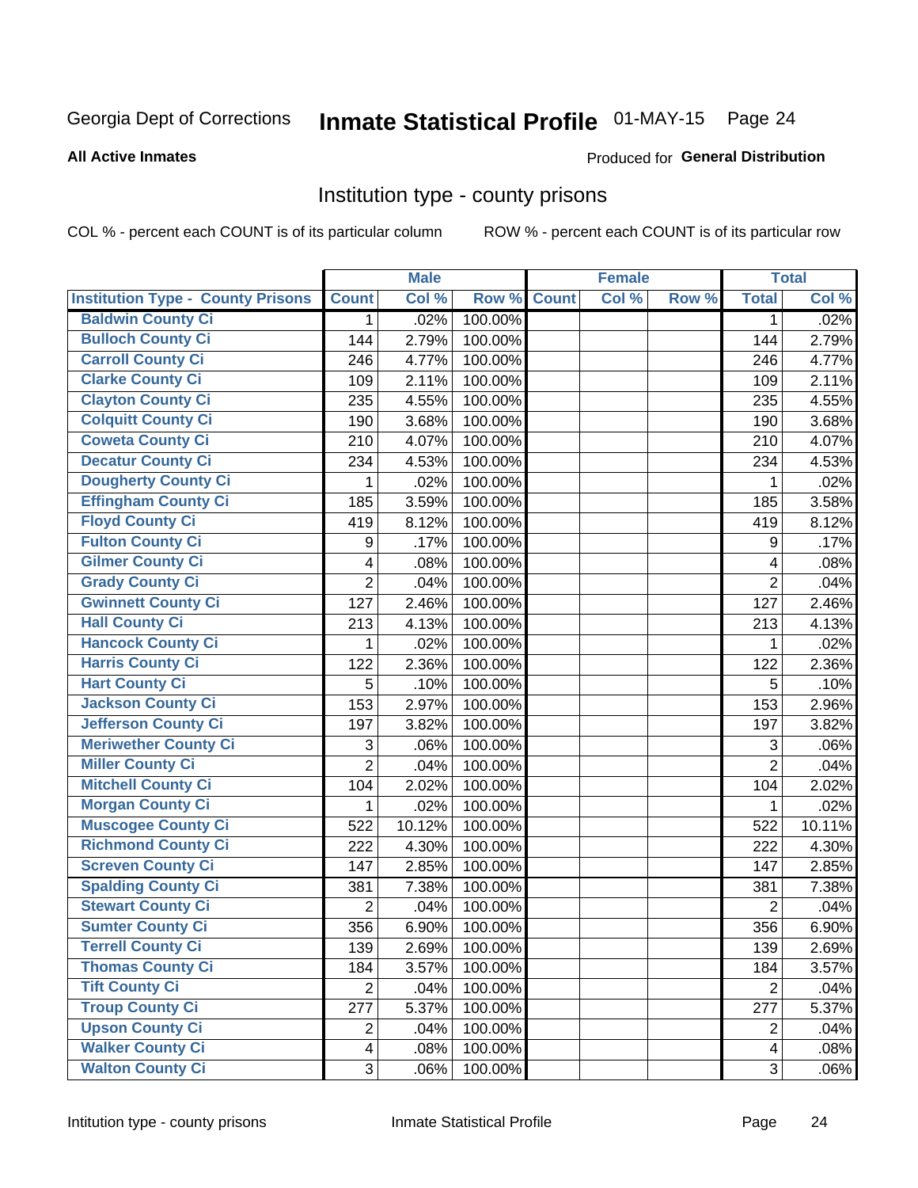Georgia Dept of Corrections **Inmate Statistical Profile** 01-MAY-15

**All Active Inmates**

Produced for **General Distribution**

## Institution type - county prisons

COL % - percent each COUNT is of its particular column

ROW % - percent each COUNT is of its particular row

| | Male | | | Female | | | Total | |
|---|---|---|---|---|---|---|---|---|
| **Institution Type - County Prisons** | **Count** | **Col %** | **Row %** | **Count** | **Col %** | **Row %** | **Total** | **Col %** |
| Baldwin County Ci | 1 | .02% | 100.00% | | | | 1 | .02% |
| Bulloch County Ci | 144 | 2.79% | 100.00% | | | | 144 | 2.79% |
| Carroll County Ci | 246 | 4.77% | 100.00% | | | | 246 | 4.77% |
| Clarke County Ci | 109 | 2.11% | 100.00% | | | | 109 | 2.11% |
| Clayton County Ci | 235 | 4.55% | 100.00% | | | | 235 | 4.55% |
| Colquitt County Ci | 190 | 3.68% | 100.00% | | | | 190 | 3.68% |
| Coweta County Ci | 210 | 4.07% | 100.00% | | | | 210 | 4.07% |
| Decatur County Ci | 234 | 4.53% | 100.00% | | | | 234 | 4.53% |
| Dougherty County Ci | 1 | .02% | 100.00% | | | | 1 | .02% |
| Effingham County Ci | 185 | 3.59% | 100.00% | | | | 185 | 3.58% |
| Floyd County Ci | 419 | 8.12% | 100.00% | | | | 419 | 8.12% |
| Fulton County Ci | 9 | .17% | 100.00% | | | | 9 | .17% |
| Gilmer County Ci | 4 | .08% | 100.00% | | | | 4 | .08% |
| Grady County Ci | 2 | .04% | 100.00% | | | | 2 | .04% |
| Gwinnett County Ci | 127 | 2.46% | 100.00% | | | | 127 | 2.46% |
| Hall County Ci | 213 | 4.13% | 100.00% | | | | 213 | 4.13% |
| Hancock County Ci | 1 | .02% | 100.00% | | | | 1 | .02% |
| Harris County Ci | 122 | 2.36% | 100.00% | | | | 122 | 2.36% |
| Hart County Ci | 5 | .10% | 100.00% | | | | 5 | .10% |
| Jackson County Ci | 153 | 2.97% | 100.00% | | | | 153 | 2.96% |
| Jefferson County Ci | 197 | 3.82% | 100.00% | | | | 197 | 3.82% |
| Meriwether County Ci | 3 | .06% | 100.00% | | | | 3 | .06% |
| Miller County Ci | 2 | .04% | 100.00% | | | | 2 | .04% |
| Mitchell County Ci | 104 | 2.02% | 100.00% | | | | 104 | 2.02% |
| Morgan County Ci | 1 | .02% | 100.00% | | | | 1 | .02% |
| Muscogee County Ci | 522 | 10.12% | 100.00% | | | | 522 | 10.11% |
| Richmond County Ci | 222 | 4.30% | 100.00% | | | | 222 | 4.30% |
| Screven County Ci | 147 | 2.85% | 100.00% | | | | 147 | 2.85% |
| Spalding County Ci | 381 | 7.38% | 100.00% | | | | 381 | 7.38% |
| Stewart County Ci | 2 | .04% | 100.00% | | | | 2 | .04% |
| Sumter County Ci | 356 | 6.90% | 100.00% | | | | 356 | 6.90% |
| Terrell County Ci | 139 | 2.69% | 100.00% | | | | 139 | 2.69% |
| Thomas County Ci | 184 | 3.57% | 100.00% | | | | 184 | 3.57% |
| Tift County Ci | 2 | .04% | 100.00% | | | | 2 | .04% |
| Troup County Ci | 277 | 5.37% | 100.00% | | | | 277 | 5.37% |
| Upson County Ci | 2 | .04% | 100.00% | | | | 2 | .04% |
| Walker County Ci | 4 | .08% | 100.00% | | | | 4 | .08% |
| Walton County Ci | 3 | .06% | 100.00% | | | | 3 | .06% |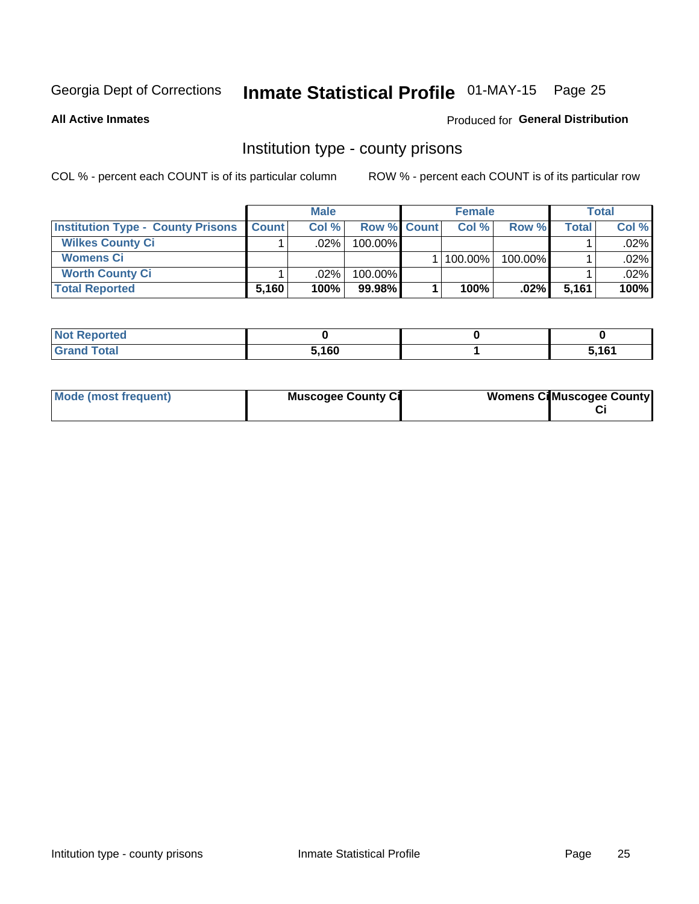Georgia Dept of Corrections **Inmate Statistical Profile** 01-MAY-15 Page 25

**All Active Inmates**

Produced for **General Distribution**

## Institution type - county prisons

COL % - percent each COUNT is of its particular column

ROW % - percent each COUNT is of its particular row

| | Male | | | Female | | | Total | |
|---|---|---|---|---|---|---|---|---|
| **Institution Type - County Prisons** | **Count** | **Col %** | **Row %** | **Count** | **Col %** | **Row %** | **Total** | **Col %** |
| **Wilkes County Ci** | 1 | .02% | 100.00% | | | | 1 | .02% |
| **Womens Ci** | | | | 1 | 100.00% | 100.00% | 1 | .02% |
| **Worth County Ci** | 1 | .02% | 100.00% | | | | 1 | .02% |
| **Total Reported** | **5,160** | **100%** | **99.98%** | **1** | **100%** | **.02%** | **5,161** | **100%** |

| | Male | Female | Total |
|---|---|---|---|
| **Not Reported** | **0** | **0** | **0** |
| **Grand Total** | **5,160** | **1** | **5,161** |

| | Male | Female | Total |
|---|---|---|---|
| **Mode (most frequent)** | **Muscogee County Ci** | **Womens Ci** | **Muscogee County Ci** |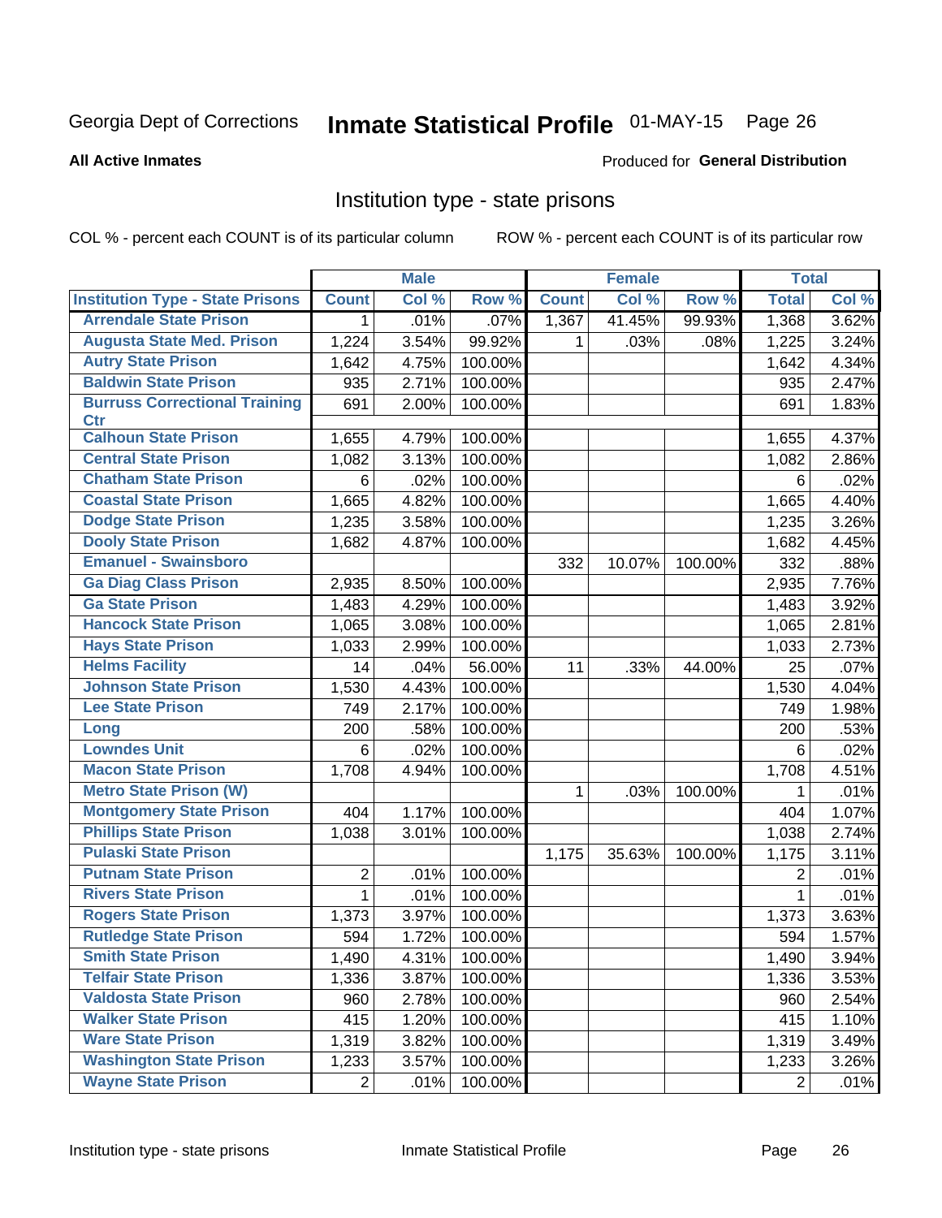Georgia Dept of Corrections **Inmate Statistical Profile** 01-MAY-15

**All Active Inmates**

Produced for **General Distribution**

## Institution type - state prisons

COL % - percent each COUNT is of its particular column ROW % - percent each COUNT is of its particular row

| | Male | | | Female | | | Total | |
|---|---|---|---|---|---|---|---|---|
| **Institution Type - State Prisons** | **Count** | **Col %** | **Row %** | **Count** | **Col %** | **Row %** | **Total** | **Col %** |
| Arrendale State Prison | 1 | .01% | .07% | 1,367 | 41.45% | 99.93% | 1,368 | 3.62% |
| Augusta State Med. Prison | 1,224 | 3.54% | 99.92% | 1 | .03% | .08% | 1,225 | 3.24% |
| Autry State Prison | 1,642 | 4.75% | 100.00% | | | | 1,642 | 4.34% |
| Baldwin State Prison | 935 | 2.71% | 100.00% | | | | 935 | 2.47% |
| Burruss Correctional Training Ctr | 691 | 2.00% | 100.00% | | | | 691 | 1.83% |
| Calhoun State Prison | 1,655 | 4.79% | 100.00% | | | | 1,655 | 4.37% |
| Central State Prison | 1,082 | 3.13% | 100.00% | | | | 1,082 | 2.86% |
| Chatham State Prison | 6 | .02% | 100.00% | | | | 6 | .02% |
| Coastal State Prison | 1,665 | 4.82% | 100.00% | | | | 1,665 | 4.40% |
| Dodge State Prison | 1,235 | 3.58% | 100.00% | | | | 1,235 | 3.26% |
| Dooly State Prison | 1,682 | 4.87% | 100.00% | | | | 1,682 | 4.45% |
| Emanuel - Swainsboro | | | | 332 | 10.07% | 100.00% | 332 | .88% |
| Ga Diag Class Prison | 2,935 | 8.50% | 100.00% | | | | 2,935 | 7.76% |
| Ga State Prison | 1,483 | 4.29% | 100.00% | | | | 1,483 | 3.92% |
| Hancock State Prison | 1,065 | 3.08% | 100.00% | | | | 1,065 | 2.81% |
| Hays State Prison | 1,033 | 2.99% | 100.00% | | | | 1,033 | 2.73% |
| Helms Facility | 14 | .04% | 56.00% | 11 | .33% | 44.00% | 25 | .07% |
| Johnson State Prison | 1,530 | 4.43% | 100.00% | | | | 1,530 | 4.04% |
| Lee State Prison | 749 | 2.17% | 100.00% | | | | 749 | 1.98% |
| Long | 200 | .58% | 100.00% | | | | 200 | .53% |
| Lowndes Unit | 6 | .02% | 100.00% | | | | 6 | .02% |
| Macon State Prison | 1,708 | 4.94% | 100.00% | | | | 1,708 | 4.51% |
| Metro State Prison (W) | | | | 1 | .03% | 100.00% | 1 | .01% |
| Montgomery State Prison | 404 | 1.17% | 100.00% | | | | 404 | 1.07% |
| Phillips State Prison | 1,038 | 3.01% | 100.00% | | | | 1,038 | 2.74% |
| Pulaski State Prison | | | | 1,175 | 35.63% | 100.00% | 1,175 | 3.11% |
| Putnam State Prison | 2 | .01% | 100.00% | | | | 2 | .01% |
| Rivers State Prison | 1 | .01% | 100.00% | | | | 1 | .01% |
| Rogers State Prison | 1,373 | 3.97% | 100.00% | | | | 1,373 | 3.63% |
| Rutledge State Prison | 594 | 1.72% | 100.00% | | | | 594 | 1.57% |
| Smith State Prison | 1,490 | 4.31% | 100.00% | | | | 1,490 | 3.94% |
| Telfair State Prison | 1,336 | 3.87% | 100.00% | | | | 1,336 | 3.53% |
| Valdosta State Prison | 960 | 2.78% | 100.00% | | | | 960 | 2.54% |
| Walker State Prison | 415 | 1.20% | 100.00% | | | | 415 | 1.10% |
| Ware State Prison | 1,319 | 3.82% | 100.00% | | | | 1,319 | 3.49% |
| Washington State Prison | 1,233 | 3.57% | 100.00% | | | | 1,233 | 3.26% |
| Wayne State Prison | 2 | .01% | 100.00% | | | | 2 | .01% |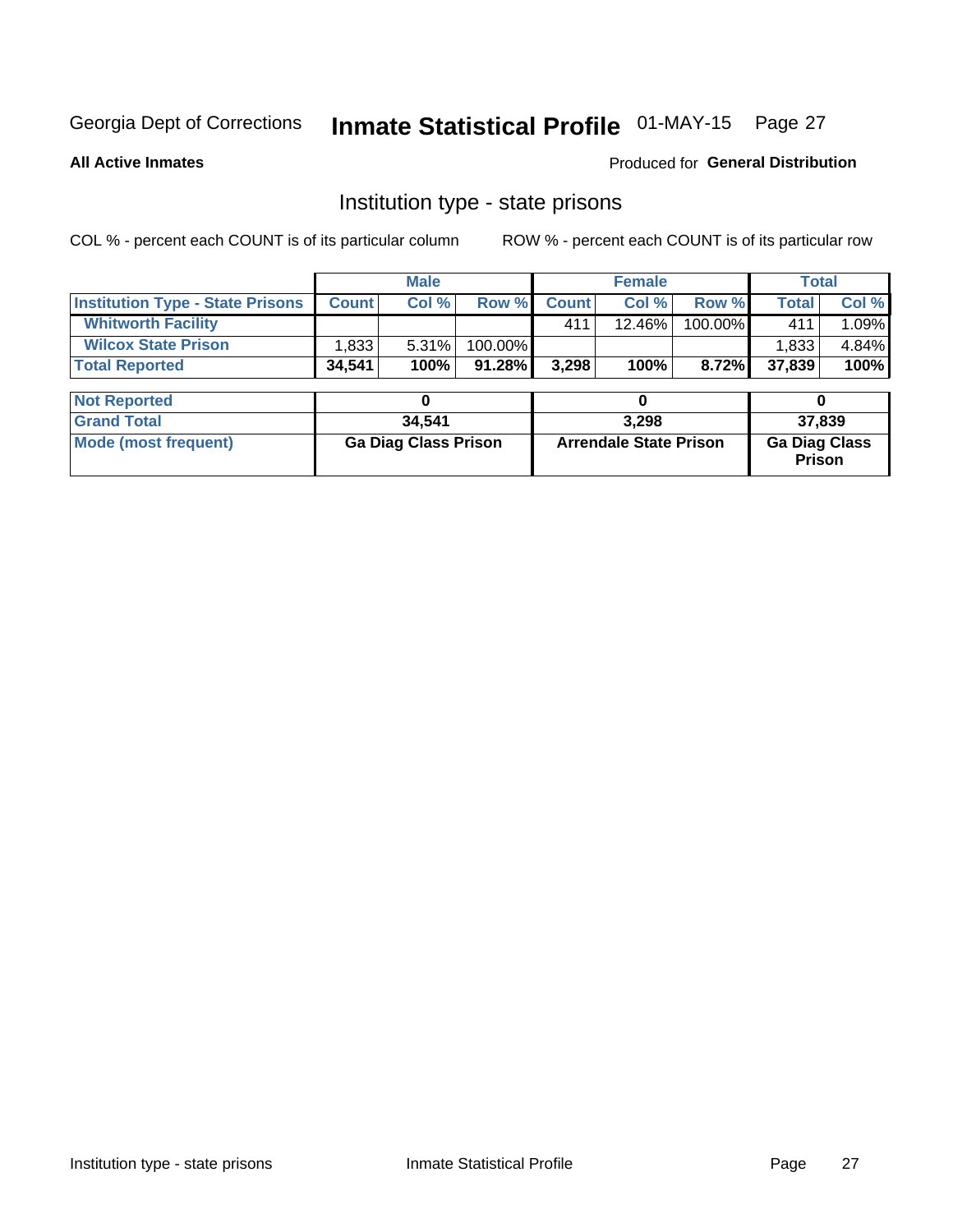Georgia Dept of Corrections **Inmate Statistical Profile** 01-MAY-15

**All Active Inmates**

Produced for **General Distribution**

## Institution type - state prisons

COL % - percent each COUNT is of its particular column        ROW % - percent each COUNT is of its particular row

| | Male | | | Female | | | Total | |
|---|---|---|---|---|---|---|---|---|
| **Institution Type - State Prisons** | **Count** | **Col %** | **Row %** | **Count** | **Col %** | **Row %** | **Total** | **Col %** |
| **Whitworth Facility** | | | | 411 | 12.46% | 100.00% | 411 | 1.09% |
| **Wilcox State Prison** | 1,833 | 5.31% | 100.00% | | | | 1,833 | 4.84% |
| **Total Reported** | **34,541** | **100%** | **91.28%** | **3,298** | **100%** | **8.72%** | **37,839** | **100%** |

| | Male | Female | Total |
|---|---|---|---|
| **Not Reported** | **0** | **0** | **0** |
| **Grand Total** | **34,541** | **3,298** | **37,839** |
| **Mode (most frequent)** | **Ga Diag Class Prison** | **Arrendale State Prison** | **Ga Diag Class Prison** |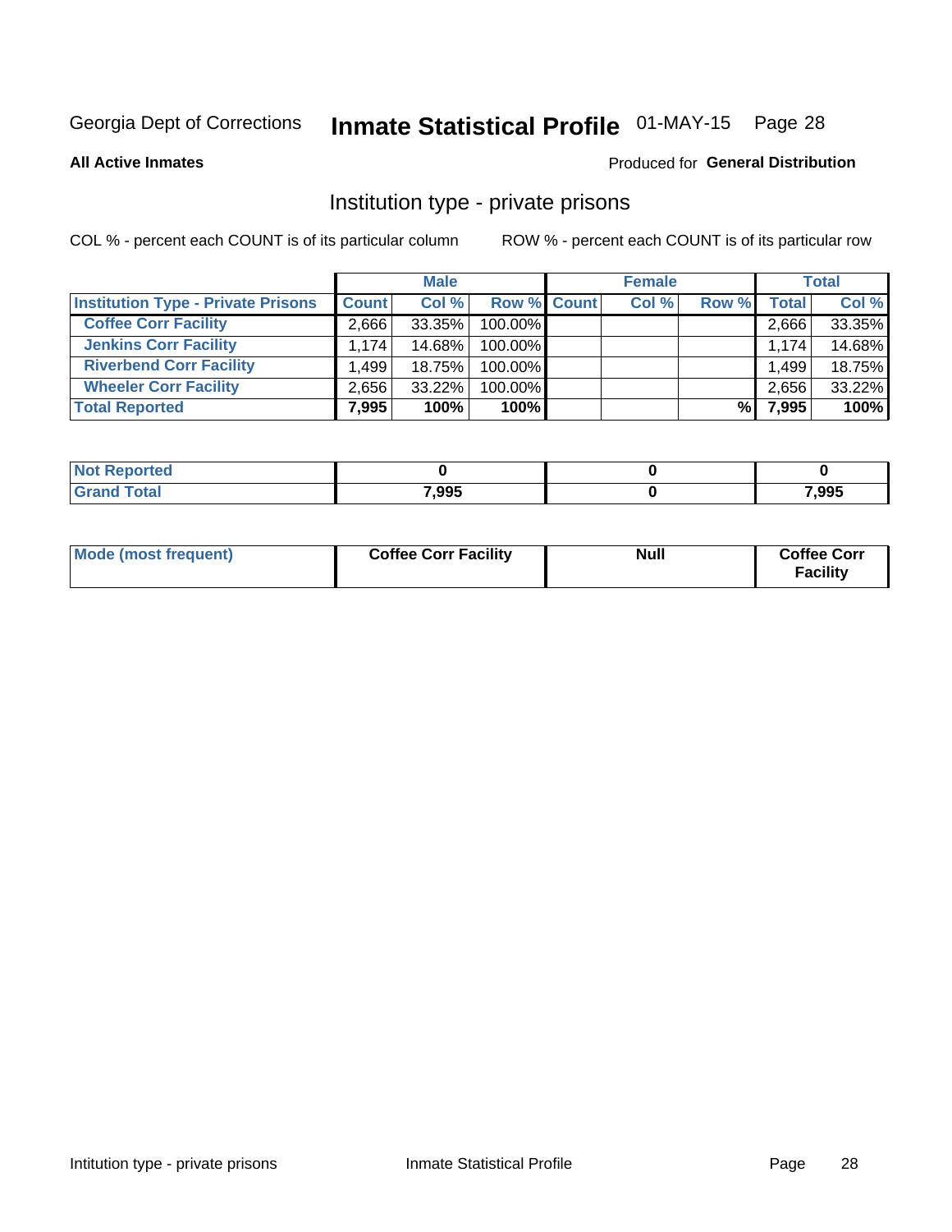Georgia Dept of Corrections **Inmate Statistical Profile** 01-MAY-15 Page 28

**All Active Inmates**

Produced for **General Distribution**

## Institution type - private prisons

COL % - percent each COUNT is of its particular column

ROW % - percent each COUNT is of its particular row

| | Male | | | Female | | | Total | |
|---|---|---|---|---|---|---|---|---|
| **Institution Type - Private Prisons** | **Count** | **Col %** | **Row %** | **Count** | **Col %** | **Row %** | **Total** | **Col %** |
| **Coffee Corr Facility** | 2,666 | 33.35% | 100.00% | | | | 2,666 | 33.35% |
| **Jenkins Corr Facility** | 1,174 | 14.68% | 100.00% | | | | 1,174 | 14.68% |
| **Riverbend Corr Facility** | 1,499 | 18.75% | 100.00% | | | | 1,499 | 18.75% |
| **Wheeler Corr Facility** | 2,656 | 33.22% | 100.00% | | | | 2,656 | 33.22% |
| **Total Reported** | **7,995** | **100%** | **100%** | | | **%** | **7,995** | **100%** |

| | Male | Female | Total |
|---|---|---|---|
| **Not Reported** | **0** | **0** | **0** |
| **Grand Total** | **7,995** | **0** | **7,995** |

| | Male | Female | Total |
|---|---|---|---|
| **Mode (most frequent)** | **Coffee Corr Facility** | **Null** | **Coffee Corr Facility** |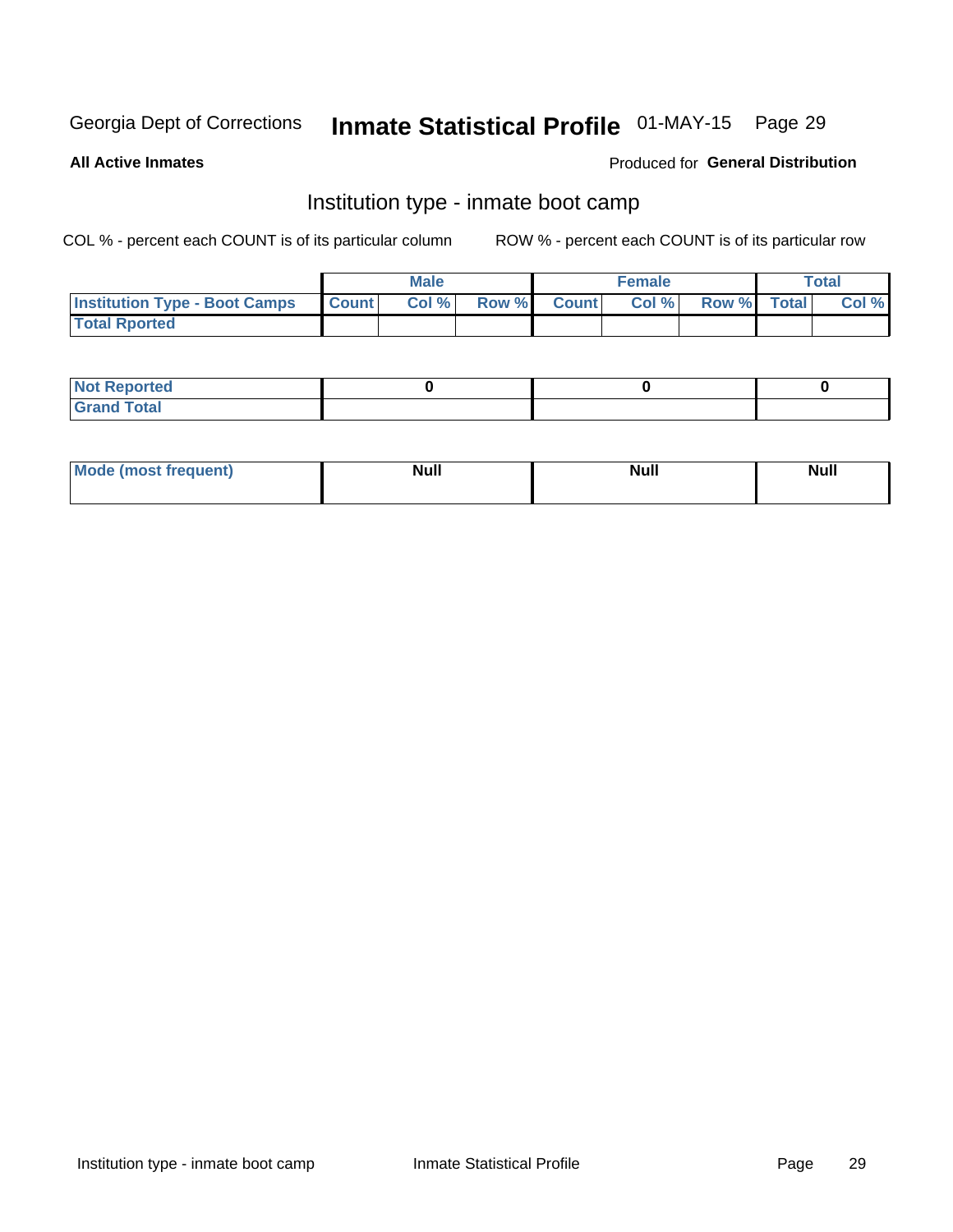Georgia Dept of Corrections **Inmate Statistical Profile** 01-MAY-15 Page 29

**All Active Inmates**

Produced for **General Distribution**

## Institution type - inmate boot camp

COL % - percent each COUNT is of its particular column

ROW % - percent each COUNT is of its particular row

| | Male | | | Female | | | Total | |
|---|---|---|---|---|---|---|---|---|
| **Institution Type - Boot Camps** | **Count** | **Col %** | **Row %** | **Count** | **Col %** | **Row %** | **Total** | **Col %** |
| **Total Rported** | | | | | | | | |

| | Male | Female | Total |
|---|---|---|---|
| **Not Reported** | **0** | **0** | **0** |
| **Grand Total** | | | |

| | Male | Female | Total |
|---|---|---|---|
| **Mode (most frequent)** | **Null** | **Null** | **Null** |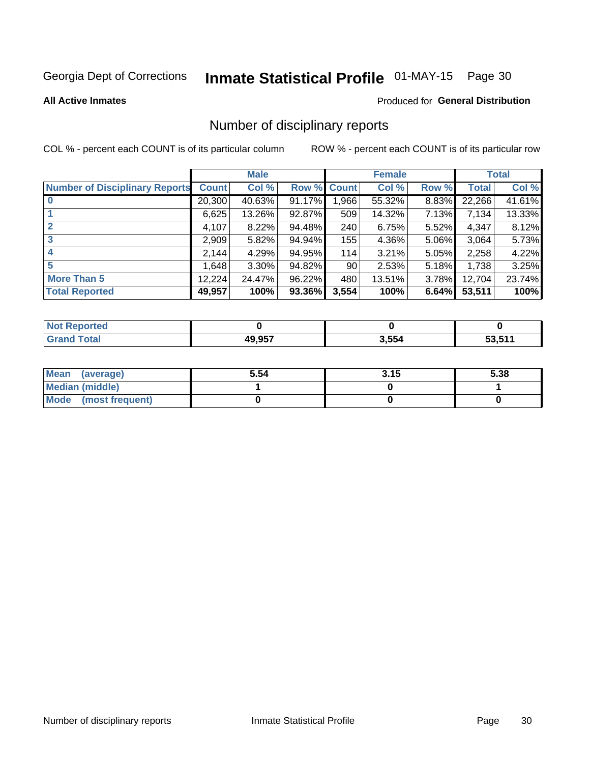Georgia Dept of Corrections **Inmate Statistical Profile** 01-MAY-15 Page 30

**All Active Inmates**

Produced for **General Distribution**

## Number of disciplinary reports

COL % - percent each COUNT is of its particular column ROW % - percent each COUNT is of its particular row

| | Male | | | Female | | | Total | |
|---|---|---|---|---|---|---|---|---|
| **Number of Disciplinary Reports** | **Count** | **Col %** | **Row %** | **Count** | **Col %** | **Row %** | **Total** | **Col %** |
| **0** | 20,300 | 40.63% | 91.17% | 1,966 | 55.32% | 8.83% | 22,266 | 41.61% |
| **1** | 6,625 | 13.26% | 92.87% | 509 | 14.32% | 7.13% | 7,134 | 13.33% |
| **2** | 4,107 | 8.22% | 94.48% | 240 | 6.75% | 5.52% | 4,347 | 8.12% |
| **3** | 2,909 | 5.82% | 94.94% | 155 | 4.36% | 5.06% | 3,064 | 5.73% |
| **4** | 2,144 | 4.29% | 94.95% | 114 | 3.21% | 5.05% | 2,258 | 4.22% |
| **5** | 1,648 | 3.30% | 94.82% | 90 | 2.53% | 5.18% | 1,738 | 3.25% |
| **More Than 5** | 12,224 | 24.47% | 96.22% | 480 | 13.51% | 3.78% | 12,704 | 23.74% |
| **Total Reported** | **49,957** | **100%** | **93.36%** | **3,554** | **100%** | **6.64%** | **53,511** | **100%** |

| | Male | Female | Total |
|---|---|---|---|
| **Not Reported** | **0** | **0** | **0** |
| **Grand Total** | **49,957** | **3,554** | **53,511** |

| | Male | Female | Total |
|---|---|---|---|
| **Mean (average)** | **5.54** | **3.15** | **5.38** |
| **Median (middle)** | **1** | **0** | **1** |
| **Mode (most frequent)** | **0** | **0** | **0** |

Number of disciplinary reports Inmate Statistical Profile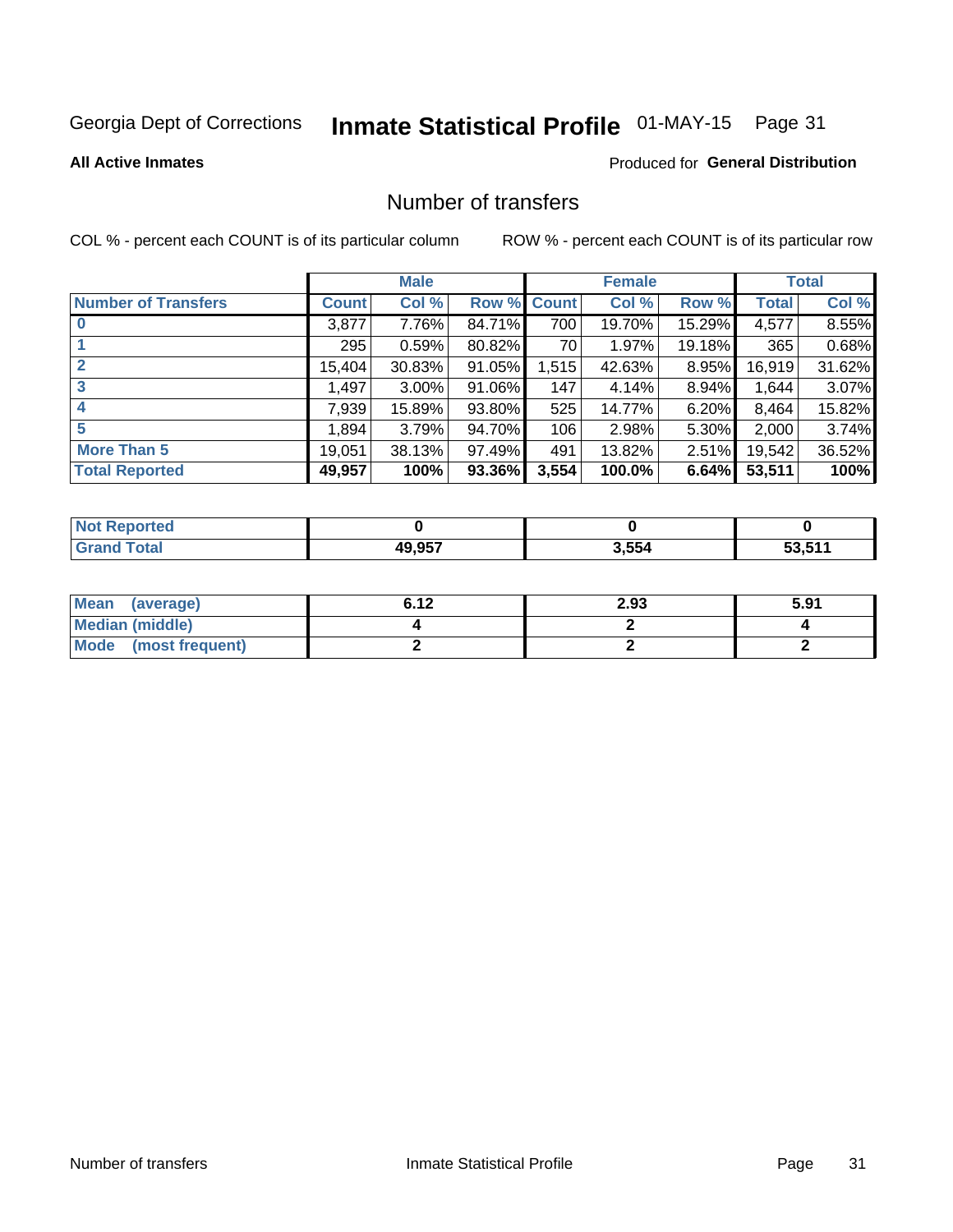Georgia Dept of Corrections **Inmate Statistical Profile** 01-MAY-15 Page 31

**All Active Inmates**

Produced for **General Distribution**

## Number of transfers

COL % - percent each COUNT is of its particular column

ROW % - percent each COUNT is of its particular row

| | Male | | | Female | | | Total | |
|---|---|---|---|---|---|---|---|---|
| **Number of Transfers** | **Count** | **Col %** | **Row %** | **Count** | **Col %** | **Row %** | **Total** | **Col %** |
| **0** | 3,877 | 7.76% | 84.71% | 700 | 19.70% | 15.29% | 4,577 | 8.55% |
| **1** | 295 | 0.59% | 80.82% | 70 | 1.97% | 19.18% | 365 | 0.68% |
| **2** | 15,404 | 30.83% | 91.05% | 1,515 | 42.63% | 8.95% | 16,919 | 31.62% |
| **3** | 1,497 | 3.00% | 91.06% | 147 | 4.14% | 8.94% | 1,644 | 3.07% |
| **4** | 7,939 | 15.89% | 93.80% | 525 | 14.77% | 6.20% | 8,464 | 15.82% |
| **5** | 1,894 | 3.79% | 94.70% | 106 | 2.98% | 5.30% | 2,000 | 3.74% |
| **More Than 5** | 19,051 | 38.13% | 97.49% | 491 | 13.82% | 2.51% | 19,542 | 36.52% |
| **Total Reported** | **49,957** | **100%** | **93.36%** | **3,554** | **100.0%** | **6.64%** | **53,511** | **100%** |

| | Male | Female | Total |
|---|---|---|---|
| **Not Reported** | **0** | **0** | **0** |
| **Grand Total** | **49,957** | **3,554** | **53,511** |

| | Male | Female | Total |
|---|---|---|---|
| **Mean (average)** | **6.12** | **2.93** | **5.91** |
| **Median (middle)** | **4** | **2** | **4** |
| **Mode (most frequent)** | **2** | **2** | **2** |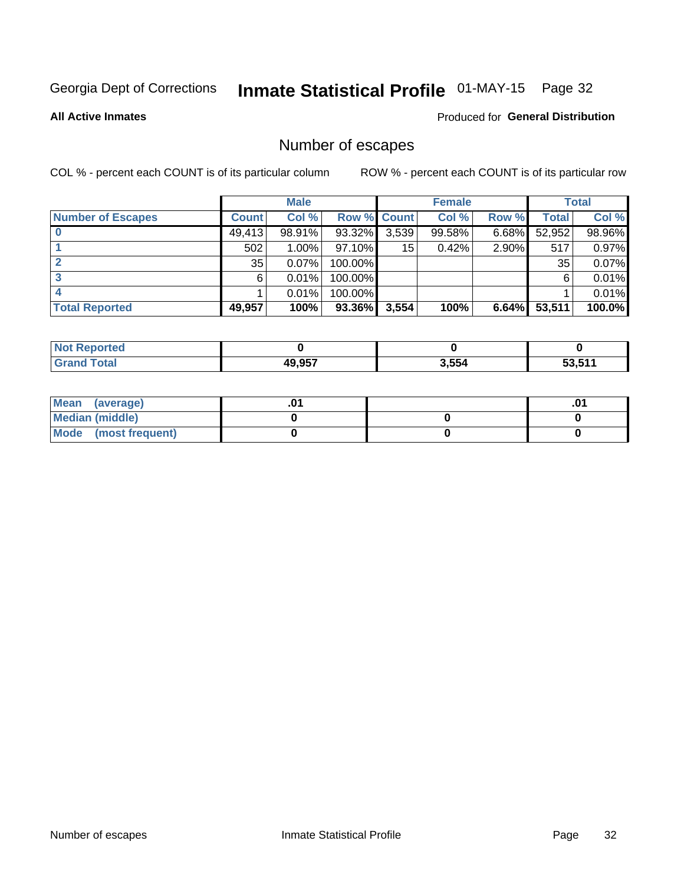Georgia Dept of Corrections **Inmate Statistical Profile** 01-MAY-15 Page 32

**All Active Inmates**

Produced for **General Distribution**

## Number of escapes

COL % - percent each COUNT is of its particular column ROW % - percent each COUNT is of its particular row

| | Male | | | Female | | | Total | |
|---|---|---|---|---|---|---|---|---|
| **Number of Escapes** | **Count** | **Col %** | **Row %** | **Count** | **Col %** | **Row %** | **Total** | **Col %** |
| **0** | 49,413 | 98.91% | 93.32% | 3,539 | 99.58% | 6.68% | 52,952 | 98.96% |
| **1** | 502 | 1.00% | 97.10% | 15 | 0.42% | 2.90% | 517 | 0.97% |
| **2** | 35 | 0.07% | 100.00% | | | | 35 | 0.07% |
| **3** | 6 | 0.01% | 100.00% | | | | 6 | 0.01% |
| **4** | 1 | 0.01% | 100.00% | | | | 1 | 0.01% |
| **Total Reported** | **49,957** | **100%** | **93.36%** | **3,554** | **100%** | **6.64%** | **53,511** | **100.0%** |

| | Male | Female | Total |
|---|---|---|---|
| **Not Reported** | **0** | **0** | **0** |
| **Grand Total** | **49,957** | **3,554** | **53,511** |

| | Male | Female | Total |
|---|---|---|---|
| **Mean (average)** | **.01** | | **.01** |
| **Median (middle)** | **0** | **0** | **0** |
| **Mode (most frequent)** | **0** | **0** | **0** |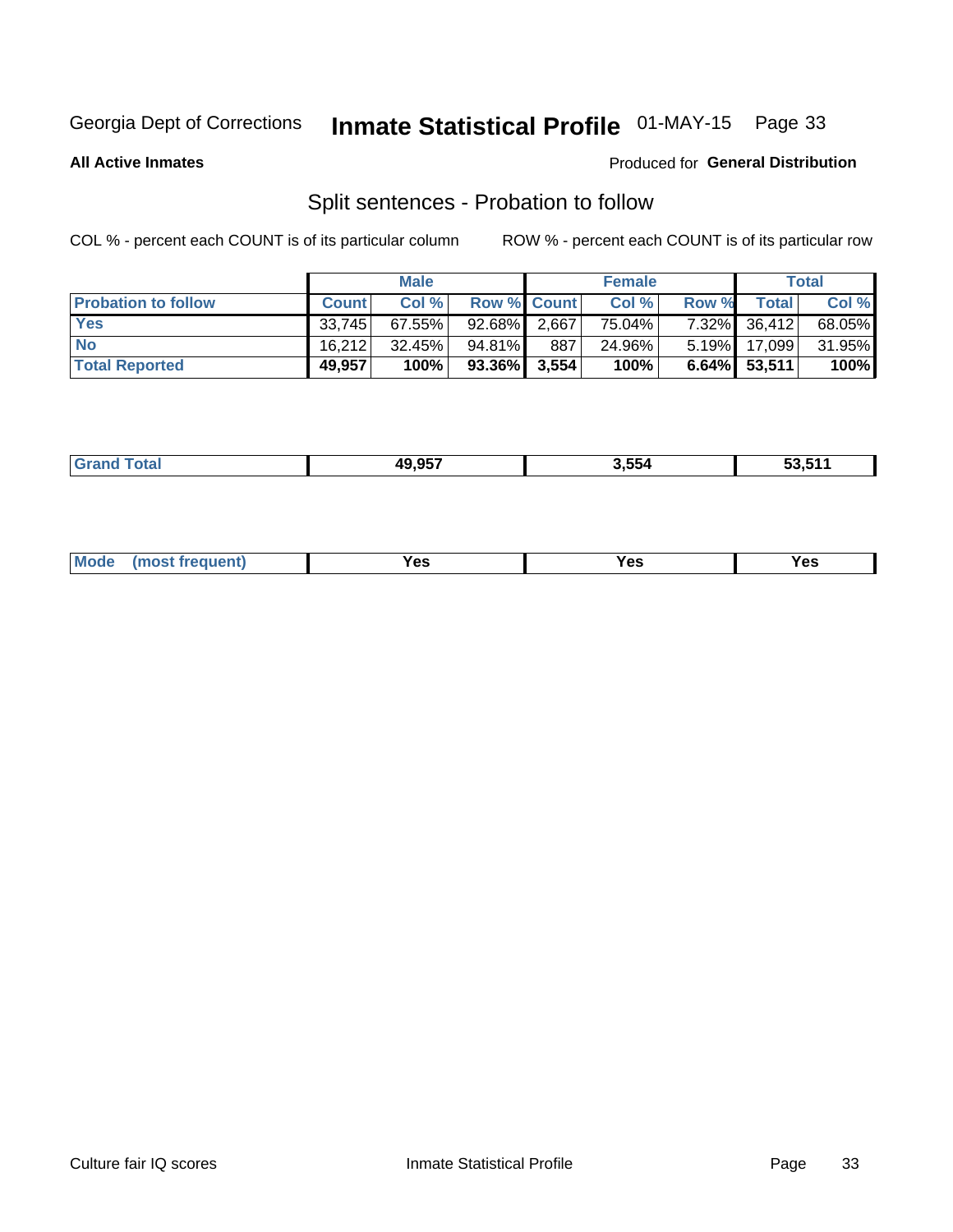Georgia Dept of Corrections **Inmate Statistical Profile** 01-MAY-15

**All Active Inmates**

Produced for **General Distribution**

## Split sentences - Probation to follow

COL % - percent each COUNT is of its particular column

ROW % - percent each COUNT is of its particular row

| | Male | | | Female | | | Total | |
|---|---|---|---|---|---|---|---|---|
| **Probation to follow** | **Count** | **Col %** | **Row %** | **Count** | **Col %** | **Row %** | **Total** | **Col %** |
| **Yes** | 33,745 | 67.55% | 92.68% | 2,667 | 75.04% | 7.32% | 36,412 | 68.05% |
| **No** | 16,212 | 32.45% | 94.81% | 887 | 24.96% | 5.19% | 17,099 | 31.95% |
| **Total Reported** | **49,957** | **100%** | **93.36%** | **3,554** | **100%** | **6.64%** | **53,511** | **100%** |

| | | | |
|---|---|---|---|
| **Grand Total** | **49,957** | **3,554** | **53,511** |

| | | | |
|---|---|---|---|
| **Mode (most frequent)** | **Yes** | **Yes** | **Yes** |

Culture fair IQ scores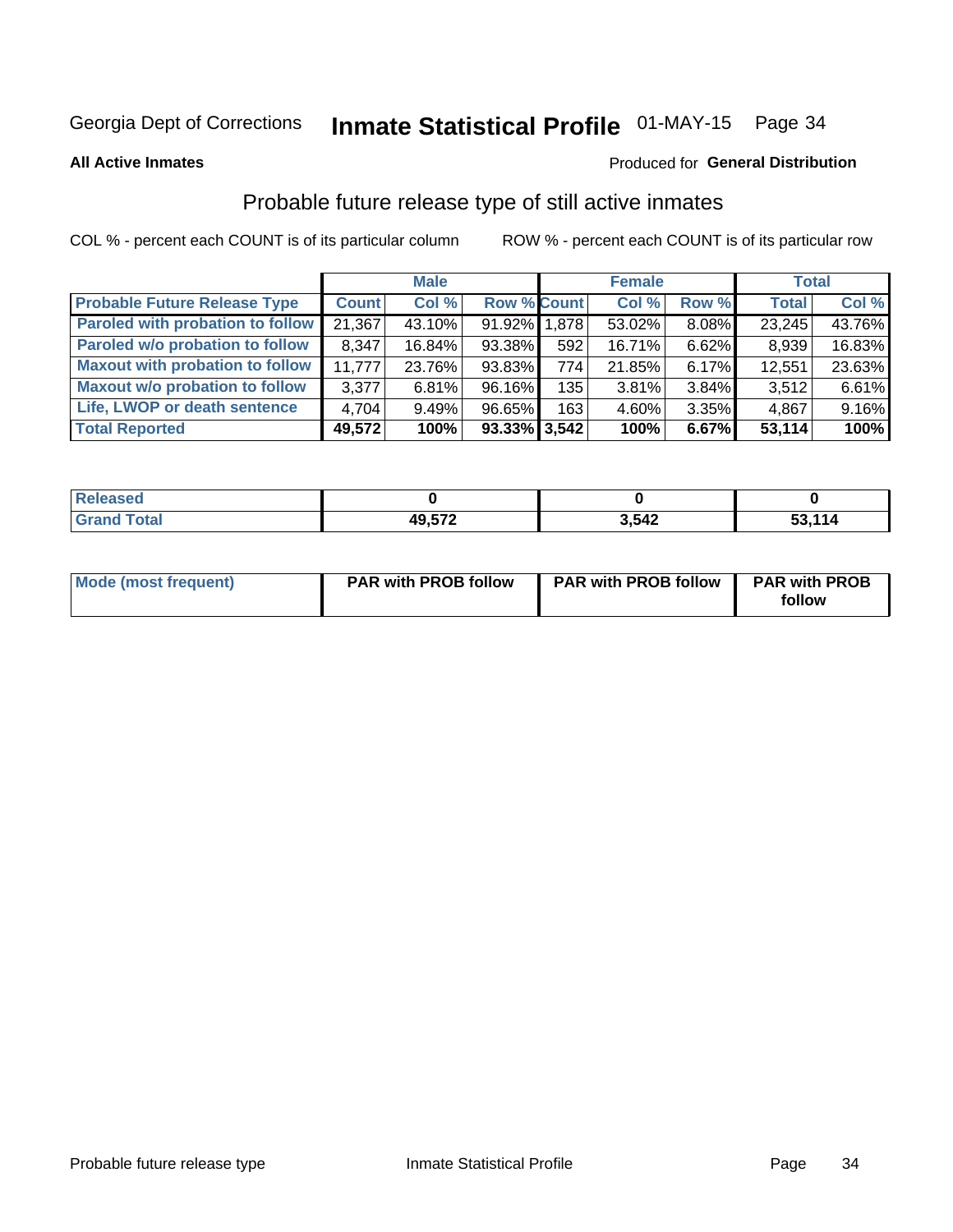Georgia Dept of Corrections **Inmate Statistical Profile** 01-MAY-15

**All Active Inmates**

Produced for **General Distribution**

## Probable future release type of still active inmates

COL % - percent each COUNT is of its particular column

ROW % - percent each COUNT is of its particular row

| | Male | | | Female | | | Total | |
|---|---|---|---|---|---|---|---|---|
| **Probable Future Release Type** | **Count** | **Col %** | **Row %** | **Count** | **Col %** | **Row %** | **Total** | **Col %** |
| Paroled with probation to follow | 21,367 | 43.10% | 91.92% | 1,878 | 53.02% | 8.08% | 23,245 | 43.76% |
| Paroled w/o probation to follow | 8,347 | 16.84% | 93.38% | 592 | 16.71% | 6.62% | 8,939 | 16.83% |
| Maxout with probation to follow | 11,777 | 23.76% | 93.83% | 774 | 21.85% | 6.17% | 12,551 | 23.63% |
| Maxout w/o probation to follow | 3,377 | 6.81% | 96.16% | 135 | 3.81% | 3.84% | 3,512 | 6.61% |
| Life, LWOP or death sentence | 4,704 | 9.49% | 96.65% | 163 | 4.60% | 3.35% | 4,867 | 9.16% |
| **Total Reported** | **49,572** | **100%** | **93.33%** | **3,542** | **100%** | **6.67%** | **53,114** | **100%** |

| | Male | Female | Total |
|---|---|---|---|
| Released | 0 | 0 | 0 |
| Grand Total | 49,572 | 3,542 | 53,114 |

| | Male | Female | Total |
|---|---|---|---|
| Mode (most frequent) | PAR with PROB follow | PAR with PROB follow | PAR with PROB follow |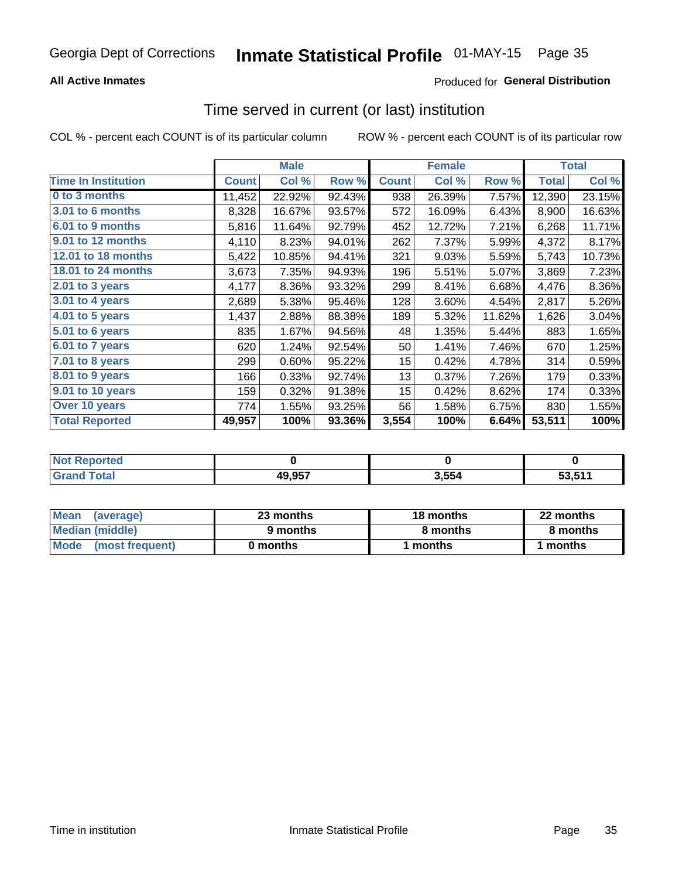Georgia Dept of Corrections **Inmate Statistical Profile** 01-MAY-15

**All Active Inmates**

Produced for **General Distribution**

## Time served in current (or last) institution

COL % - percent each COUNT is of its particular column

ROW % - percent each COUNT is of its particular row

| | Male | | | Female | | | Total | |
|---|---|---|---|---|---|---|---|---|
| **Time In Institution** | **Count** | **Col %** | **Row %** | **Count** | **Col %** | **Row %** | **Total** | **Col %** |
| 0 to 3 months | 11,452 | 22.92% | 92.43% | 938 | 26.39% | 7.57% | 12,390 | 23.15% |
| 3.01 to 6 months | 8,328 | 16.67% | 93.57% | 572 | 16.09% | 6.43% | 8,900 | 16.63% |
| 6.01 to 9 months | 5,816 | 11.64% | 92.79% | 452 | 12.72% | 7.21% | 6,268 | 11.71% |
| 9.01 to 12 months | 4,110 | 8.23% | 94.01% | 262 | 7.37% | 5.99% | 4,372 | 8.17% |
| 12.01 to 18 months | 5,422 | 10.85% | 94.41% | 321 | 9.03% | 5.59% | 5,743 | 10.73% |
| 18.01 to 24 months | 3,673 | 7.35% | 94.93% | 196 | 5.51% | 5.07% | 3,869 | 7.23% |
| 2.01 to 3 years | 4,177 | 8.36% | 93.32% | 299 | 8.41% | 6.68% | 4,476 | 8.36% |
| 3.01 to 4 years | 2,689 | 5.38% | 95.46% | 128 | 3.60% | 4.54% | 2,817 | 5.26% |
| 4.01 to 5 years | 1,437 | 2.88% | 88.38% | 189 | 5.32% | 11.62% | 1,626 | 3.04% |
| 5.01 to 6 years | 835 | 1.67% | 94.56% | 48 | 1.35% | 5.44% | 883 | 1.65% |
| 6.01 to 7 years | 620 | 1.24% | 92.54% | 50 | 1.41% | 7.46% | 670 | 1.25% |
| 7.01 to 8 years | 299 | 0.60% | 95.22% | 15 | 0.42% | 4.78% | 314 | 0.59% |
| 8.01 to 9 years | 166 | 0.33% | 92.74% | 13 | 0.37% | 7.26% | 179 | 0.33% |
| 9.01 to 10 years | 159 | 0.32% | 91.38% | 15 | 0.42% | 8.62% | 174 | 0.33% |
| Over 10 years | 774 | 1.55% | 93.25% | 56 | 1.58% | 6.75% | 830 | 1.55% |
| **Total Reported** | **49,957** | **100%** | **93.36%** | **3,554** | **100%** | **6.64%** | **53,511** | **100%** |

| | Male | Female | Total |
|---|---|---|---|
| Not Reported | 0 | 0 | 0 |
| Grand Total | 49,957 | 3,554 | 53,511 |

| | Male | Female | Total |
|---|---|---|---|
| Mean (average) | 23 months | 18 months | 22 months |
| Median (middle) | 9 months | 8 months | 8 months |
| Mode (most frequent) | 0 months | 1 months | 1 months |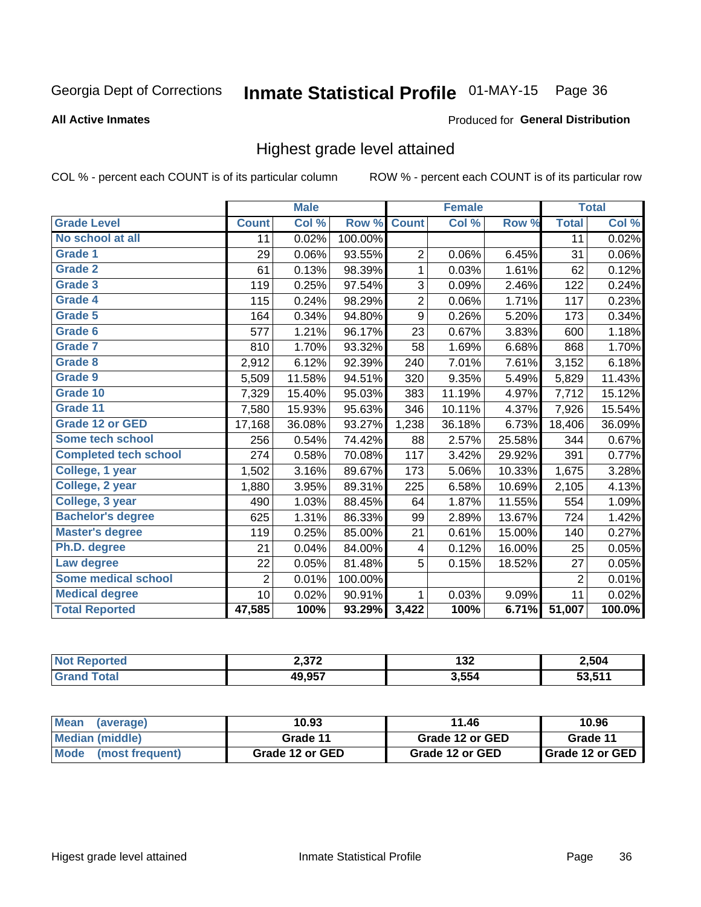Georgia Dept of Corrections **Inmate Statistical Profile** 01-MAY-15 Page 36

**All Active Inmates**

Produced for **General Distribution**

## Highest grade level attained

COL % - percent each COUNT is of its particular column

ROW % - percent each COUNT is of its particular row

| | Male | | | Female | | | Total | |
|---|---|---|---|---|---|---|---|---|
| **Grade Level** | **Count** | **Col %** | **Row %** | **Count** | **Col %** | **Row %** | **Total** | **Col %** |
| No school at all | 11 | 0.02% | 100.00% | | | | 11 | 0.02% |
| Grade 1 | 29 | 0.06% | 93.55% | 2 | 0.06% | 6.45% | 31 | 0.06% |
| Grade 2 | 61 | 0.13% | 98.39% | 1 | 0.03% | 1.61% | 62 | 0.12% |
| Grade 3 | 119 | 0.25% | 97.54% | 3 | 0.09% | 2.46% | 122 | 0.24% |
| Grade 4 | 115 | 0.24% | 98.29% | 2 | 0.06% | 1.71% | 117 | 0.23% |
| Grade 5 | 164 | 0.34% | 94.80% | 9 | 0.26% | 5.20% | 173 | 0.34% |
| Grade 6 | 577 | 1.21% | 96.17% | 23 | 0.67% | 3.83% | 600 | 1.18% |
| Grade 7 | 810 | 1.70% | 93.32% | 58 | 1.69% | 6.68% | 868 | 1.70% |
| Grade 8 | 2,912 | 6.12% | 92.39% | 240 | 7.01% | 7.61% | 3,152 | 6.18% |
| Grade 9 | 5,509 | 11.58% | 94.51% | 320 | 9.35% | 5.49% | 5,829 | 11.43% |
| Grade 10 | 7,329 | 15.40% | 95.03% | 383 | 11.19% | 4.97% | 7,712 | 15.12% |
| Grade 11 | 7,580 | 15.93% | 95.63% | 346 | 10.11% | 4.37% | 7,926 | 15.54% |
| Grade 12 or GED | 17,168 | 36.08% | 93.27% | 1,238 | 36.18% | 6.73% | 18,406 | 36.09% |
| Some tech school | 256 | 0.54% | 74.42% | 88 | 2.57% | 25.58% | 344 | 0.67% |
| Completed tech school | 274 | 0.58% | 70.08% | 117 | 3.42% | 29.92% | 391 | 0.77% |
| College, 1 year | 1,502 | 3.16% | 89.67% | 173 | 5.06% | 10.33% | 1,675 | 3.28% |
| College, 2 year | 1,880 | 3.95% | 89.31% | 225 | 6.58% | 10.69% | 2,105 | 4.13% |
| College, 3 year | 490 | 1.03% | 88.45% | 64 | 1.87% | 11.55% | 554 | 1.09% |
| Bachelor's degree | 625 | 1.31% | 86.33% | 99 | 2.89% | 13.67% | 724 | 1.42% |
| Master's degree | 119 | 0.25% | 85.00% | 21 | 0.61% | 15.00% | 140 | 0.27% |
| Ph.D. degree | 21 | 0.04% | 84.00% | 4 | 0.12% | 16.00% | 25 | 0.05% |
| Law degree | 22 | 0.05% | 81.48% | 5 | 0.15% | 18.52% | 27 | 0.05% |
| Some medical school | 2 | 0.01% | 100.00% | | | | 2 | 0.01% |
| Medical degree | 10 | 0.02% | 90.91% | 1 | 0.03% | 9.09% | 11 | 0.02% |
| **Total Reported** | **47,585** | **100%** | **93.29%** | **3,422** | **100%** | **6.71%** | **51,007** | **100.0%** |

| | Male | Female | Total |
|---|---|---|---|
| Not Reported | 2,372 | 132 | 2,504 |
| Grand Total | 49,957 | 3,554 | 53,511 |

| | Male | Female | Total |
|---|---|---|---|
| Mean (average) | 10.93 | 11.46 | 10.96 |
| Median (middle) | Grade 11 | Grade 12 or GED | Grade 11 |
| Mode (most frequent) | Grade 12 or GED | Grade 12 or GED | Grade 12 or GED |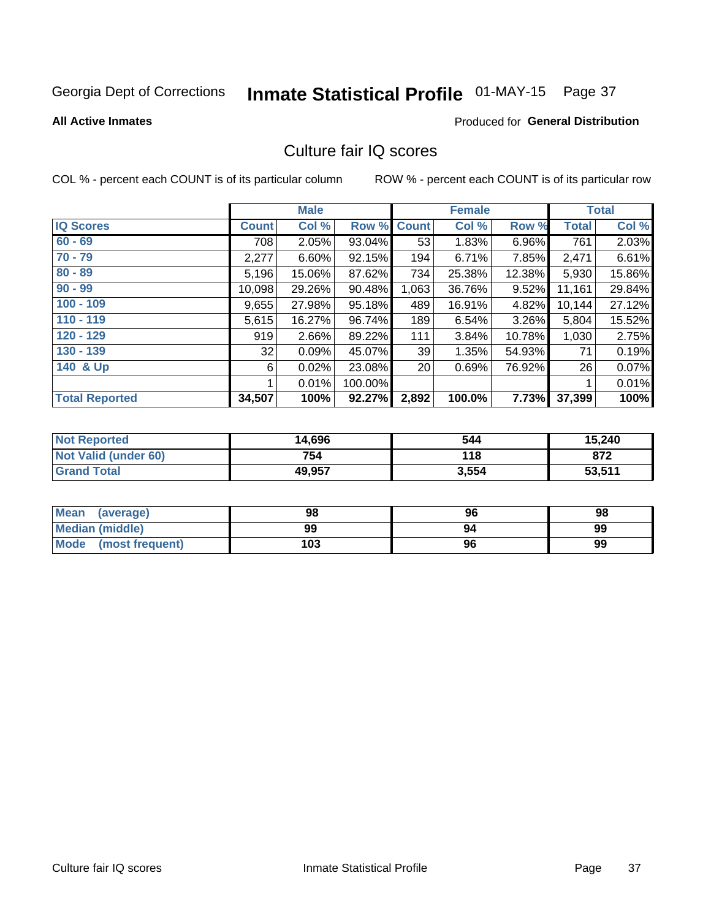Georgia Dept of Corrections **Inmate Statistical Profile** 01-MAY-15 Page 37

**All Active Inmates**

Produced for **General Distribution**

## Culture fair IQ scores

COL % - percent each COUNT is of its particular column ROW % - percent each COUNT is of its particular row

| | Male | | | Female | | | Total | |
|---|---|---|---|---|---|---|---|---|
| **IQ Scores** | **Count** | **Col %** | **Row %** | **Count** | **Col %** | **Row %** | **Total** | **Col %** |
| 60 - 69 | 708 | 2.05% | 93.04% | 53 | 1.83% | 6.96% | 761 | 2.03% |
| 70 - 79 | 2,277 | 6.60% | 92.15% | 194 | 6.71% | 7.85% | 2,471 | 6.61% |
| 80 - 89 | 5,196 | 15.06% | 87.62% | 734 | 25.38% | 12.38% | 5,930 | 15.86% |
| 90 - 99 | 10,098 | 29.26% | 90.48% | 1,063 | 36.76% | 9.52% | 11,161 | 29.84% |
| 100 - 109 | 9,655 | 27.98% | 95.18% | 489 | 16.91% | 4.82% | 10,144 | 27.12% |
| 110 - 119 | 5,615 | 16.27% | 96.74% | 189 | 6.54% | 3.26% | 5,804 | 15.52% |
| 120 - 129 | 919 | 2.66% | 89.22% | 111 | 3.84% | 10.78% | 1,030 | 2.75% |
| 130 - 139 | 32 | 0.09% | 45.07% | 39 | 1.35% | 54.93% | 71 | 0.19% |
| 140 & Up | 6 | 0.02% | 23.08% | 20 | 0.69% | 76.92% | 26 | 0.07% |
| | 1 | 0.01% | 100.00% | | | | 1 | 0.01% |
| **Total Reported** | **34,507** | **100%** | **92.27%** | **2,892** | **100.0%** | **7.73%** | **37,399** | **100%** |

| | Male | Female | Total |
|---|---|---|---|
| Not Reported | 14,696 | 544 | 15,240 |
| Not Valid (under 60) | 754 | 118 | 872 |
| Grand Total | 49,957 | 3,554 | 53,511 |

| | Male | Female | Total |
|---|---|---|---|
| Mean (average) | 98 | 96 | 98 |
| Median (middle) | 99 | 94 | 99 |
| Mode (most frequent) | 103 | 96 | 99 |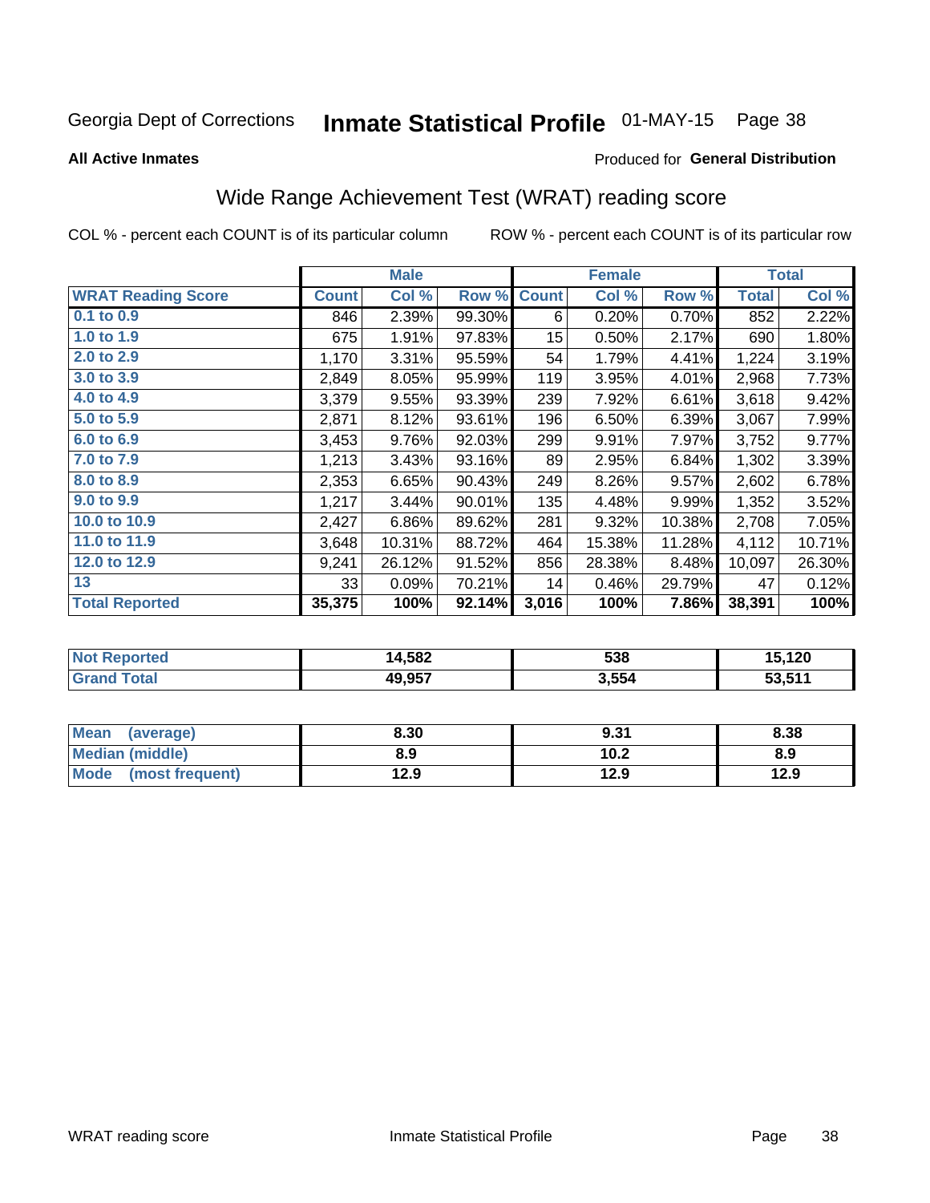Georgia Dept of Corrections **Inmate Statistical Profile** 01-MAY-15

**All Active Inmates**

Produced for **General Distribution**

## Wide Range Achievement Test (WRAT) reading score

COL % - percent each COUNT is of its particular column ROW % - percent each COUNT is of its particular row

| | Male | | | Female | | | Total | |
|---|---|---|---|---|---|---|---|---|
| **WRAT Reading Score** | **Count** | **Col %** | **Row %** | **Count** | **Col %** | **Row %** | **Total** | **Col %** |
| **0.1 to 0.9** | 846 | 2.39% | 99.30% | 6 | 0.20% | 0.70% | 852 | 2.22% |
| **1.0 to 1.9** | 675 | 1.91% | 97.83% | 15 | 0.50% | 2.17% | 690 | 1.80% |
| **2.0 to 2.9** | 1,170 | 3.31% | 95.59% | 54 | 1.79% | 4.41% | 1,224 | 3.19% |
| **3.0 to 3.9** | 2,849 | 8.05% | 95.99% | 119 | 3.95% | 4.01% | 2,968 | 7.73% |
| **4.0 to 4.9** | 3,379 | 9.55% | 93.39% | 239 | 7.92% | 6.61% | 3,618 | 9.42% |
| **5.0 to 5.9** | 2,871 | 8.12% | 93.61% | 196 | 6.50% | 6.39% | 3,067 | 7.99% |
| **6.0 to 6.9** | 3,453 | 9.76% | 92.03% | 299 | 9.91% | 7.97% | 3,752 | 9.77% |
| **7.0 to 7.9** | 1,213 | 3.43% | 93.16% | 89 | 2.95% | 6.84% | 1,302 | 3.39% |
| **8.0 to 8.9** | 2,353 | 6.65% | 90.43% | 249 | 8.26% | 9.57% | 2,602 | 6.78% |
| **9.0 to 9.9** | 1,217 | 3.44% | 90.01% | 135 | 4.48% | 9.99% | 1,352 | 3.52% |
| **10.0 to 10.9** | 2,427 | 6.86% | 89.62% | 281 | 9.32% | 10.38% | 2,708 | 7.05% |
| **11.0 to 11.9** | 3,648 | 10.31% | 88.72% | 464 | 15.38% | 11.28% | 4,112 | 10.71% |
| **12.0 to 12.9** | 9,241 | 26.12% | 91.52% | 856 | 28.38% | 8.48% | 10,097 | 26.30% |
| **13** | 33 | 0.09% | 70.21% | 14 | 0.46% | 29.79% | 47 | 0.12% |
| **Total Reported** | **35,375** | **100%** | **92.14%** | **3,016** | **100%** | **7.86%** | **38,391** | **100%** |

| | Male | Female | Total |
|---|---|---|---|
| **Not Reported** | **14,582** | **538** | **15,120** |
| **Grand Total** | **49,957** | **3,554** | **53,511** |

| | Male | Female | Total |
|---|---|---|---|
| **Mean (average)** | **8.30** | **9.31** | **8.38** |
| **Median (middle)** | **8.9** | **10.2** | **8.9** |
| **Mode (most frequent)** | **12.9** | **12.9** | **12.9** |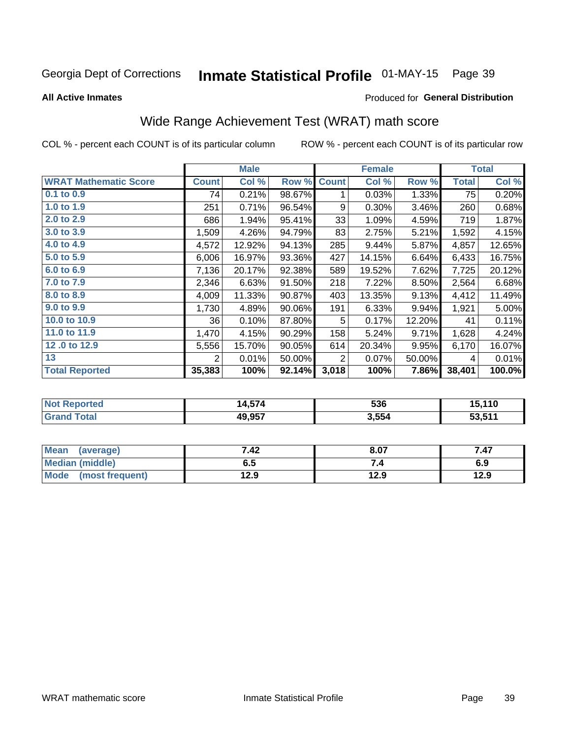Georgia Dept of Corrections **Inmate Statistical Profile** 01-MAY-15

**All Active Inmates**

Produced for **General Distribution**

## Wide Range Achievement Test (WRAT) math score

COL % - percent each COUNT is of its particular column     ROW % - percent each COUNT is of its particular row

| | Male | | | Female | | | Total | |
|---|---|---|---|---|---|---|---|---|
| **WRAT Mathematic Score** | **Count** | **Col %** | **Row %** | **Count** | **Col %** | **Row %** | **Total** | **Col %** |
| 0.1 to 0.9 | 74 | 0.21% | 98.67% | 1 | 0.03% | 1.33% | 75 | 0.20% |
| 1.0 to 1.9 | 251 | 0.71% | 96.54% | 9 | 0.30% | 3.46% | 260 | 0.68% |
| 2.0 to 2.9 | 686 | 1.94% | 95.41% | 33 | 1.09% | 4.59% | 719 | 1.87% |
| 3.0 to 3.9 | 1,509 | 4.26% | 94.79% | 83 | 2.75% | 5.21% | 1,592 | 4.15% |
| 4.0 to 4.9 | 4,572 | 12.92% | 94.13% | 285 | 9.44% | 5.87% | 4,857 | 12.65% |
| 5.0 to 5.9 | 6,006 | 16.97% | 93.36% | 427 | 14.15% | 6.64% | 6,433 | 16.75% |
| 6.0 to 6.9 | 7,136 | 20.17% | 92.38% | 589 | 19.52% | 7.62% | 7,725 | 20.12% |
| 7.0 to 7.9 | 2,346 | 6.63% | 91.50% | 218 | 7.22% | 8.50% | 2,564 | 6.68% |
| 8.0 to 8.9 | 4,009 | 11.33% | 90.87% | 403 | 13.35% | 9.13% | 4,412 | 11.49% |
| 9.0 to 9.9 | 1,730 | 4.89% | 90.06% | 191 | 6.33% | 9.94% | 1,921 | 5.00% |
| 10.0 to 10.9 | 36 | 0.10% | 87.80% | 5 | 0.17% | 12.20% | 41 | 0.11% |
| 11.0 to 11.9 | 1,470 | 4.15% | 90.29% | 158 | 5.24% | 9.71% | 1,628 | 4.24% |
| 12 .0 to 12.9 | 5,556 | 15.70% | 90.05% | 614 | 20.34% | 9.95% | 6,170 | 16.07% |
| 13 | 2 | 0.01% | 50.00% | 2 | 0.07% | 50.00% | 4 | 0.01% |
| **Total Reported** | **35,383** | **100%** | **92.14%** | **3,018** | **100%** | **7.86%** | **38,401** | **100.0%** |

| | Male | Female | Total |
|---|---|---|---|
| Not Reported | 14,574 | 536 | 15,110 |
| Grand Total | 49,957 | 3,554 | 53,511 |

| | Male | Female | Total |
|---|---|---|---|
| Mean (average) | 7.42 | 8.07 | 7.47 |
| Median (middle) | 6.5 | 7.4 | 6.9 |
| Mode (most frequent) | 12.9 | 12.9 | 12.9 |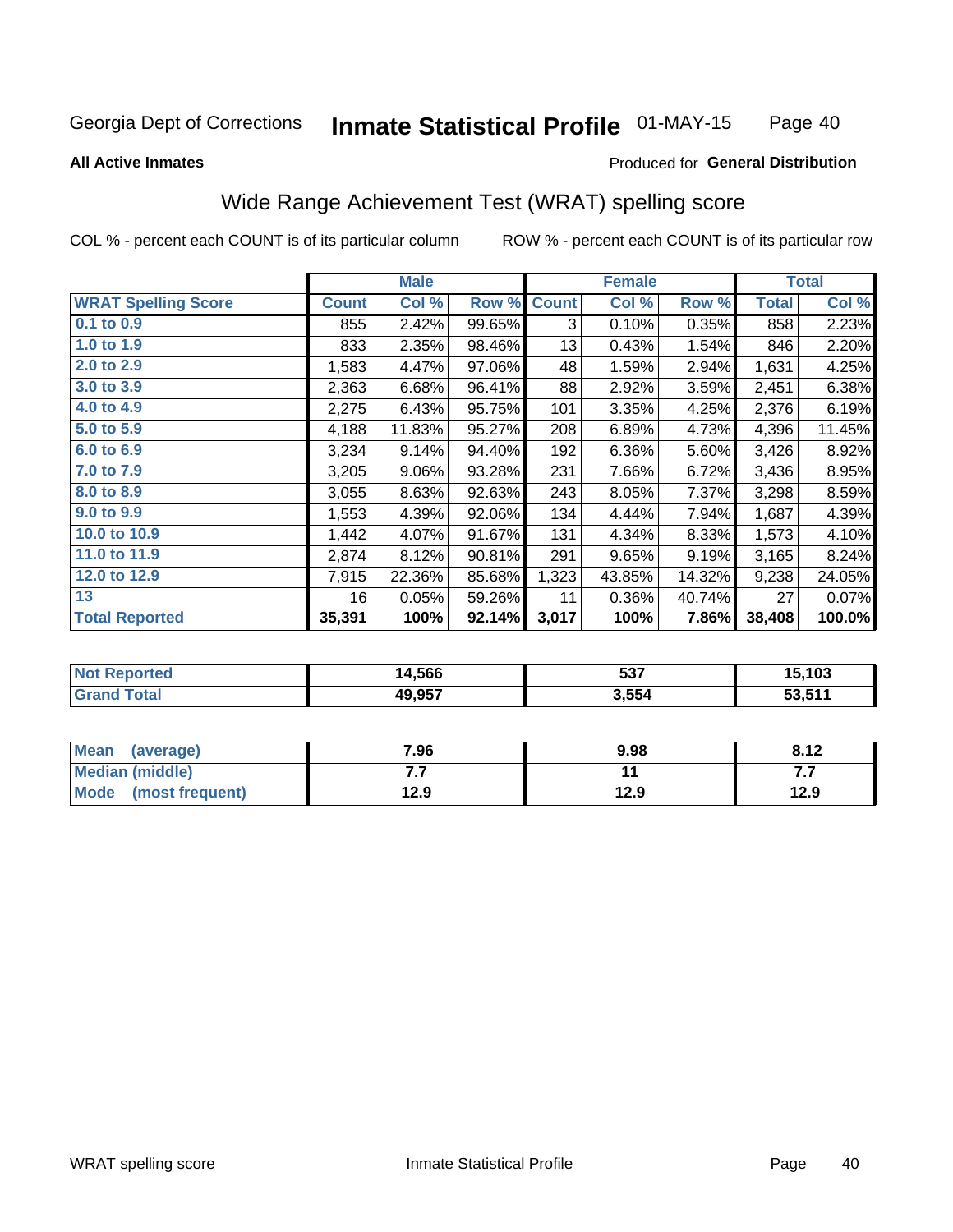Georgia Dept of Corrections **Inmate Statistical Profile** 01-MAY-15

**All Active Inmates**

Produced for **General Distribution**

## Wide Range Achievement Test (WRAT) spelling score

COL % - percent each COUNT is of its particular column     ROW % - percent each COUNT is of its particular row

| | Male | | | Female | | | Total | |
|---|---|---|---|---|---|---|---|---|
| **WRAT Spelling Score** | **Count** | **Col %** | **Row %** | **Count** | **Col %** | **Row %** | **Total** | **Col %** |
| 0.1 to 0.9 | 855 | 2.42% | 99.65% | 3 | 0.10% | 0.35% | 858 | 2.23% |
| 1.0 to 1.9 | 833 | 2.35% | 98.46% | 13 | 0.43% | 1.54% | 846 | 2.20% |
| 2.0 to 2.9 | 1,583 | 4.47% | 97.06% | 48 | 1.59% | 2.94% | 1,631 | 4.25% |
| 3.0 to 3.9 | 2,363 | 6.68% | 96.41% | 88 | 2.92% | 3.59% | 2,451 | 6.38% |
| 4.0 to 4.9 | 2,275 | 6.43% | 95.75% | 101 | 3.35% | 4.25% | 2,376 | 6.19% |
| 5.0 to 5.9 | 4,188 | 11.83% | 95.27% | 208 | 6.89% | 4.73% | 4,396 | 11.45% |
| 6.0 to 6.9 | 3,234 | 9.14% | 94.40% | 192 | 6.36% | 5.60% | 3,426 | 8.92% |
| 7.0 to 7.9 | 3,205 | 9.06% | 93.28% | 231 | 7.66% | 6.72% | 3,436 | 8.95% |
| 8.0 to 8.9 | 3,055 | 8.63% | 92.63% | 243 | 8.05% | 7.37% | 3,298 | 8.59% |
| 9.0 to 9.9 | 1,553 | 4.39% | 92.06% | 134 | 4.44% | 7.94% | 1,687 | 4.39% |
| 10.0 to 10.9 | 1,442 | 4.07% | 91.67% | 131 | 4.34% | 8.33% | 1,573 | 4.10% |
| 11.0 to 11.9 | 2,874 | 8.12% | 90.81% | 291 | 9.65% | 9.19% | 3,165 | 8.24% |
| 12.0 to 12.9 | 7,915 | 22.36% | 85.68% | 1,323 | 43.85% | 14.32% | 9,238 | 24.05% |
| 13 | 16 | 0.05% | 59.26% | 11 | 0.36% | 40.74% | 27 | 0.07% |
| **Total Reported** | **35,391** | **100%** | **92.14%** | **3,017** | **100%** | **7.86%** | **38,408** | **100.0%** |

| | Male | Female | Total |
|---|---|---|---|
| **Not Reported** | **14,566** | **537** | **15,103** |
| **Grand Total** | **49,957** | **3,554** | **53,511** |

| | Male | Female | Total |
|---|---|---|---|
| **Mean (average)** | **7.96** | **9.98** | **8.12** |
| **Median (middle)** | **7.7** | **11** | **7.7** |
| **Mode (most frequent)** | **12.9** | **12.9** | **12.9** |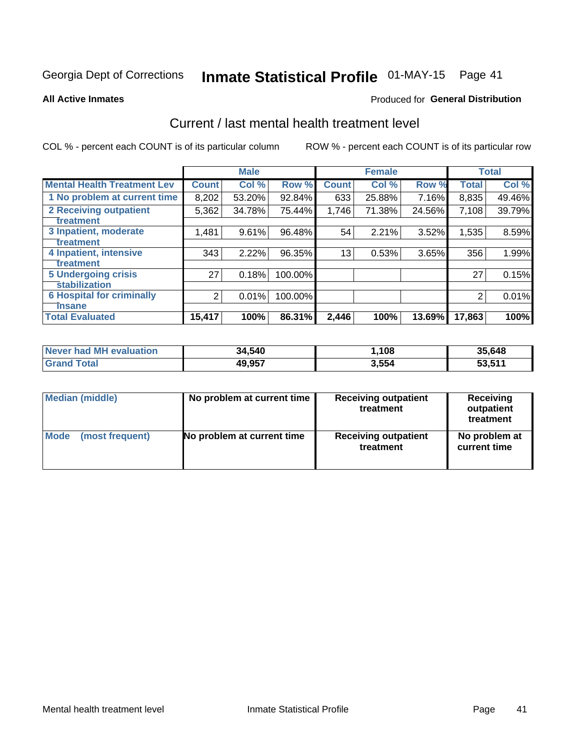Georgia Dept of Corrections **Inmate Statistical Profile** 01-MAY-15 Page 41

**All Active Inmates**

Produced for **General Distribution**

## Current / last mental health treatment level

COL % - percent each COUNT is of its particular column      ROW % - percent each COUNT is of its particular row

| | Male | | | Female | | | Total | |
|---|---|---|---|---|---|---|---|---|
| **Mental Health Treatment Lev** | **Count** | **Col %** | **Row %** | **Count** | **Col %** | **Row %** | **Total** | **Col %** |
| 1 No problem at current time | 8,202 | 53.20% | 92.84% | 633 | 25.88% | 7.16% | 8,835 | 49.46% |
| 2 Receiving outpatient treatment | 5,362 | 34.78% | 75.44% | 1,746 | 71.38% | 24.56% | 7,108 | 39.79% |
| 3 Inpatient, moderate treatment | 1,481 | 9.61% | 96.48% | 54 | 2.21% | 3.52% | 1,535 | 8.59% |
| 4 Inpatient, intensive treatment | 343 | 2.22% | 96.35% | 13 | 0.53% | 3.65% | 356 | 1.99% |
| 5 Undergoing crisis stabilization | 27 | 0.18% | 100.00% | | | | 27 | 0.15% |
| 6 Hospital for criminally insane | 2 | 0.01% | 100.00% | | | | 2 | 0.01% |
| **Total Evaluated** | **15,417** | **100%** | **86.31%** | **2,446** | **100%** | **13.69%** | **17,863** | **100%** |

| | Male | Female | Total |
|---|---|---|---|
| **Never had MH evaluation** | **34,540** | **1,108** | **35,648** |
| **Grand Total** | **49,957** | **3,554** | **53,511** |

| | Male | Female | Total |
|---|---|---|---|
| **Median (middle)** | **No problem at current time** | **Receiving outpatient treatment** | **Receiving outpatient treatment** |
| **Mode (most frequent)** | **No problem at current time** | **Receiving outpatient treatment** | **No problem at current time** |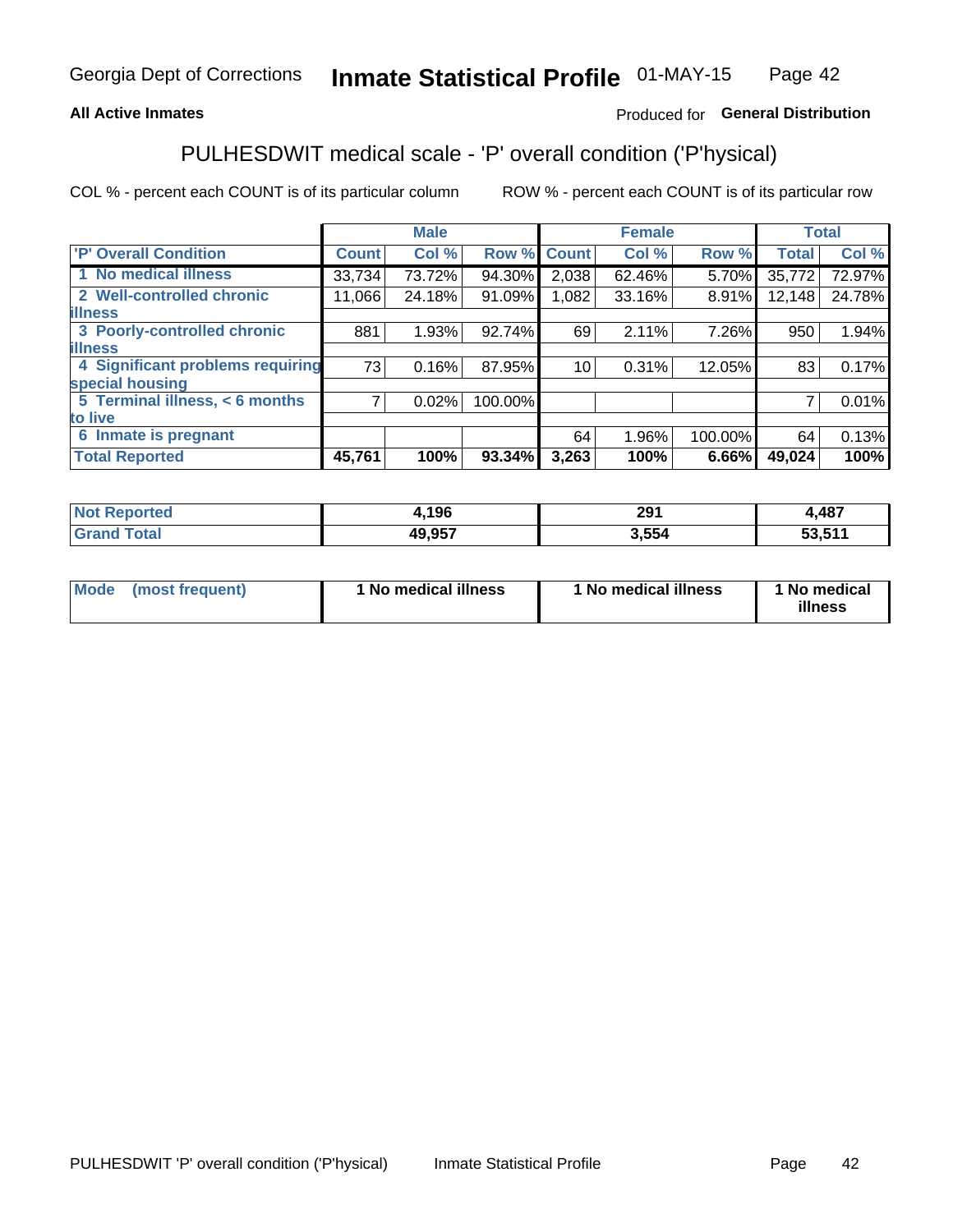Georgia Dept of Corrections **Inmate Statistical Profile** 01-MAY-15

**All Active Inmates**

Produced for **General Distribution**

## PULHESDWIT medical scale - 'P' overall condition ('P'hysical)

COL % - percent each COUNT is of its particular column

ROW % - percent each COUNT is of its particular row

| | Male | | | Female | | | Total | |
|---|---|---|---|---|---|---|---|---|
| 'P' Overall Condition | Count | Col % | Row % | Count | Col % | Row % | Total | Col % |
| 1 No medical illness | 33,734 | 73.72% | 94.30% | 2,038 | 62.46% | 5.70% | 35,772 | 72.97% |
| 2 Well-controlled chronic illness | 11,066 | 24.18% | 91.09% | 1,082 | 33.16% | 8.91% | 12,148 | 24.78% |
| 3 Poorly-controlled chronic illness | 881 | 1.93% | 92.74% | 69 | 2.11% | 7.26% | 950 | 1.94% |
| 4 Significant problems requiring special housing | 73 | 0.16% | 87.95% | 10 | 0.31% | 12.05% | 83 | 0.17% |
| 5 Terminal illness, < 6 months to live | 7 | 0.02% | 100.00% | | | | 7 | 0.01% |
| 6 Inmate is pregnant | | | | 64 | 1.96% | 100.00% | 64 | 0.13% |
| **Total Reported** | **45,761** | **100%** | **93.34%** | **3,263** | **100%** | **6.66%** | **49,024** | **100%** |

| | Male | Female | Total |
|---|---|---|---|
| Not Reported | 4,196 | 291 | 4,487 |
| Grand Total | 49,957 | 3,554 | 53,511 |

| | Male | Female | Total |
|---|---|---|---|
| Mode (most frequent) | 1 No medical illness | 1 No medical illness | 1 No medical illness |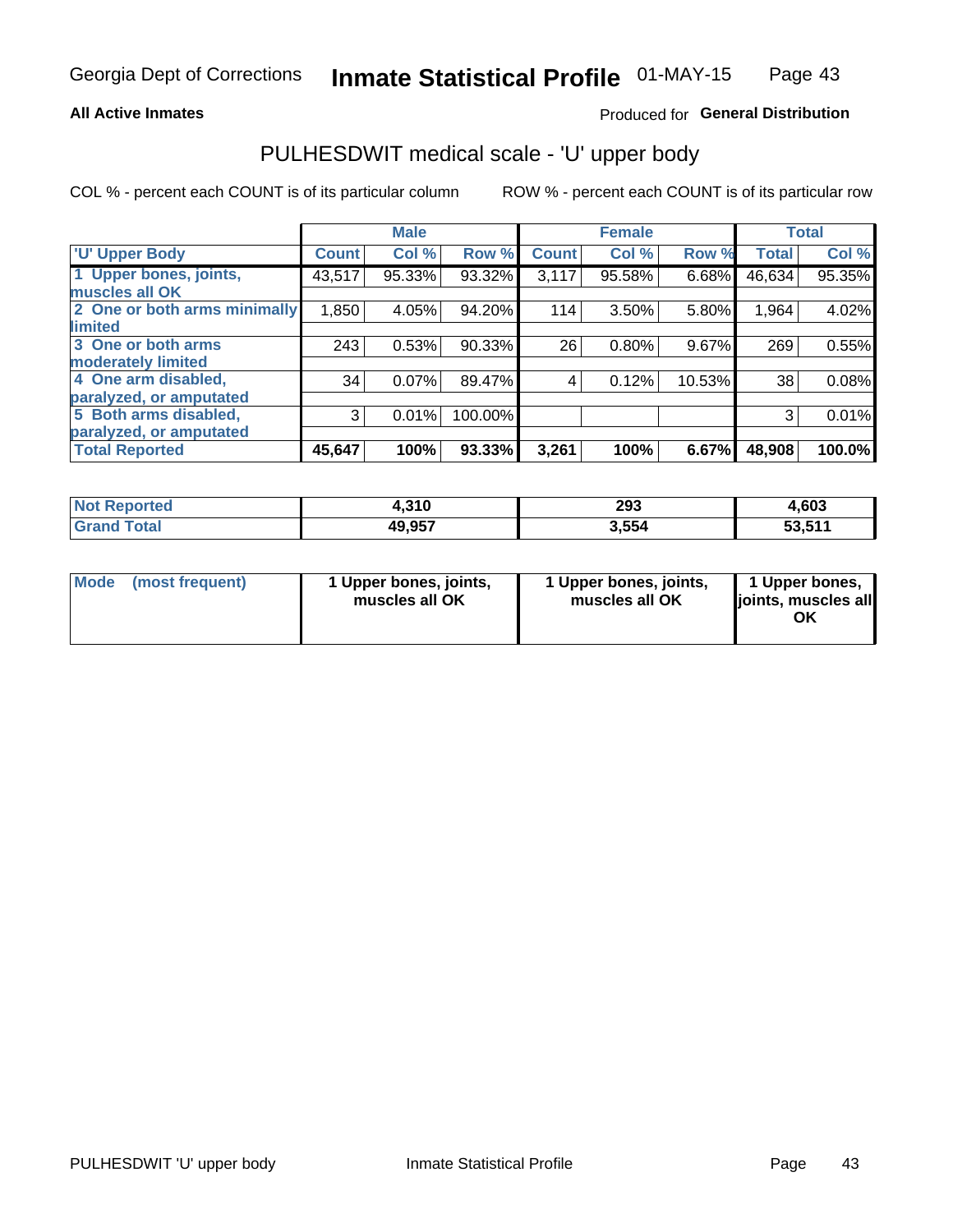Georgia Dept of Corrections **Inmate Statistical Profile** 01-MAY-15

**All Active Inmates**

Produced for **General Distribution**

## PULHESDWIT medical scale - 'U' upper body

COL % - percent each COUNT is of its particular column

ROW % - percent each COUNT is of its particular row

| | Male | | | Female | | | Total | |
|---|---|---|---|---|---|---|---|---|
| 'U' Upper Body | Count | Col % | Row % | Count | Col % | Row % | Total | Col % |
| 1 Upper bones, joints, muscles all OK | 43,517 | 95.33% | 93.32% | 3,117 | 95.58% | 6.68% | 46,634 | 95.35% |
| 2 One or both arms minimally limited | 1,850 | 4.05% | 94.20% | 114 | 3.50% | 5.80% | 1,964 | 4.02% |
| 3 One or both arms moderately limited | 243 | 0.53% | 90.33% | 26 | 0.80% | 9.67% | 269 | 0.55% |
| 4 One arm disabled, paralyzed, or amputated | 34 | 0.07% | 89.47% | 4 | 0.12% | 10.53% | 38 | 0.08% |
| 5 Both arms disabled, paralyzed, or amputated | 3 | 0.01% | 100.00% | | | | 3 | 0.01% |
| Total Reported | 45,647 | 100% | 93.33% | 3,261 | 100% | 6.67% | 48,908 | 100.0% |

| | Male | Female | Total |
|---|---|---|---|
| Not Reported | 4,310 | 293 | 4,603 |
| Grand Total | 49,957 | 3,554 | 53,511 |

| | Male | Female | Total |
|---|---|---|---|
| Mode (most frequent) | 1 Upper bones, joints, muscles all OK | 1 Upper bones, joints, muscles all OK | 1 Upper bones, joints, muscles all OK |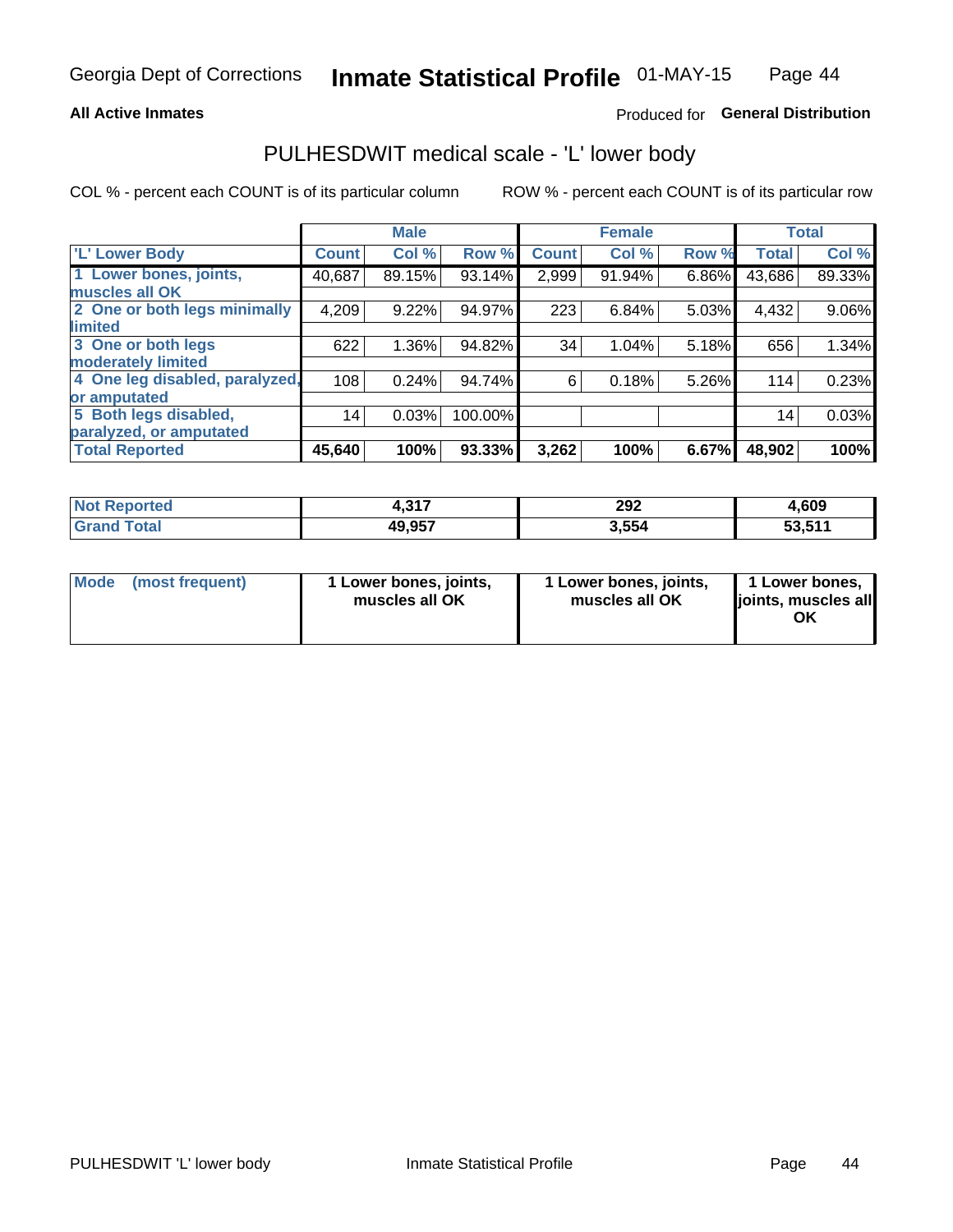Georgia Dept of Corrections **Inmate Statistical Profile** 01-MAY-15

**All Active Inmates**

Produced for **General Distribution**

## PULHESDWIT medical scale - 'L' lower body

COL % - percent each COUNT is of its particular column ROW % - percent each COUNT is of its particular row

| | Male | | | Female | | | Total | |
|---|---|---|---|---|---|---|---|---|
| **'L' Lower Body** | **Count** | **Col %** | **Row %** | **Count** | **Col %** | **Row %** | **Total** | **Col %** |
| **1 Lower bones, joints, muscles all OK** | 40,687 | 89.15% | 93.14% | 2,999 | 91.94% | 6.86% | 43,686 | 89.33% |
| **2 One or both legs minimally limited** | 4,209 | 9.22% | 94.97% | 223 | 6.84% | 5.03% | 4,432 | 9.06% |
| **3 One or both legs moderately limited** | 622 | 1.36% | 94.82% | 34 | 1.04% | 5.18% | 656 | 1.34% |
| **4 One leg disabled, paralyzed, or amputated** | 108 | 0.24% | 94.74% | 6 | 0.18% | 5.26% | 114 | 0.23% |
| **5 Both legs disabled, paralyzed, or amputated** | 14 | 0.03% | 100.00% | | | | 14 | 0.03% |
| **Total Reported** | **45,640** | **100%** | **93.33%** | **3,262** | **100%** | **6.67%** | **48,902** | **100%** |

| | Male | Female | Total |
|---|---|---|---|
| **Not Reported** | **4,317** | **292** | **4,609** |
| **Grand Total** | **49,957** | **3,554** | **53,511** |

| | Male | Female | Total |
|---|---|---|---|
| **Mode (most frequent)** | **1 Lower bones, joints, muscles all OK** | **1 Lower bones, joints, muscles all OK** | **1 Lower bones, joints, muscles all OK** |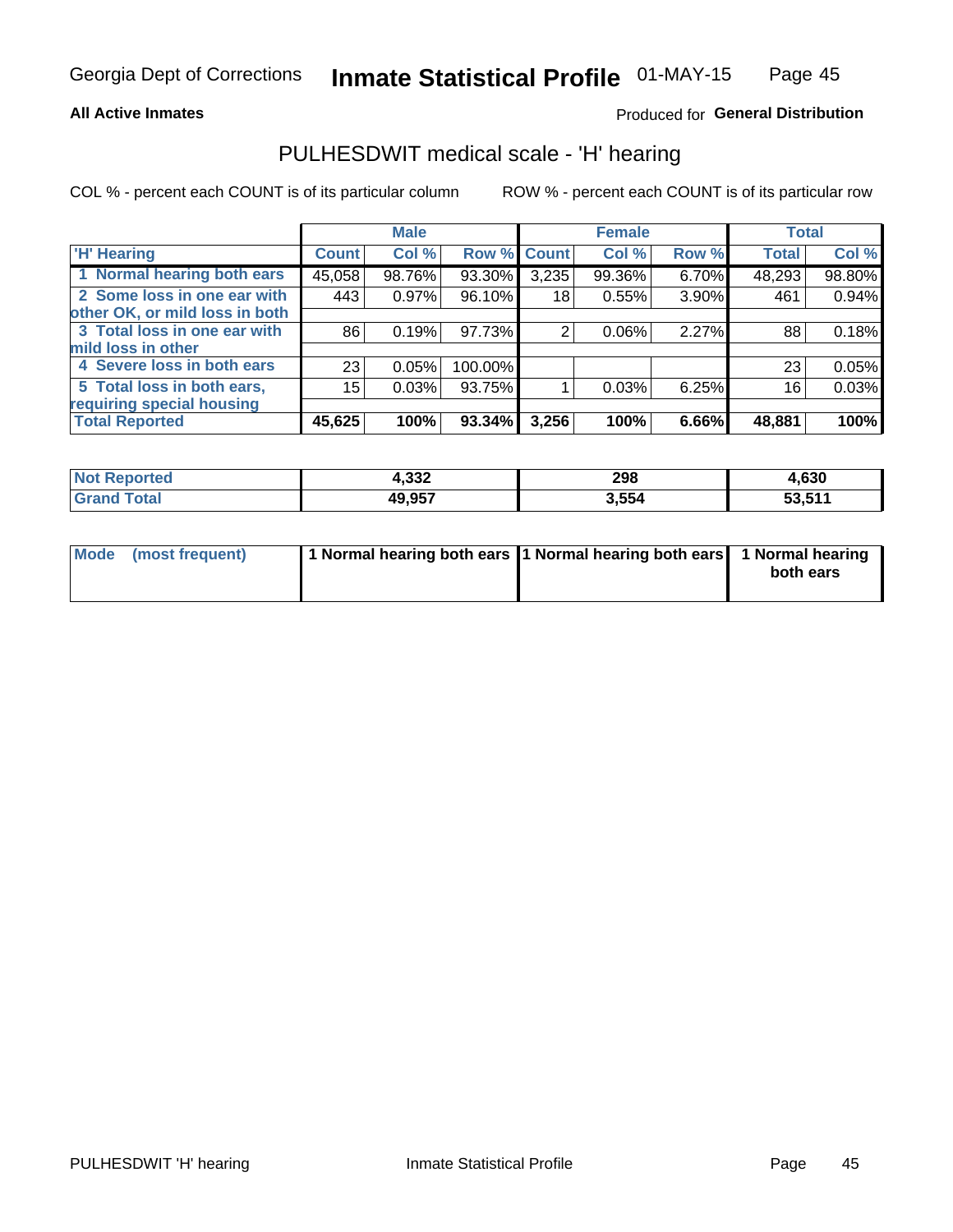Georgia Dept of Corrections **Inmate Statistical Profile** 01-MAY-15

**All Active Inmates**

Produced for **General Distribution**

## PULHESDWIT medical scale - 'H' hearing

COL % - percent each COUNT is of its particular column

ROW % - percent each COUNT is of its particular row

| | Male | | | Female | | | Total | |
|---|---|---|---|---|---|---|---|---|
| 'H' Hearing | Count | Col % | Row % | Count | Col % | Row % | Total | Col % |
| 1 Normal hearing both ears | 45,058 | 98.76% | 93.30% | 3,235 | 99.36% | 6.70% | 48,293 | 98.80% |
| 2 Some loss in one ear with other OK, or mild loss in both | 443 | 0.97% | 96.10% | 18 | 0.55% | 3.90% | 461 | 0.94% |
| 3 Total loss in one ear with mild loss in other | 86 | 0.19% | 97.73% | 2 | 0.06% | 2.27% | 88 | 0.18% |
| 4 Severe loss in both ears | 23 | 0.05% | 100.00% | | | | 23 | 0.05% |
| 5 Total loss in both ears, requiring special housing | 15 | 0.03% | 93.75% | 1 | 0.03% | 6.25% | 16 | 0.03% |
| **Total Reported** | **45,625** | **100%** | **93.34%** | **3,256** | **100%** | **6.66%** | **48,881** | **100%** |

| | Male | Female | Total |
|---|---|---|---|
| Not Reported | 4,332 | 298 | 4,630 |
| Grand Total | 49,957 | 3,554 | 53,511 |

| | Male | Female | Total |
|---|---|---|---|
| Mode (most frequent) | 1 Normal hearing both ears | 1 Normal hearing both ears | 1 Normal hearing both ears |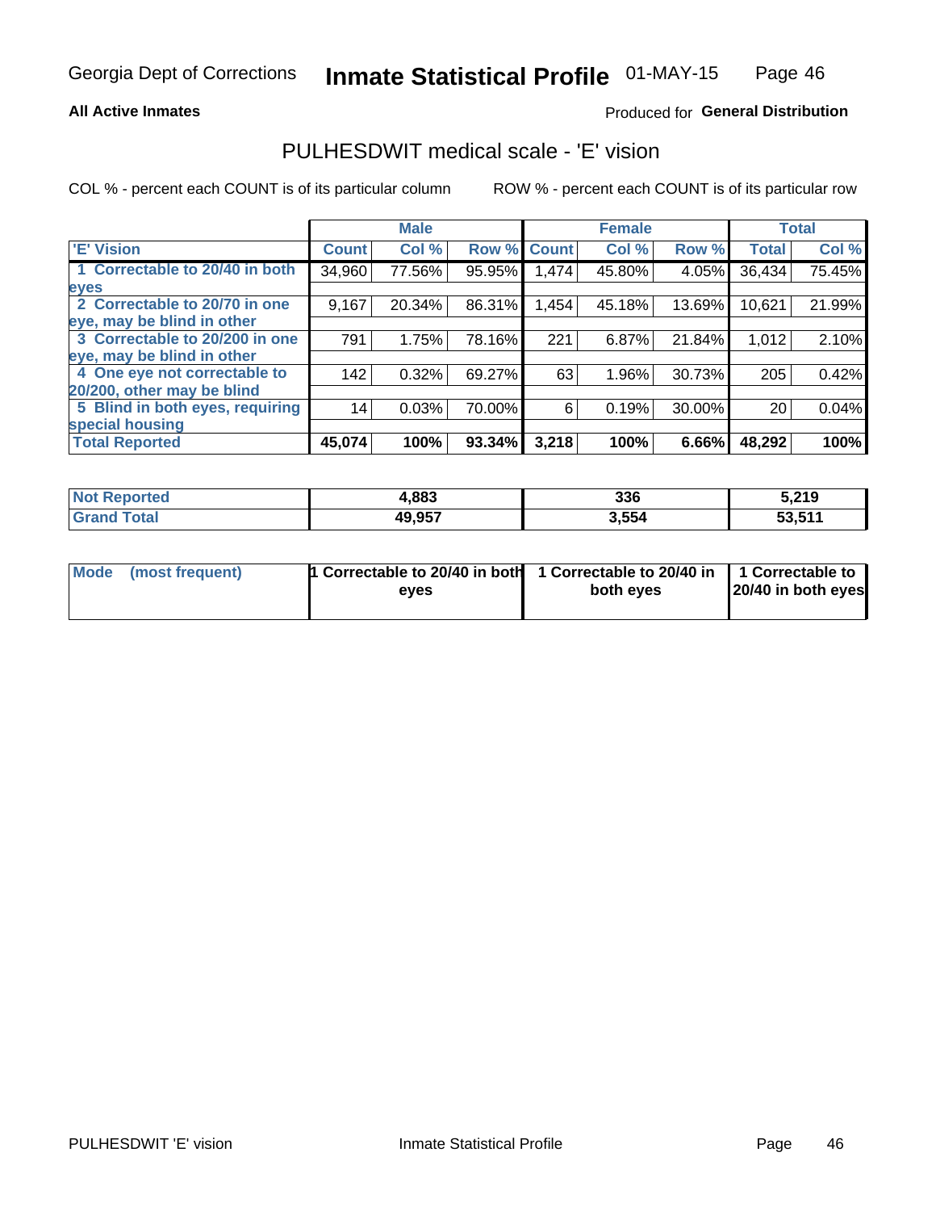Georgia Dept of Corrections **Inmate Statistical Profile** 01-MAY-15

**All Active Inmates**

Produced for **General Distribution**

## PULHESDWIT medical scale - 'E' vision

COL % - percent each COUNT is of its particular column

ROW % - percent each COUNT is of its particular row

| | Male | | | Female | | | Total | |
|---|---|---|---|---|---|---|---|---|
| 'E' Vision | Count | Col % | Row % | Count | Col % | Row % | Total | Col % |
| 1 Correctable to 20/40 in both eyes | 34,960 | 77.56% | 95.95% | 1,474 | 45.80% | 4.05% | 36,434 | 75.45% |
| 2 Correctable to 20/70 in one eye, may be blind in other | 9,167 | 20.34% | 86.31% | 1,454 | 45.18% | 13.69% | 10,621 | 21.99% |
| 3 Correctable to 20/200 in one eye, may be blind in other | 791 | 1.75% | 78.16% | 221 | 6.87% | 21.84% | 1,012 | 2.10% |
| 4 One eye not correctable to 20/200, other may be blind | 142 | 0.32% | 69.27% | 63 | 1.96% | 30.73% | 205 | 0.42% |
| 5 Blind in both eyes, requiring special housing | 14 | 0.03% | 70.00% | 6 | 0.19% | 30.00% | 20 | 0.04% |
| **Total Reported** | **45,074** | **100%** | **93.34%** | **3,218** | **100%** | **6.66%** | **48,292** | **100%** |

| | Male | Female | Total |
|---|---|---|---|
| Not Reported | 4,883 | 336 | 5,219 |
| Grand Total | 49,957 | 3,554 | 53,511 |

| | Male | Female | Total |
|---|---|---|---|
| Mode (most frequent) | 1 Correctable to 20/40 in both eyes | 1 Correctable to 20/40 in both eyes | 1 Correctable to 20/40 in both eyes |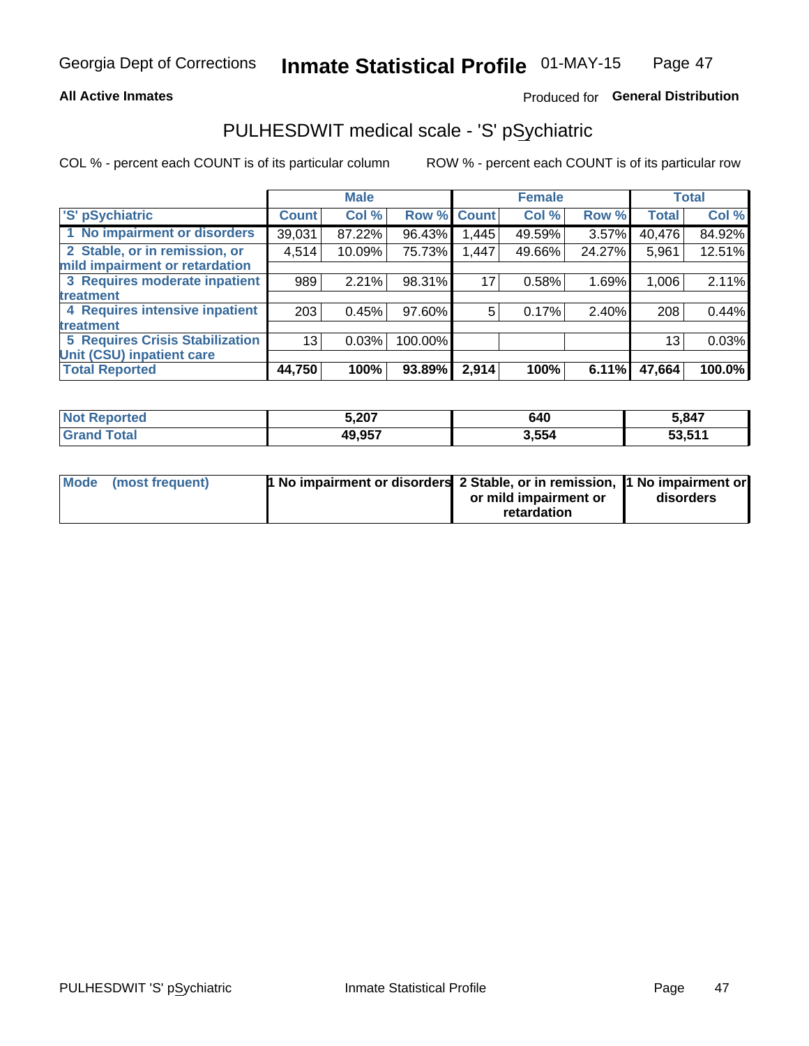**All Active Inmates** Produced for **General Distribution**

## PULHESDWIT medical scale - 'S' pSychiatric

COL % - percent each COUNT is of its particular column ROW % - percent each COUNT is of its particular row

| | Male | | | Female | | | Total | |
|---|---|---|---|---|---|---|---|---|
| 'S' pSychiatric | Count | Col % | Row % | Count | Col % | Row % | Total | Col % |
| 1 No impairment or disorders | 39,031 | 87.22% | 96.43% | 1,445 | 49.59% | 3.57% | 40,476 | 84.92% |
| 2 Stable, or in remission, or mild impairment or retardation | 4,514 | 10.09% | 75.73% | 1,447 | 49.66% | 24.27% | 5,961 | 12.51% |
| 3 Requires moderate inpatient treatment | 989 | 2.21% | 98.31% | 17 | 0.58% | 1.69% | 1,006 | 2.11% |
| 4 Requires intensive inpatient treatment | 203 | 0.45% | 97.60% | 5 | 0.17% | 2.40% | 208 | 0.44% |
| 5 Requires Crisis Stabilization Unit (CSU) inpatient care | 13 | 0.03% | 100.00% | | | | 13 | 0.03% |
| **Total Reported** | **44,750** | **100%** | **93.89%** | **2,914** | **100%** | **6.11%** | **47,664** | **100.0%** |

| | Male | Female | Total |
|---|---|---|---|
| Not Reported | 5,207 | 640 | 5,847 |
| Grand Total | 49,957 | 3,554 | 53,511 |

| | Male | Female | Total |
|---|---|---|---|
| Mode (most frequent) | 1 No impairment or disorders | 2 Stable, or in remission, or mild impairment or retardation | 1 No impairment or disorders |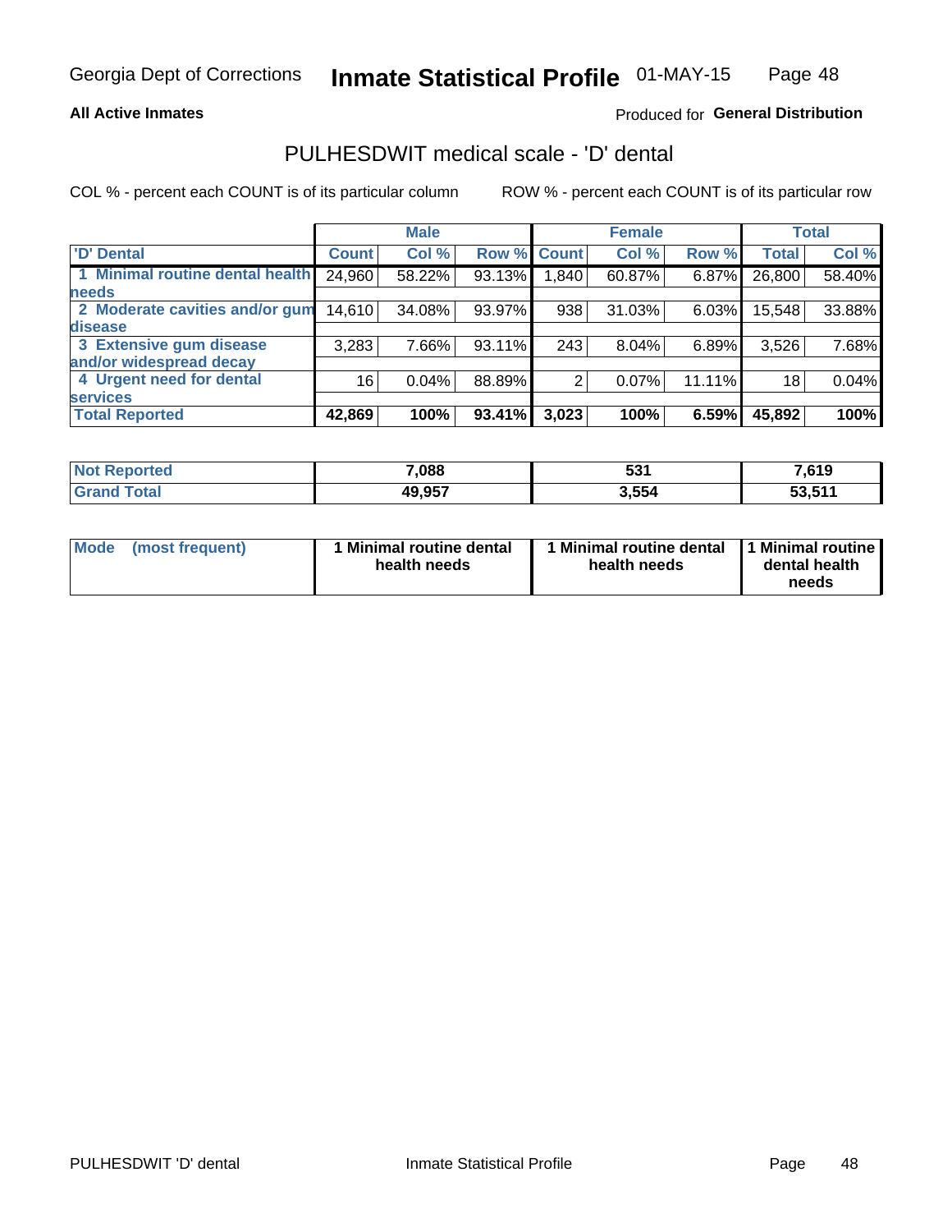**All Active Inmates**

Produced for **General Distribution**

## PULHESDWIT medical scale - 'D' dental

COL % - percent each COUNT is of its particular column

ROW % - percent each COUNT is of its particular row

| | Male | | | Female | | | Total | |
|---|---|---|---|---|---|---|---|---|
| 'D' Dental | Count | Col % | Row % | Count | Col % | Row % | Total | Col % |
| 1 Minimal routine dental health needs | 24,960 | 58.22% | 93.13% | 1,840 | 60.87% | 6.87% | 26,800 | 58.40% |
| 2 Moderate cavities and/or gum disease | 14,610 | 34.08% | 93.97% | 938 | 31.03% | 6.03% | 15,548 | 33.88% |
| 3 Extensive gum disease and/or widespread decay | 3,283 | 7.66% | 93.11% | 243 | 8.04% | 6.89% | 3,526 | 7.68% |
| 4 Urgent need for dental services | 16 | 0.04% | 88.89% | 2 | 0.07% | 11.11% | 18 | 0.04% |
| **Total Reported** | **42,869** | **100%** | **93.41%** | **3,023** | **100%** | **6.59%** | **45,892** | **100%** |

| | Male | Female | Total |
|---|---|---|---|
| Not Reported | 7,088 | 531 | 7,619 |
| Grand Total | 49,957 | 3,554 | 53,511 |

| | Male | Female | Total |
|---|---|---|---|
| Mode (most frequent) | 1 Minimal routine dental health needs | 1 Minimal routine dental health needs | 1 Minimal routine dental health needs |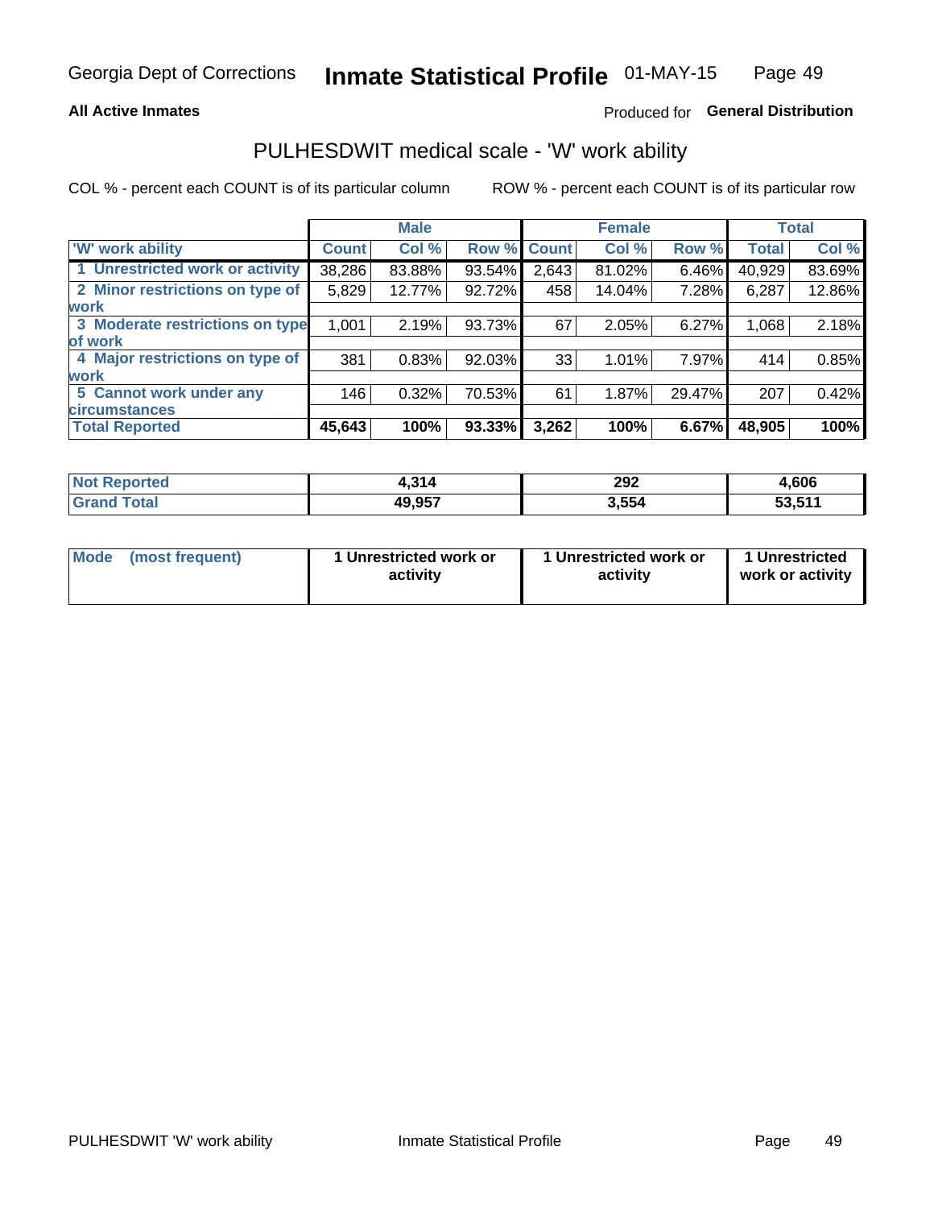Georgia Dept of Corrections **Inmate Statistical Profile** 01-MAY-15

**All Active Inmates**

Produced for **General Distribution**

## PULHESDWIT medical scale - 'W' work ability

COL % - percent each COUNT is of its particular column ROW % - percent each COUNT is of its particular row

| | Male | | | Female | | | Total | |
|---|---|---|---|---|---|---|---|---|
| 'W' work ability | Count | Col % | Row % | Count | Col % | Row % | Total | Col % |
| 1 Unrestricted work or activity | 38,286 | 83.88% | 93.54% | 2,643 | 81.02% | 6.46% | 40,929 | 83.69% |
| 2 Minor restrictions on type of work | 5,829 | 12.77% | 92.72% | 458 | 14.04% | 7.28% | 6,287 | 12.86% |
| 3 Moderate restrictions on type of work | 1,001 | 2.19% | 93.73% | 67 | 2.05% | 6.27% | 1,068 | 2.18% |
| 4 Major restrictions on type of work | 381 | 0.83% | 92.03% | 33 | 1.01% | 7.97% | 414 | 0.85% |
| 5 Cannot work under any circumstances | 146 | 0.32% | 70.53% | 61 | 1.87% | 29.47% | 207 | 0.42% |
| **Total Reported** | **45,643** | **100%** | **93.33%** | **3,262** | **100%** | **6.67%** | **48,905** | **100%** |

| | Male | Female | Total |
|---|---|---|---|
| Not Reported | 4,314 | 292 | 4,606 |
| Grand Total | 49,957 | 3,554 | 53,511 |

| | Male | Female | Total |
|---|---|---|---|
| Mode (most frequent) | 1 Unrestricted work or activity | 1 Unrestricted work or activity | 1 Unrestricted work or activity |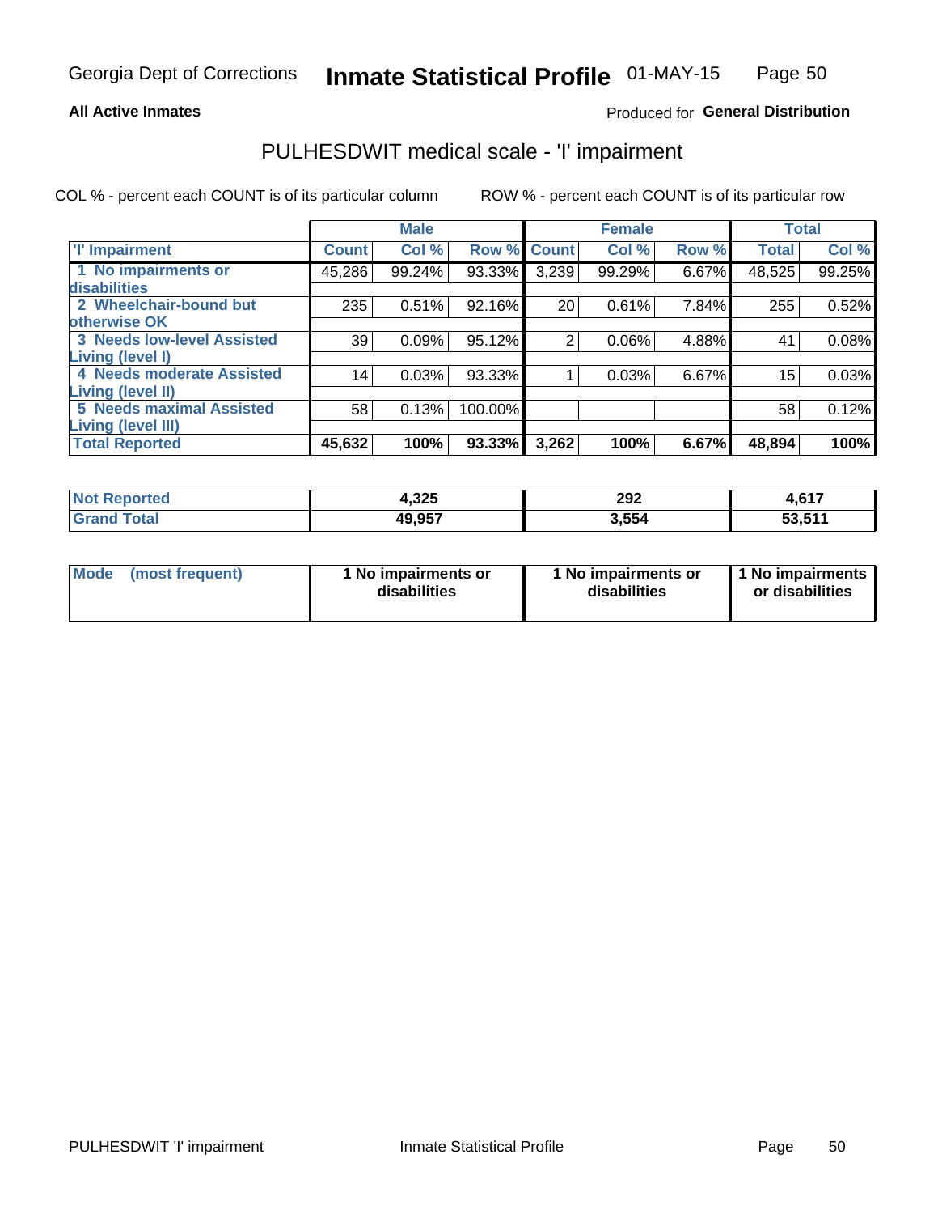Georgia Dept of Corrections **Inmate Statistical Profile** 01-MAY-15

**All Active Inmates**

Produced for **General Distribution**

## PULHESDWIT medical scale - 'I' impairment

COL % - percent each COUNT is of its particular column

ROW % - percent each COUNT is of its particular row

| | Male | | | Female | | | Total | |
|---|---|---|---|---|---|---|---|---|
| 'I' Impairment | Count | Col % | Row % | Count | Col % | Row % | Total | Col % |
| 1 No impairments or disabilities | 45,286 | 99.24% | 93.33% | 3,239 | 99.29% | 6.67% | 48,525 | 99.25% |
| 2 Wheelchair-bound but otherwise OK | 235 | 0.51% | 92.16% | 20 | 0.61% | 7.84% | 255 | 0.52% |
| 3 Needs low-level Assisted Living (level I) | 39 | 0.09% | 95.12% | 2 | 0.06% | 4.88% | 41 | 0.08% |
| 4 Needs moderate Assisted Living (level II) | 14 | 0.03% | 93.33% | 1 | 0.03% | 6.67% | 15 | 0.03% |
| 5 Needs maximal Assisted Living (level III) | 58 | 0.13% | 100.00% | | | | 58 | 0.12% |
| **Total Reported** | **45,632** | **100%** | **93.33%** | **3,262** | **100%** | **6.67%** | **48,894** | **100%** |

| | Male | Female | Total |
|---|---|---|---|
| Not Reported | 4,325 | 292 | 4,617 |
| Grand Total | 49,957 | 3,554 | 53,511 |

| | Male | Female | Total |
|---|---|---|---|
| Mode (most frequent) | 1 No impairments or disabilities | 1 No impairments or disabilities | 1 No impairments or disabilities |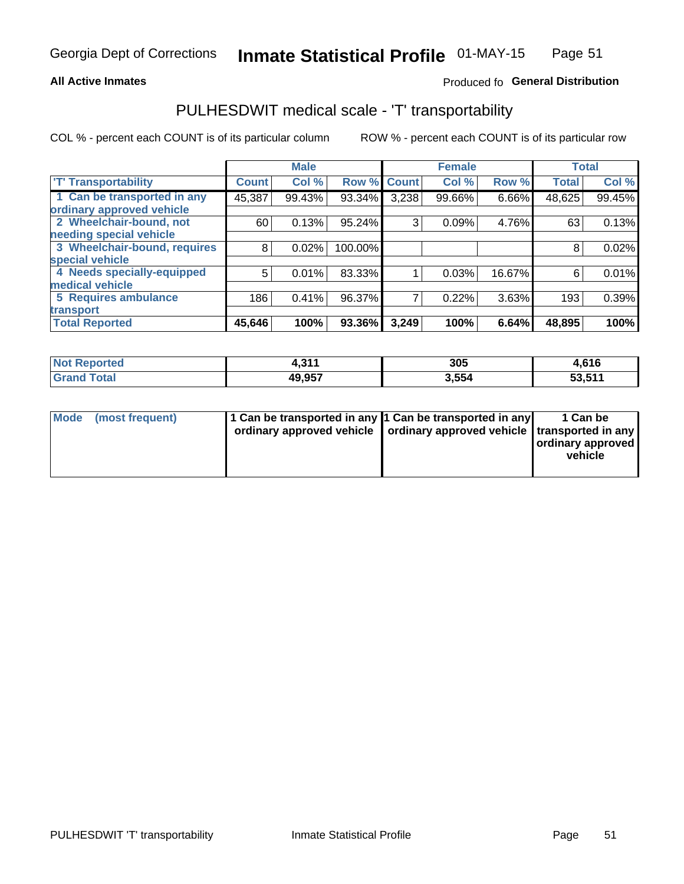**All Active Inmates**

Produced fo **General Distribution**

# PULHESDWIT medical scale - 'T' transportability

COL % - percent each COUNT is of its particular column

ROW % - percent each COUNT is of its particular row

| | Male | | | Female | | | Total | |
|---|---|---|---|---|---|---|---|---|
| 'T' Transportability | Count | Col % | Row % | Count | Col % | Row % | Total | Col % |
| 1 Can be transported in any ordinary approved vehicle | 45,387 | 99.43% | 93.34% | 3,238 | 99.66% | 6.66% | 48,625 | 99.45% |
| 2 Wheelchair-bound, not needing special vehicle | 60 | 0.13% | 95.24% | 3 | 0.09% | 4.76% | 63 | 0.13% |
| 3 Wheelchair-bound, requires special vehicle | 8 | 0.02% | 100.00% | | | | 8 | 0.02% |
| 4 Needs specially-equipped medical vehicle | 5 | 0.01% | 83.33% | 1 | 0.03% | 16.67% | 6 | 0.01% |
| 5 Requires ambulance transport | 186 | 0.41% | 96.37% | 7 | 0.22% | 3.63% | 193 | 0.39% |
| **Total Reported** | **45,646** | **100%** | **93.36%** | **3,249** | **100%** | **6.64%** | **48,895** | **100%** |

| | Male | Female | Total |
|---|---|---|---|
| Not Reported | 4,311 | 305 | 4,616 |
| Grand Total | 49,957 | 3,554 | 53,511 |

| | Male | Female | Total |
|---|---|---|---|
| Mode (most frequent) | 1 Can be transported in any ordinary approved vehicle | 1 Can be transported in any ordinary approved vehicle | 1 Can be transported in any ordinary approved vehicle |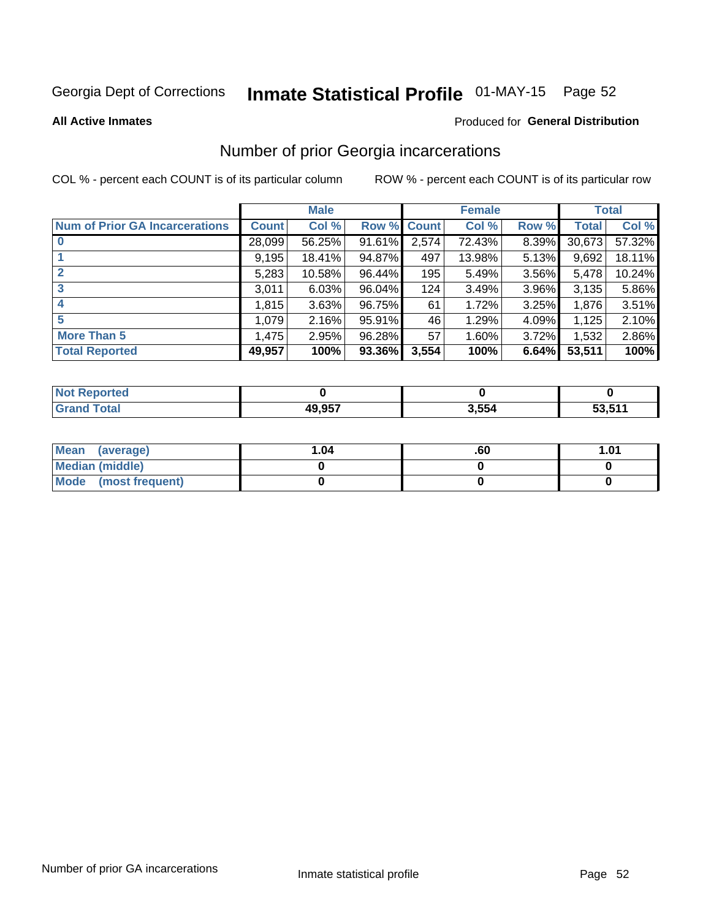Georgia Dept of Corrections **Inmate Statistical Profile** 01-MAY-15

**All Active Inmates**

Produced for **General Distribution**

## Number of prior Georgia incarcerations

COL % - percent each COUNT is of its particular column

ROW % - percent each COUNT is of its particular row

| | Male | | | Female | | | Total | |
|---|---|---|---|---|---|---|---|---|
| **Num of Prior GA Incarcerations** | **Count** | **Col %** | **Row %** | **Count** | **Col %** | **Row %** | **Total** | **Col %** |
| **0** | 28,099 | 56.25% | 91.61% | 2,574 | 72.43% | 8.39% | 30,673 | 57.32% |
| **1** | 9,195 | 18.41% | 94.87% | 497 | 13.98% | 5.13% | 9,692 | 18.11% |
| **2** | 5,283 | 10.58% | 96.44% | 195 | 5.49% | 3.56% | 5,478 | 10.24% |
| **3** | 3,011 | 6.03% | 96.04% | 124 | 3.49% | 3.96% | 3,135 | 5.86% |
| **4** | 1,815 | 3.63% | 96.75% | 61 | 1.72% | 3.25% | 1,876 | 3.51% |
| **5** | 1,079 | 2.16% | 95.91% | 46 | 1.29% | 4.09% | 1,125 | 2.10% |
| **More Than 5** | 1,475 | 2.95% | 96.28% | 57 | 1.60% | 3.72% | 1,532 | 2.86% |
| **Total Reported** | **49,957** | **100%** | **93.36%** | **3,554** | **100%** | **6.64%** | **53,511** | **100%** |

| | Male | Female | Total |
|---|---|---|---|
| **Not Reported** | **0** | **0** | **0** |
| **Grand Total** | **49,957** | **3,554** | **53,511** |

| | Male | Female | Total |
|---|---|---|---|
| **Mean (average)** | **1.04** | **.60** | **1.01** |
| **Median (middle)** | **0** | **0** | **0** |
| **Mode (most frequent)** | **0** | **0** | **0** |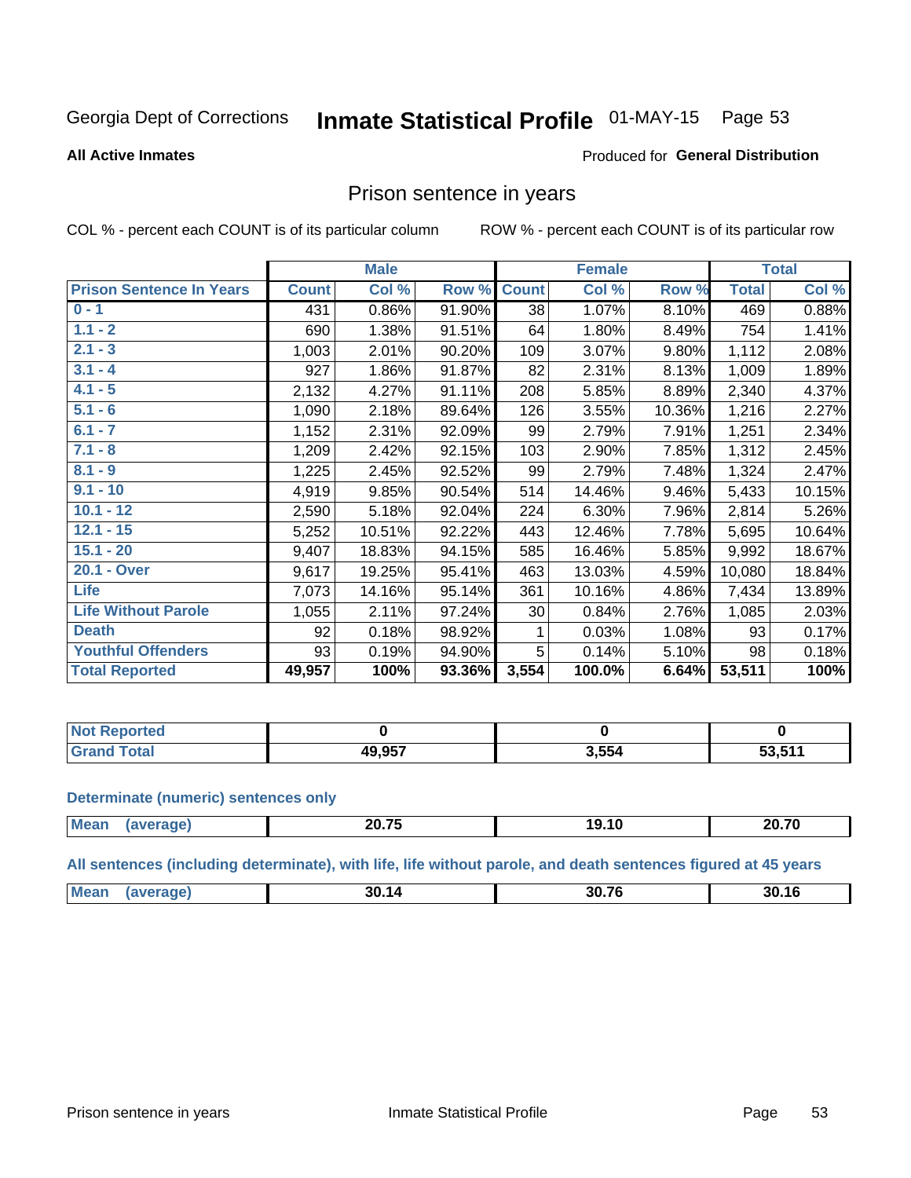Georgia Dept of Corrections **Inmate Statistical Profile** 01-MAY-15

**All Active Inmates**

Produced for **General Distribution**

## Prison sentence in years

COL % - percent each COUNT is of its particular column ROW % - percent each COUNT is of its particular row

| | Male | | | Female | | | Total | |
|---|---|---|---|---|---|---|---|---|
| **Prison Sentence In Years** | **Count** | **Col %** | **Row %** | **Count** | **Col %** | **Row %** | **Total** | **Col %** |
| **0 - 1** | 431 | 0.86% | 91.90% | 38 | 1.07% | 8.10% | 469 | 0.88% |
| **1.1 - 2** | 690 | 1.38% | 91.51% | 64 | 1.80% | 8.49% | 754 | 1.41% |
| **2.1 - 3** | 1,003 | 2.01% | 90.20% | 109 | 3.07% | 9.80% | 1,112 | 2.08% |
| **3.1 - 4** | 927 | 1.86% | 91.87% | 82 | 2.31% | 8.13% | 1,009 | 1.89% |
| **4.1 - 5** | 2,132 | 4.27% | 91.11% | 208 | 5.85% | 8.89% | 2,340 | 4.37% |
| **5.1 - 6** | 1,090 | 2.18% | 89.64% | 126 | 3.55% | 10.36% | 1,216 | 2.27% |
| **6.1 - 7** | 1,152 | 2.31% | 92.09% | 99 | 2.79% | 7.91% | 1,251 | 2.34% |
| **7.1 - 8** | 1,209 | 2.42% | 92.15% | 103 | 2.90% | 7.85% | 1,312 | 2.45% |
| **8.1 - 9** | 1,225 | 2.45% | 92.52% | 99 | 2.79% | 7.48% | 1,324 | 2.47% |
| **9.1 - 10** | 4,919 | 9.85% | 90.54% | 514 | 14.46% | 9.46% | 5,433 | 10.15% |
| **10.1 - 12** | 2,590 | 5.18% | 92.04% | 224 | 6.30% | 7.96% | 2,814 | 5.26% |
| **12.1 - 15** | 5,252 | 10.51% | 92.22% | 443 | 12.46% | 7.78% | 5,695 | 10.64% |
| **15.1 - 20** | 9,407 | 18.83% | 94.15% | 585 | 16.46% | 5.85% | 9,992 | 18.67% |
| **20.1 - Over** | 9,617 | 19.25% | 95.41% | 463 | 13.03% | 4.59% | 10,080 | 18.84% |
| **Life** | 7,073 | 14.16% | 95.14% | 361 | 10.16% | 4.86% | 7,434 | 13.89% |
| **Life Without Parole** | 1,055 | 2.11% | 97.24% | 30 | 0.84% | 2.76% | 1,085 | 2.03% |
| **Death** | 92 | 0.18% | 98.92% | 1 | 0.03% | 1.08% | 93 | 0.17% |
| **Youthful Offenders** | 93 | 0.19% | 94.90% | 5 | 0.14% | 5.10% | 98 | 0.18% |
| **Total Reported** | **49,957** | **100%** | **93.36%** | **3,554** | **100.0%** | **6.64%** | **53,511** | **100%** |

| | Male | Female | Total |
|---|---|---|---|
| **Not Reported** | **0** | **0** | **0** |
| **Grand Total** | **49,957** | **3,554** | **53,511** |

**Determinate (numeric) sentences only**

| | Male | Female | Total |
|---|---|---|---|
| **Mean (average)** | **20.75** | **19.10** | **20.70** |

**All sentences (including determinate), with life, life without parole, and death sentences figured at 45 years**

| | Male | Female | Total |
|---|---|---|---|
| **Mean (average)** | **30.14** | **30.76** | **30.16** |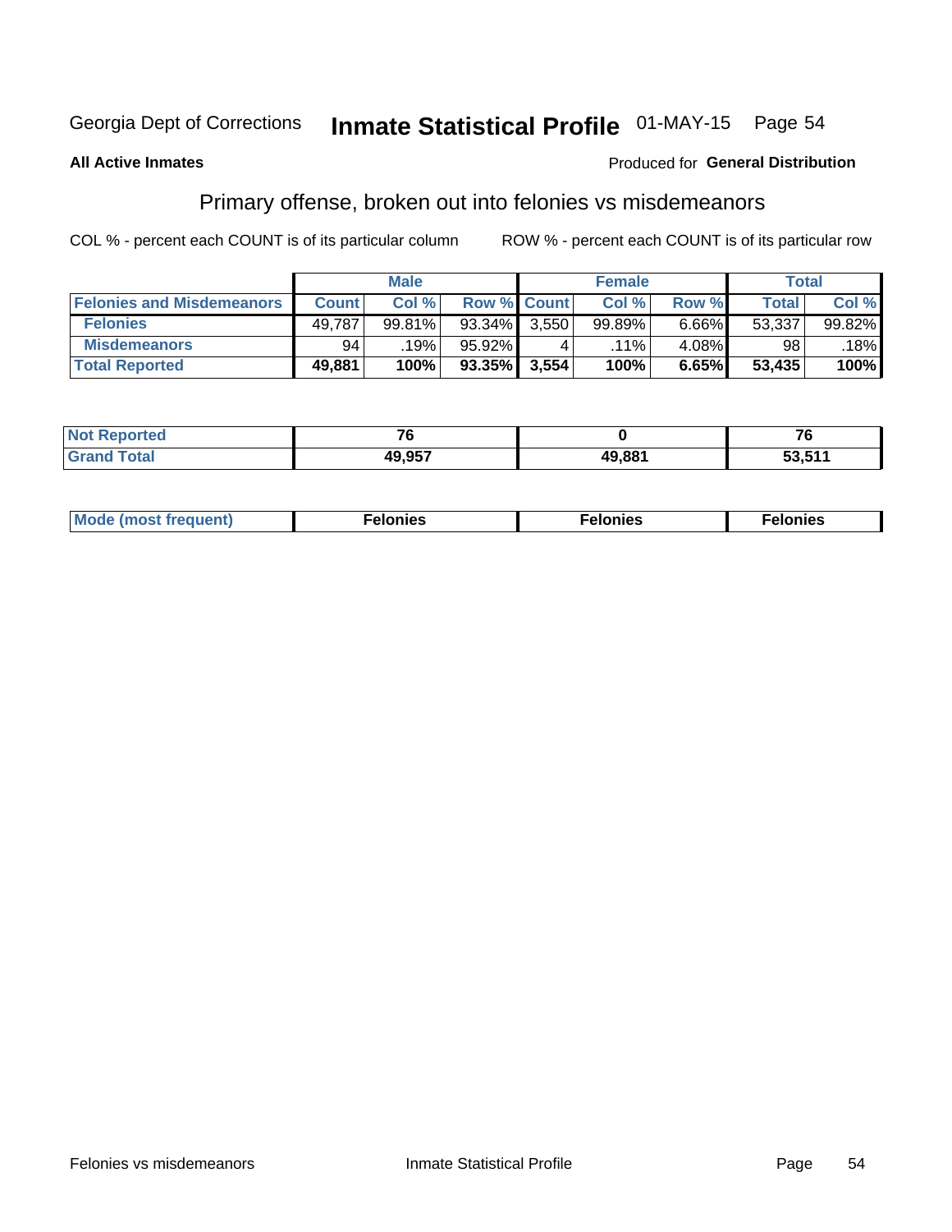Georgia Dept of Corrections **Inmate Statistical Profile** 01-MAY-15

**All Active Inmates**

Produced for **General Distribution**

## Primary offense, broken out into felonies vs misdemeanors

COL % - percent each COUNT is of its particular column

ROW % - percent each COUNT is of its particular row

| | Male | | | Female | | | Total | |
|---|---|---|---|---|---|---|---|---|
| **Felonies and Misdemeanors** | **Count** | **Col %** | **Row %** | **Count** | **Col %** | **Row %** | **Total** | **Col %** |
| **Felonies** | 49,787 | 99.81% | 93.34% | 3,550 | 99.89% | 6.66% | 53,337 | 99.82% |
| **Misdemeanors** | 94 | .19% | 95.92% | 4 | .11% | 4.08% | 98 | .18% |
| **Total Reported** | **49,881** | **100%** | **93.35%** | **3,554** | **100%** | **6.65%** | **53,435** | **100%** |

| | Male | Female | Total |
|---|---|---|---|
| **Not Reported** | **76** | **0** | **76** |
| **Grand Total** | **49,957** | **49,881** | **53,511** |

| | Male | Female | Total |
|---|---|---|---|
| **Mode (most frequent)** | **Felonies** | **Felonies** | **Felonies** |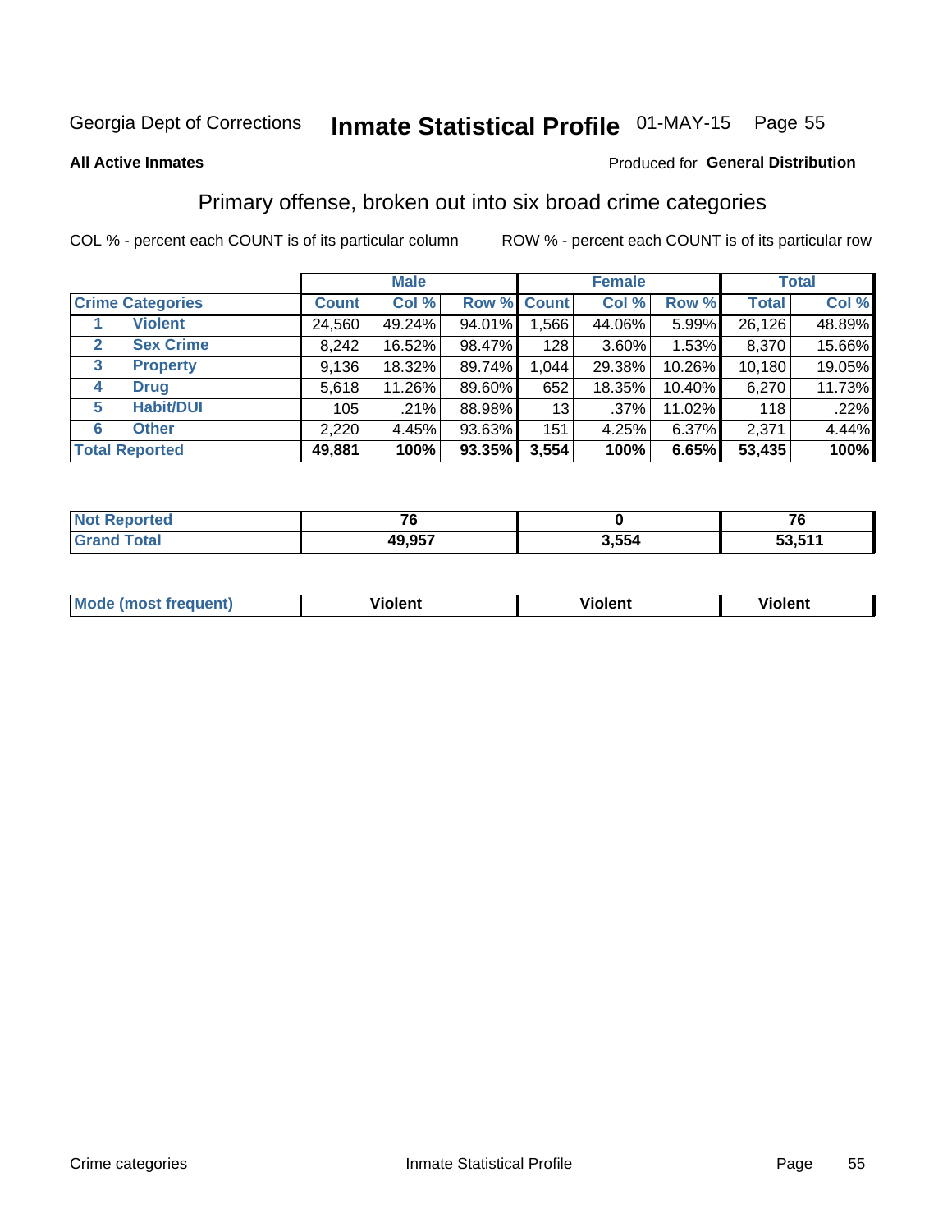Georgia Dept of Corrections **Inmate Statistical Profile** 01-MAY-15 Page 55

**All Active Inmates**

Produced for **General Distribution**

## Primary offense, broken out into six broad crime categories

COL % - percent each COUNT is of its particular column

ROW % - percent each COUNT is of its particular row

| | | Male | | | Female | | | Total | |
|---|---|---|---|---|---|---|---|---|---|
| **Crime Categories** | | **Count** | **Col %** | **Row %** | **Count** | **Col %** | **Row %** | **Total** | **Col %** |
| 1 | **Violent** | 24,560 | 49.24% | 94.01% | 1,566 | 44.06% | 5.99% | 26,126 | 48.89% |
| 2 | **Sex Crime** | 8,242 | 16.52% | 98.47% | 128 | 3.60% | 1.53% | 8,370 | 15.66% |
| 3 | **Property** | 9,136 | 18.32% | 89.74% | 1,044 | 29.38% | 10.26% | 10,180 | 19.05% |
| 4 | **Drug** | 5,618 | 11.26% | 89.60% | 652 | 18.35% | 10.40% | 6,270 | 11.73% |
| 5 | **Habit/DUI** | 105 | .21% | 88.98% | 13 | .37% | 11.02% | 118 | .22% |
| 6 | **Other** | 2,220 | 4.45% | 93.63% | 151 | 4.25% | 6.37% | 2,371 | 4.44% |
| **Total Reported** | | **49,881** | **100%** | **93.35%** | **3,554** | **100%** | **6.65%** | **53,435** | **100%** |

| | Male | Female | Total |
|---|---|---|---|
| **Not Reported** | **76** | **0** | **76** |
| **Grand Total** | **49,957** | **3,554** | **53,511** |

| | Male | Female | Total |
|---|---|---|---|
| **Mode (most frequent)** | **Violent** | **Violent** | **Violent** |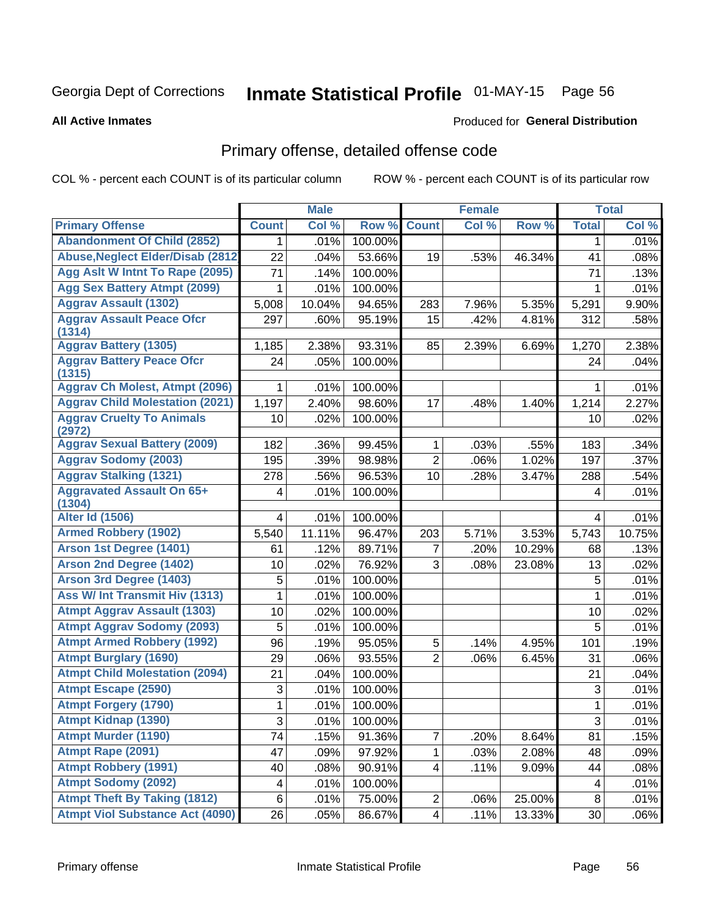Georgia Dept of Corrections **Inmate Statistical Profile** 01-MAY-15 Page 56

**All Active Inmates**

Produced for **General Distribution**

## Primary offense, detailed offense code

COL % - percent each COUNT is of its particular column ROW % - percent each COUNT is of its particular row

| | Male | | | Female | | | Total | |
|---|---|---|---|---|---|---|---|---|
| Primary Offense | Count | Col % | Row % | Count | Col % | Row % | Total | Col % |
| Abandonment Of Child (2852) | 1 | .01% | 100.00% | | | | 1 | .01% |
| Abuse,Neglect Elder/Disab (2812 | 22 | .04% | 53.66% | 19 | .53% | 46.34% | 41 | .08% |
| Agg Aslt W Intnt To Rape (2095) | 71 | .14% | 100.00% | | | | 71 | .13% |
| Agg Sex Battery Atmpt (2099) | 1 | .01% | 100.00% | | | | 1 | .01% |
| Aggrav Assault (1302) | 5,008 | 10.04% | 94.65% | 283 | 7.96% | 5.35% | 5,291 | 9.90% |
| Aggrav Assault Peace Ofcr (1314) | 297 | .60% | 95.19% | 15 | .42% | 4.81% | 312 | .58% |
| Aggrav Battery (1305) | 1,185 | 2.38% | 93.31% | 85 | 2.39% | 6.69% | 1,270 | 2.38% |
| Aggrav Battery Peace Ofcr (1315) | 24 | .05% | 100.00% | | | | 24 | .04% |
| Aggrav Ch Molest, Atmpt (2096) | 1 | .01% | 100.00% | | | | 1 | .01% |
| Aggrav Child Molestation (2021) | 1,197 | 2.40% | 98.60% | 17 | .48% | 1.40% | 1,214 | 2.27% |
| Aggrav Cruelty To Animals (2972) | 10 | .02% | 100.00% | | | | 10 | .02% |
| Aggrav Sexual Battery (2009) | 182 | .36% | 99.45% | 1 | .03% | .55% | 183 | .34% |
| Aggrav Sodomy (2003) | 195 | .39% | 98.98% | 2 | .06% | 1.02% | 197 | .37% |
| Aggrav Stalking (1321) | 278 | .56% | 96.53% | 10 | .28% | 3.47% | 288 | .54% |
| Aggravated Assault On 65+ (1304) | 4 | .01% | 100.00% | | | | 4 | .01% |
| Alter Id (1506) | 4 | .01% | 100.00% | | | | 4 | .01% |
| Armed Robbery (1902) | 5,540 | 11.11% | 96.47% | 203 | 5.71% | 3.53% | 5,743 | 10.75% |
| Arson 1st Degree (1401) | 61 | .12% | 89.71% | 7 | .20% | 10.29% | 68 | .13% |
| Arson 2nd Degree (1402) | 10 | .02% | 76.92% | 3 | .08% | 23.08% | 13 | .02% |
| Arson 3rd Degree (1403) | 5 | .01% | 100.00% | | | | 5 | .01% |
| Ass W/ Int Transmit Hiv (1313) | 1 | .01% | 100.00% | | | | 1 | .01% |
| Atmpt Aggrav Assault (1303) | 10 | .02% | 100.00% | | | | 10 | .02% |
| Atmpt Aggrav Sodomy (2093) | 5 | .01% | 100.00% | | | | 5 | .01% |
| Atmpt Armed Robbery (1992) | 96 | .19% | 95.05% | 5 | .14% | 4.95% | 101 | .19% |
| Atmpt Burglary (1690) | 29 | .06% | 93.55% | 2 | .06% | 6.45% | 31 | .06% |
| Atmpt Child Molestation (2094) | 21 | .04% | 100.00% | | | | 21 | .04% |
| Atmpt Escape (2590) | 3 | .01% | 100.00% | | | | 3 | .01% |
| Atmpt Forgery (1790) | 1 | .01% | 100.00% | | | | 1 | .01% |
| Atmpt Kidnap (1390) | 3 | .01% | 100.00% | | | | 3 | .01% |
| Atmpt Murder (1190) | 74 | .15% | 91.36% | 7 | .20% | 8.64% | 81 | .15% |
| Atmpt Rape (2091) | 47 | .09% | 97.92% | 1 | .03% | 2.08% | 48 | .09% |
| Atmpt Robbery (1991) | 40 | .08% | 90.91% | 4 | .11% | 9.09% | 44 | .08% |
| Atmpt Sodomy (2092) | 4 | .01% | 100.00% | | | | 4 | .01% |
| Atmpt Theft By Taking (1812) | 6 | .01% | 75.00% | 2 | .06% | 25.00% | 8 | .01% |
| Atmpt Viol Substance Act (4090) | 26 | .05% | 86.67% | 4 | .11% | 13.33% | 30 | .06% |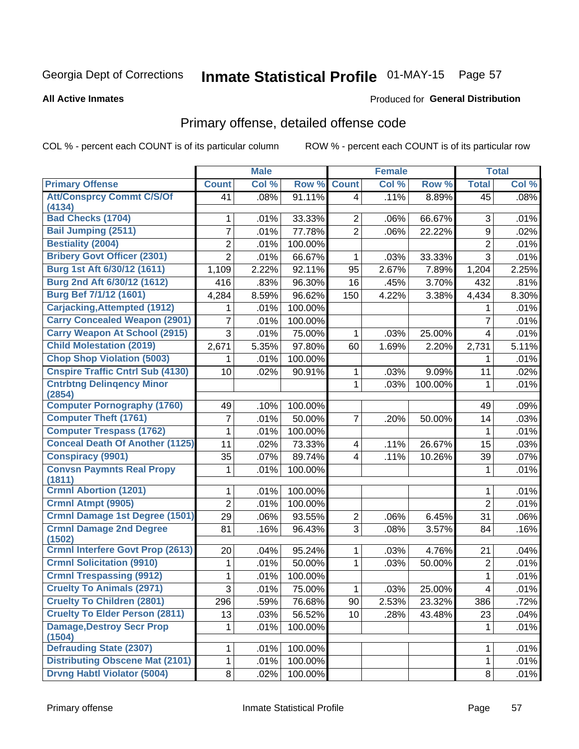Georgia Dept of Corrections **Inmate Statistical Profile** 01-MAY-15

**All Active Inmates**

Produced for **General Distribution**

## Primary offense, detailed offense code

COL % - percent each COUNT is of its particular column ROW % - percent each COUNT is of its particular row

| | Male | | | Female | | | Total | |
|---|---|---|---|---|---|---|---|---|
| **Primary Offense** | **Count** | **Col %** | **Row %** | **Count** | **Col %** | **Row %** | **Total** | **Col %** |
| Att/Consprcy Commt C/S/Of (4134) | 41 | .08% | 91.11% | 4 | .11% | 8.89% | 45 | .08% |
| Bad Checks (1704) | 1 | .01% | 33.33% | 2 | .06% | 66.67% | 3 | .01% |
| Bail Jumping (2511) | 7 | .01% | 77.78% | 2 | .06% | 22.22% | 9 | .02% |
| Bestiality (2004) | 2 | .01% | 100.00% | | | | 2 | .01% |
| Bribery Govt Officer (2301) | 2 | .01% | 66.67% | 1 | .03% | 33.33% | 3 | .01% |
| Burg 1st Aft 6/30/12 (1611) | 1,109 | 2.22% | 92.11% | 95 | 2.67% | 7.89% | 1,204 | 2.25% |
| Burg 2nd Aft 6/30/12 (1612) | 416 | .83% | 96.30% | 16 | .45% | 3.70% | 432 | .81% |
| Burg Bef 7/1/12 (1601) | 4,284 | 8.59% | 96.62% | 150 | 4.22% | 3.38% | 4,434 | 8.30% |
| Carjacking,Attempted (1912) | 1 | .01% | 100.00% | | | | 1 | .01% |
| Carry Concealed Weapon (2901) | 7 | .01% | 100.00% | | | | 7 | .01% |
| Carry Weapon At School (2915) | 3 | .01% | 75.00% | 1 | .03% | 25.00% | 4 | .01% |
| Child Molestation (2019) | 2,671 | 5.35% | 97.80% | 60 | 1.69% | 2.20% | 2,731 | 5.11% |
| Chop Shop Violation (5003) | 1 | .01% | 100.00% | | | | 1 | .01% |
| Cnspire Traffic Cntrl Sub (4130) | 10 | .02% | 90.91% | 1 | .03% | 9.09% | 11 | .02% |
| Cntrbtng Delinqency Minor (2854) | | | | 1 | .03% | 100.00% | 1 | .01% |
| Computer Pornography (1760) | 49 | .10% | 100.00% | | | | 49 | .09% |
| Computer Theft (1761) | 7 | .01% | 50.00% | 7 | .20% | 50.00% | 14 | .03% |
| Computer Trespass (1762) | 1 | .01% | 100.00% | | | | 1 | .01% |
| Conceal Death Of Another (1125) | 11 | .02% | 73.33% | 4 | .11% | 26.67% | 15 | .03% |
| Conspiracy (9901) | 35 | .07% | 89.74% | 4 | .11% | 10.26% | 39 | .07% |
| Convsn Paymnts Real Propy (1811) | 1 | .01% | 100.00% | | | | 1 | .01% |
| Crmnl Abortion (1201) | 1 | .01% | 100.00% | | | | 1 | .01% |
| Crmnl Atmpt (9905) | 2 | .01% | 100.00% | | | | 2 | .01% |
| Crmnl Damage 1st Degree (1501) | 29 | .06% | 93.55% | 2 | .06% | 6.45% | 31 | .06% |
| Crmnl Damage 2nd Degree (1502) | 81 | .16% | 96.43% | 3 | .08% | 3.57% | 84 | .16% |
| Crmnl Interfere Govt Prop (2613) | 20 | .04% | 95.24% | 1 | .03% | 4.76% | 21 | .04% |
| Crmnl Solicitation (9910) | 1 | .01% | 50.00% | 1 | .03% | 50.00% | 2 | .01% |
| Crmnl Trespassing (9912) | 1 | .01% | 100.00% | | | | 1 | .01% |
| Cruelty To Animals (2971) | 3 | .01% | 75.00% | 1 | .03% | 25.00% | 4 | .01% |
| Cruelty To Children (2801) | 296 | .59% | 76.68% | 90 | 2.53% | 23.32% | 386 | .72% |
| Cruelty To Elder Person (2811) | 13 | .03% | 56.52% | 10 | .28% | 43.48% | 23 | .04% |
| Damage,Destroy Secr Prop (1504) | 1 | .01% | 100.00% | | | | 1 | .01% |
| Defrauding State (2307) | 1 | .01% | 100.00% | | | | 1 | .01% |
| Distributing Obscene Mat (2101) | 1 | .01% | 100.00% | | | | 1 | .01% |
| Drvng Habtl Violator (5004) | 8 | .02% | 100.00% | | | | 8 | .01% |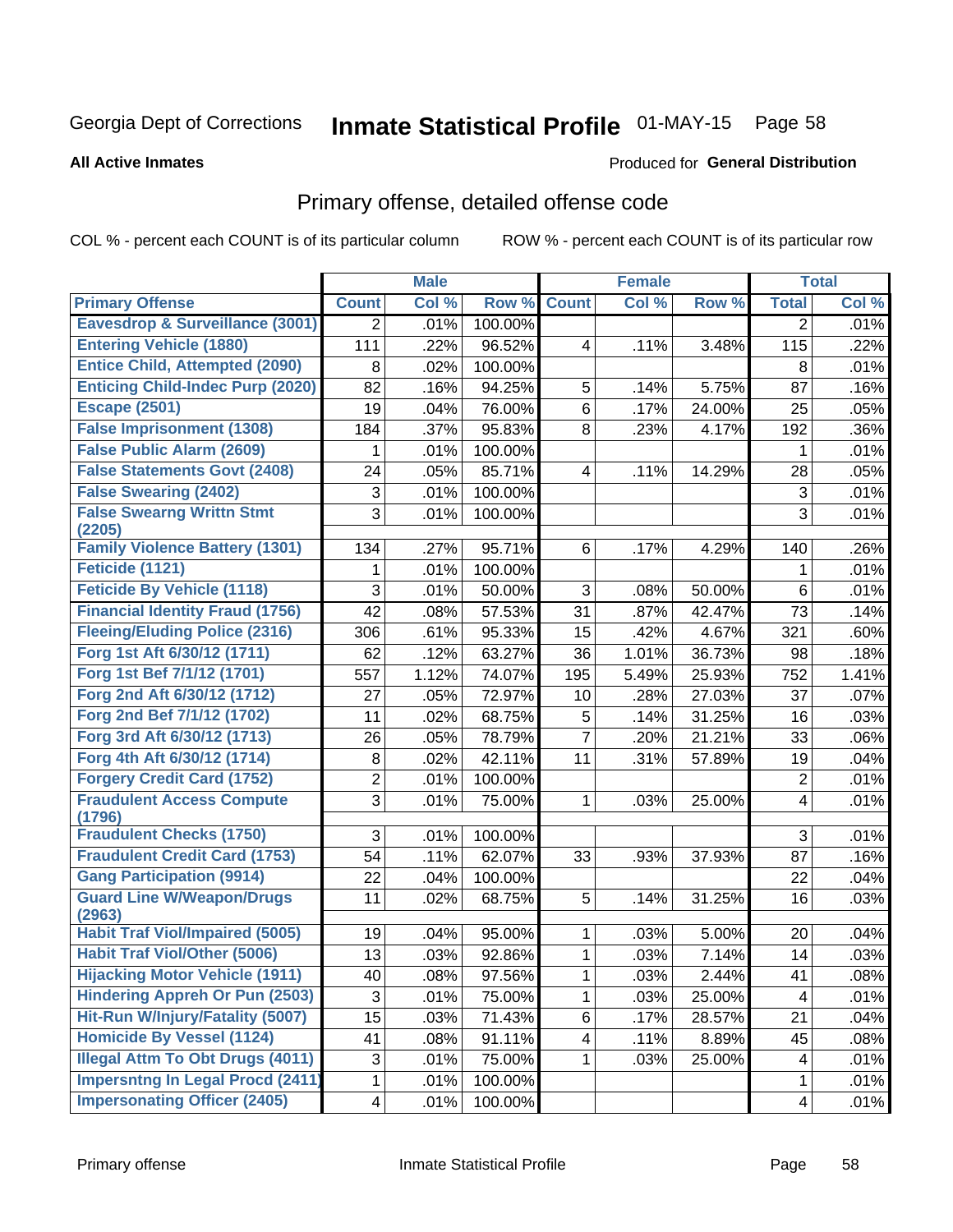Georgia Dept of Corrections **Inmate Statistical Profile** 01-MAY-15

**All Active Inmates**

Produced for **General Distribution**

## Primary offense, detailed offense code

COL % - percent each COUNT is of its particular column ROW % - percent each COUNT is of its particular row

| | Male | | | Female | | | Total | |
|---|---|---|---|---|---|---|---|---|
| **Primary Offense** | **Count** | **Col %** | **Row %** | **Count** | **Col %** | **Row %** | **Total** | **Col %** |
| Eavesdrop & Surveillance (3001) | 2 | .01% | 100.00% | | | | 2 | .01% |
| Entering Vehicle (1880) | 111 | .22% | 96.52% | 4 | .11% | 3.48% | 115 | .22% |
| Entice Child, Attempted (2090) | 8 | .02% | 100.00% | | | | 8 | .01% |
| Enticing Child-Indec Purp (2020) | 82 | .16% | 94.25% | 5 | .14% | 5.75% | 87 | .16% |
| Escape (2501) | 19 | .04% | 76.00% | 6 | .17% | 24.00% | 25 | .05% |
| False Imprisonment (1308) | 184 | .37% | 95.83% | 8 | .23% | 4.17% | 192 | .36% |
| False Public Alarm (2609) | 1 | .01% | 100.00% | | | | 1 | .01% |
| False Statements Govt (2408) | 24 | .05% | 85.71% | 4 | .11% | 14.29% | 28 | .05% |
| False Swearing (2402) | 3 | .01% | 100.00% | | | | 3 | .01% |
| False Swearng Writtn Stmt (2205) | 3 | .01% | 100.00% | | | | 3 | .01% |
| Family Violence Battery (1301) | 134 | .27% | 95.71% | 6 | .17% | 4.29% | 140 | .26% |
| Feticide (1121) | 1 | .01% | 100.00% | | | | 1 | .01% |
| Feticide By Vehicle (1118) | 3 | .01% | 50.00% | 3 | .08% | 50.00% | 6 | .01% |
| Financial Identity Fraud (1756) | 42 | .08% | 57.53% | 31 | .87% | 42.47% | 73 | .14% |
| Fleeing/Eluding Police (2316) | 306 | .61% | 95.33% | 15 | .42% | 4.67% | 321 | .60% |
| Forg 1st Aft 6/30/12 (1711) | 62 | .12% | 63.27% | 36 | 1.01% | 36.73% | 98 | .18% |
| Forg 1st Bef 7/1/12 (1701) | 557 | 1.12% | 74.07% | 195 | 5.49% | 25.93% | 752 | 1.41% |
| Forg 2nd Aft 6/30/12 (1712) | 27 | .05% | 72.97% | 10 | .28% | 27.03% | 37 | .07% |
| Forg 2nd Bef 7/1/12 (1702) | 11 | .02% | 68.75% | 5 | .14% | 31.25% | 16 | .03% |
| Forg 3rd Aft 6/30/12 (1713) | 26 | .05% | 78.79% | 7 | .20% | 21.21% | 33 | .06% |
| Forg 4th Aft 6/30/12 (1714) | 8 | .02% | 42.11% | 11 | .31% | 57.89% | 19 | .04% |
| Forgery Credit Card (1752) | 2 | .01% | 100.00% | | | | 2 | .01% |
| Fraudulent Access Compute (1796) | 3 | .01% | 75.00% | 1 | .03% | 25.00% | 4 | .01% |
| Fraudulent Checks (1750) | 3 | .01% | 100.00% | | | | 3 | .01% |
| Fraudulent Credit Card (1753) | 54 | .11% | 62.07% | 33 | .93% | 37.93% | 87 | .16% |
| Gang Participation (9914) | 22 | .04% | 100.00% | | | | 22 | .04% |
| Guard Line W/Weapon/Drugs (2963) | 11 | .02% | 68.75% | 5 | .14% | 31.25% | 16 | .03% |
| Habit Traf Viol/Impaired (5005) | 19 | .04% | 95.00% | 1 | .03% | 5.00% | 20 | .04% |
| Habit Traf Viol/Other (5006) | 13 | .03% | 92.86% | 1 | .03% | 7.14% | 14 | .03% |
| Hijacking Motor Vehicle (1911) | 40 | .08% | 97.56% | 1 | .03% | 2.44% | 41 | .08% |
| Hindering Appreh Or Pun (2503) | 3 | .01% | 75.00% | 1 | .03% | 25.00% | 4 | .01% |
| Hit-Run W/Injury/Fatality (5007) | 15 | .03% | 71.43% | 6 | .17% | 28.57% | 21 | .04% |
| Homicide By Vessel (1124) | 41 | .08% | 91.11% | 4 | .11% | 8.89% | 45 | .08% |
| Illegal Attm To Obt Drugs (4011) | 3 | .01% | 75.00% | 1 | .03% | 25.00% | 4 | .01% |
| Impersntng In Legal Procd (2411) | 1 | .01% | 100.00% | | | | 1 | .01% |
| Impersonating Officer (2405) | 4 | .01% | 100.00% | | | | 4 | .01% |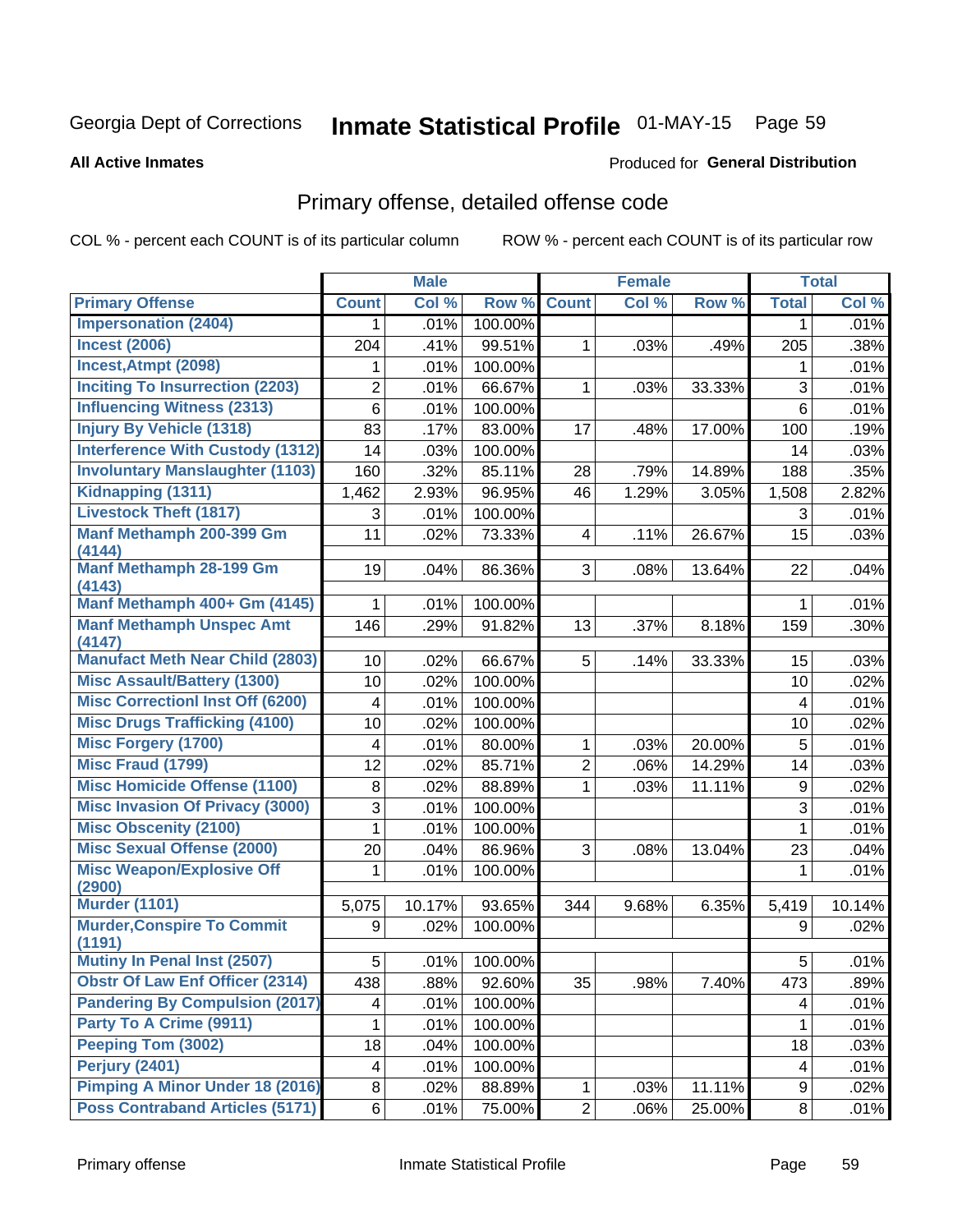Georgia Dept of Corrections **Inmate Statistical Profile** 01-MAY-15 Page 59

**All Active Inmates**

Produced for **General Distribution**

## Primary offense, detailed offense code

COL % - percent each COUNT is of its particular column ROW % - percent each COUNT is of its particular row

| | Male | | | Female | | | Total | |
|---|---|---|---|---|---|---|---|---|
| Primary Offense | Count | Col % | Row % | Count | Col % | Row % | Total | Col % |
| Impersonation (2404) | 1 | .01% | 100.00% | | | | 1 | .01% |
| Incest (2006) | 204 | .41% | 99.51% | 1 | .03% | .49% | 205 | .38% |
| Incest,Atmpt (2098) | 1 | .01% | 100.00% | | | | 1 | .01% |
| Inciting To Insurrection (2203) | 2 | .01% | 66.67% | 1 | .03% | 33.33% | 3 | .01% |
| Influencing Witness (2313) | 6 | .01% | 100.00% | | | | 6 | .01% |
| Injury By Vehicle (1318) | 83 | .17% | 83.00% | 17 | .48% | 17.00% | 100 | .19% |
| Interference With Custody (1312) | 14 | .03% | 100.00% | | | | 14 | .03% |
| Involuntary Manslaughter (1103) | 160 | .32% | 85.11% | 28 | .79% | 14.89% | 188 | .35% |
| Kidnapping (1311) | 1,462 | 2.93% | 96.95% | 46 | 1.29% | 3.05% | 1,508 | 2.82% |
| Livestock Theft (1817) | 3 | .01% | 100.00% | | | | 3 | .01% |
| Manf Methamph 200-399 Gm (4144) | 11 | .02% | 73.33% | 4 | .11% | 26.67% | 15 | .03% |
| Manf Methamph 28-199 Gm (4143) | 19 | .04% | 86.36% | 3 | .08% | 13.64% | 22 | .04% |
| Manf Methamph 400+ Gm (4145) | 1 | .01% | 100.00% | | | | 1 | .01% |
| Manf Methamph Unspec Amt (4147) | 146 | .29% | 91.82% | 13 | .37% | 8.18% | 159 | .30% |
| Manufact Meth Near Child (2803) | 10 | .02% | 66.67% | 5 | .14% | 33.33% | 15 | .03% |
| Misc Assault/Battery (1300) | 10 | .02% | 100.00% | | | | 10 | .02% |
| Misc Correctionl Inst Off (6200) | 4 | .01% | 100.00% | | | | 4 | .01% |
| Misc Drugs Trafficking (4100) | 10 | .02% | 100.00% | | | | 10 | .02% |
| Misc Forgery (1700) | 4 | .01% | 80.00% | 1 | .03% | 20.00% | 5 | .01% |
| Misc Fraud (1799) | 12 | .02% | 85.71% | 2 | .06% | 14.29% | 14 | .03% |
| Misc Homicide Offense (1100) | 8 | .02% | 88.89% | 1 | .03% | 11.11% | 9 | .02% |
| Misc Invasion Of Privacy (3000) | 3 | .01% | 100.00% | | | | 3 | .01% |
| Misc Obscenity (2100) | 1 | .01% | 100.00% | | | | 1 | .01% |
| Misc Sexual Offense (2000) | 20 | .04% | 86.96% | 3 | .08% | 13.04% | 23 | .04% |
| Misc Weapon/Explosive Off (2900) | 1 | .01% | 100.00% | | | | 1 | .01% |
| Murder (1101) | 5,075 | 10.17% | 93.65% | 344 | 9.68% | 6.35% | 5,419 | 10.14% |
| Murder,Conspire To Commit (1191) | 9 | .02% | 100.00% | | | | 9 | .02% |
| Mutiny In Penal Inst (2507) | 5 | .01% | 100.00% | | | | 5 | .01% |
| Obstr Of Law Enf Officer (2314) | 438 | .88% | 92.60% | 35 | .98% | 7.40% | 473 | .89% |
| Pandering By Compulsion (2017) | 4 | .01% | 100.00% | | | | 4 | .01% |
| Party To A Crime (9911) | 1 | .01% | 100.00% | | | | 1 | .01% |
| Peeping Tom (3002) | 18 | .04% | 100.00% | | | | 18 | .03% |
| Perjury (2401) | 4 | .01% | 100.00% | | | | 4 | .01% |
| Pimping A Minor Under 18 (2016) | 8 | .02% | 88.89% | 1 | .03% | 11.11% | 9 | .02% |
| Poss Contraband Articles (5171) | 6 | .01% | 75.00% | 2 | .06% | 25.00% | 8 | .01% |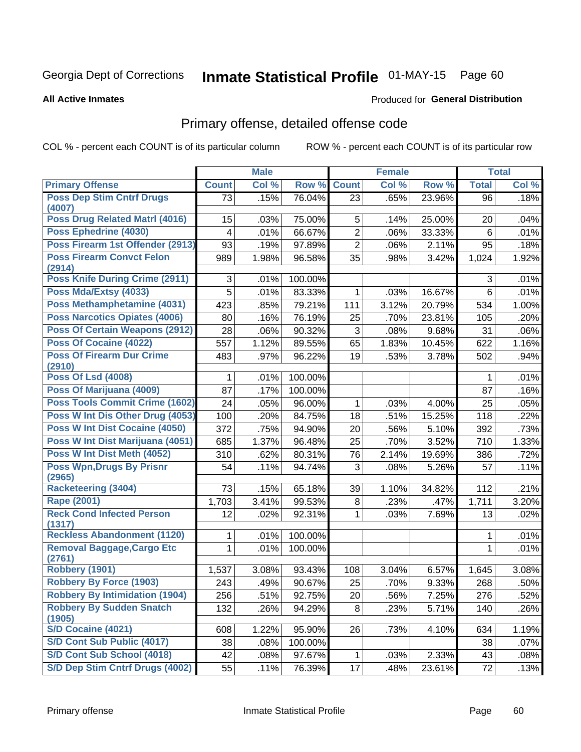Georgia Dept of Corrections **Inmate Statistical Profile** 01-MAY-15

**All Active Inmates**

Produced for **General Distribution**

## Primary offense, detailed offense code

COL % - percent each COUNT is of its particular column

ROW % - percent each COUNT is of its particular row

| | Male | | | Female | | | Total | |
|---|---|---|---|---|---|---|---|---|
| **Primary Offense** | **Count** | **Col %** | **Row %** | **Count** | **Col %** | **Row %** | **Total** | **Col %** |
| Poss Dep Stim Cntrf Drugs (4007) | 73 | .15% | 76.04% | 23 | .65% | 23.96% | 96 | .18% |
| Poss Drug Related Matrl (4016) | 15 | .03% | 75.00% | 5 | .14% | 25.00% | 20 | .04% |
| Poss Ephedrine (4030) | 4 | .01% | 66.67% | 2 | .06% | 33.33% | 6 | .01% |
| Poss Firearm 1st Offender (2913) | 93 | .19% | 97.89% | 2 | .06% | 2.11% | 95 | .18% |
| Poss Firearm Convct Felon (2914) | 989 | 1.98% | 96.58% | 35 | .98% | 3.42% | 1,024 | 1.92% |
| Poss Knife During Crime (2911) | 3 | .01% | 100.00% | | | | 3 | .01% |
| Poss Mda/Extsy (4033) | 5 | .01% | 83.33% | 1 | .03% | 16.67% | 6 | .01% |
| Poss Methamphetamine (4031) | 423 | .85% | 79.21% | 111 | 3.12% | 20.79% | 534 | 1.00% |
| Poss Narcotics Opiates (4006) | 80 | .16% | 76.19% | 25 | .70% | 23.81% | 105 | .20% |
| Poss Of Certain Weapons (2912) | 28 | .06% | 90.32% | 3 | .08% | 9.68% | 31 | .06% |
| Poss Of Cocaine (4022) | 557 | 1.12% | 89.55% | 65 | 1.83% | 10.45% | 622 | 1.16% |
| Poss Of Firearm Dur Crime (2910) | 483 | .97% | 96.22% | 19 | .53% | 3.78% | 502 | .94% |
| Poss Of Lsd (4008) | 1 | .01% | 100.00% | | | | 1 | .01% |
| Poss Of Marijuana (4009) | 87 | .17% | 100.00% | | | | 87 | .16% |
| Poss Tools Commit Crime (1602) | 24 | .05% | 96.00% | 1 | .03% | 4.00% | 25 | .05% |
| Poss W Int Dis Other Drug (4053) | 100 | .20% | 84.75% | 18 | .51% | 15.25% | 118 | .22% |
| Poss W Int Dist Cocaine (4050) | 372 | .75% | 94.90% | 20 | .56% | 5.10% | 392 | .73% |
| Poss W Int Dist Marijuana (4051) | 685 | 1.37% | 96.48% | 25 | .70% | 3.52% | 710 | 1.33% |
| Poss W Int Dist Meth (4052) | 310 | .62% | 80.31% | 76 | 2.14% | 19.69% | 386 | .72% |
| Poss Wpn,Drugs By Prisnr (2965) | 54 | .11% | 94.74% | 3 | .08% | 5.26% | 57 | .11% |
| Racketeering (3404) | 73 | .15% | 65.18% | 39 | 1.10% | 34.82% | 112 | .21% |
| Rape (2001) | 1,703 | 3.41% | 99.53% | 8 | .23% | .47% | 1,711 | 3.20% |
| Reck Cond Infected Person (1317) | 12 | .02% | 92.31% | 1 | .03% | 7.69% | 13 | .02% |
| Reckless Abandonment (1120) | 1 | .01% | 100.00% | | | | 1 | .01% |
| Removal Baggage,Cargo Etc (2761) | 1 | .01% | 100.00% | | | | 1 | .01% |
| Robbery (1901) | 1,537 | 3.08% | 93.43% | 108 | 3.04% | 6.57% | 1,645 | 3.08% |
| Robbery By Force (1903) | 243 | .49% | 90.67% | 25 | .70% | 9.33% | 268 | .50% |
| Robbery By Intimidation (1904) | 256 | .51% | 92.75% | 20 | .56% | 7.25% | 276 | .52% |
| Robbery By Sudden Snatch (1905) | 132 | .26% | 94.29% | 8 | .23% | 5.71% | 140 | .26% |
| S/D Cocaine (4021) | 608 | 1.22% | 95.90% | 26 | .73% | 4.10% | 634 | 1.19% |
| S/D Cont Sub Public (4017) | 38 | .08% | 100.00% | | | | 38 | .07% |
| S/D Cont Sub School (4018) | 42 | .08% | 97.67% | 1 | .03% | 2.33% | 43 | .08% |
| S/D Dep Stim Cntrf Drugs (4002) | 55 | .11% | 76.39% | 17 | .48% | 23.61% | 72 | .13% |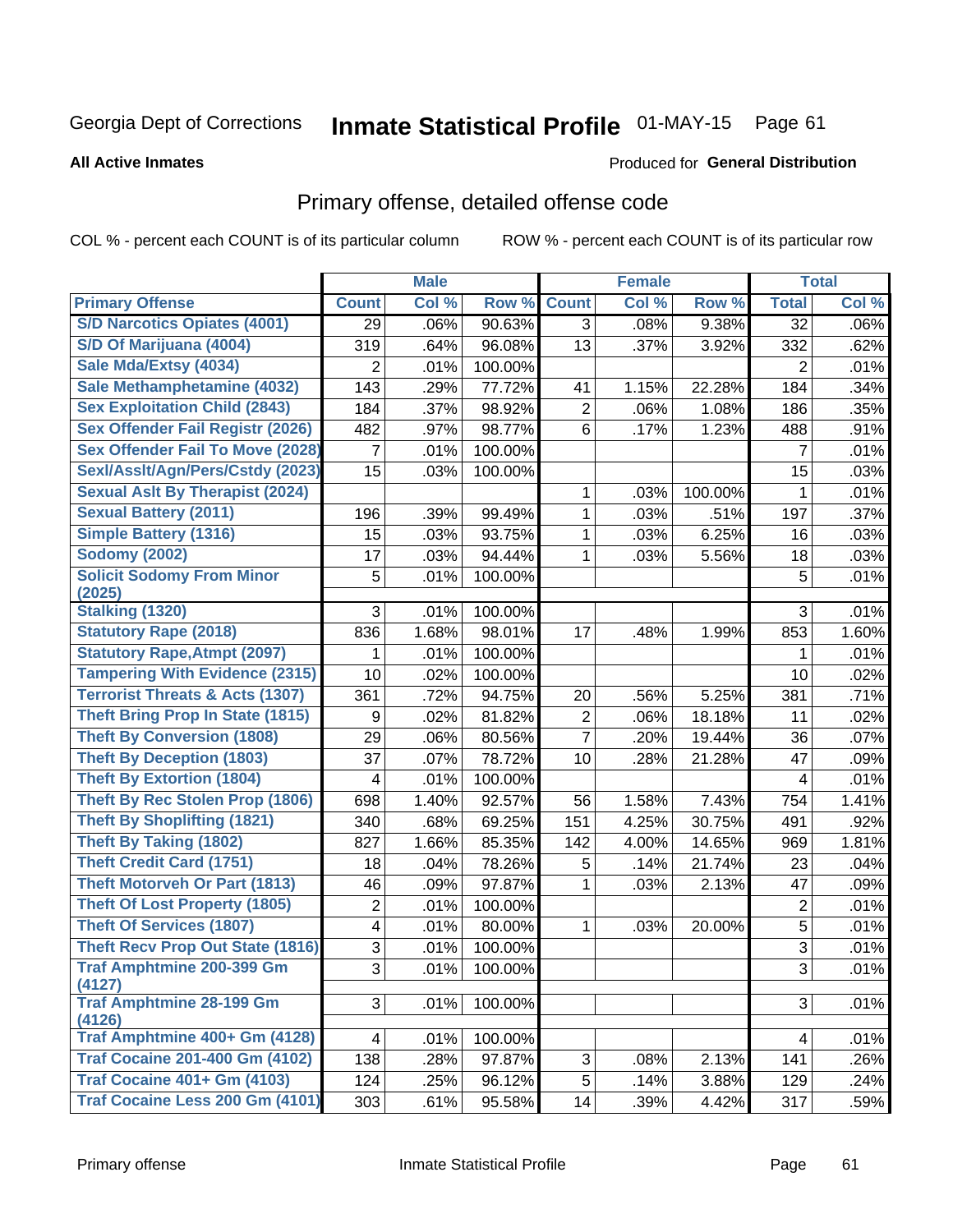Georgia Dept of Corrections **Inmate Statistical Profile** 01-MAY-15

**All Active Inmates**

Produced for **General Distribution**

## Primary offense, detailed offense code

COL % - percent each COUNT is of its particular column ROW % - percent each COUNT is of its particular row

| | Male | | | Female | | | Total | |
|---|---|---|---|---|---|---|---|---|
| **Primary Offense** | **Count** | **Col %** | **Row %** | **Count** | **Col %** | **Row %** | **Total** | **Col %** |
| S/D Narcotics Opiates (4001) | 29 | .06% | 90.63% | 3 | .08% | 9.38% | 32 | .06% |
| S/D Of Marijuana (4004) | 319 | .64% | 96.08% | 13 | .37% | 3.92% | 332 | .62% |
| Sale Mda/Extsy (4034) | 2 | .01% | 100.00% | | | | 2 | .01% |
| Sale Methamphetamine (4032) | 143 | .29% | 77.72% | 41 | 1.15% | 22.28% | 184 | .34% |
| Sex Exploitation Child (2843) | 184 | .37% | 98.92% | 2 | .06% | 1.08% | 186 | .35% |
| Sex Offender Fail Registr (2026) | 482 | .97% | 98.77% | 6 | .17% | 1.23% | 488 | .91% |
| Sex Offender Fail To Move (2028) | 7 | .01% | 100.00% | | | | 7 | .01% |
| Sexl/Asslt/Agn/Pers/Cstdy (2023) | 15 | .03% | 100.00% | | | | 15 | .03% |
| Sexual Aslt By Therapist (2024) | | | | 1 | .03% | 100.00% | 1 | .01% |
| Sexual Battery (2011) | 196 | .39% | 99.49% | 1 | .03% | .51% | 197 | .37% |
| Simple Battery (1316) | 15 | .03% | 93.75% | 1 | .03% | 6.25% | 16 | .03% |
| Sodomy (2002) | 17 | .03% | 94.44% | 1 | .03% | 5.56% | 18 | .03% |
| Solicit Sodomy From Minor (2025) | 5 | .01% | 100.00% | | | | 5 | .01% |
| Stalking (1320) | 3 | .01% | 100.00% | | | | 3 | .01% |
| Statutory Rape (2018) | 836 | 1.68% | 98.01% | 17 | .48% | 1.99% | 853 | 1.60% |
| Statutory Rape,Atmpt (2097) | 1 | .01% | 100.00% | | | | 1 | .01% |
| Tampering With Evidence (2315) | 10 | .02% | 100.00% | | | | 10 | .02% |
| Terrorist Threats & Acts (1307) | 361 | .72% | 94.75% | 20 | .56% | 5.25% | 381 | .71% |
| Theft Bring Prop In State (1815) | 9 | .02% | 81.82% | 2 | .06% | 18.18% | 11 | .02% |
| Theft By Conversion (1808) | 29 | .06% | 80.56% | 7 | .20% | 19.44% | 36 | .07% |
| Theft By Deception (1803) | 37 | .07% | 78.72% | 10 | .28% | 21.28% | 47 | .09% |
| Theft By Extortion (1804) | 4 | .01% | 100.00% | | | | 4 | .01% |
| Theft By Rec Stolen Prop (1806) | 698 | 1.40% | 92.57% | 56 | 1.58% | 7.43% | 754 | 1.41% |
| Theft By Shoplifting (1821) | 340 | .68% | 69.25% | 151 | 4.25% | 30.75% | 491 | .92% |
| Theft By Taking (1802) | 827 | 1.66% | 85.35% | 142 | 4.00% | 14.65% | 969 | 1.81% |
| Theft Credit Card (1751) | 18 | .04% | 78.26% | 5 | .14% | 21.74% | 23 | .04% |
| Theft Motorveh Or Part (1813) | 46 | .09% | 97.87% | 1 | .03% | 2.13% | 47 | .09% |
| Theft Of Lost Property (1805) | 2 | .01% | 100.00% | | | | 2 | .01% |
| Theft Of Services (1807) | 4 | .01% | 80.00% | 1 | .03% | 20.00% | 5 | .01% |
| Theft Recv Prop Out State (1816) | 3 | .01% | 100.00% | | | | 3 | .01% |
| Traf Amphtmine 200-399 Gm (4127) | 3 | .01% | 100.00% | | | | 3 | .01% |
| Traf Amphtmine 28-199 Gm (4126) | 3 | .01% | 100.00% | | | | 3 | .01% |
| Traf Amphtmine 400+ Gm (4128) | 4 | .01% | 100.00% | | | | 4 | .01% |
| Traf Cocaine 201-400 Gm (4102) | 138 | .28% | 97.87% | 3 | .08% | 2.13% | 141 | .26% |
| Traf Cocaine 401+ Gm (4103) | 124 | .25% | 96.12% | 5 | .14% | 3.88% | 129 | .24% |
| Traf Cocaine Less 200 Gm (4101) | 303 | .61% | 95.58% | 14 | .39% | 4.42% | 317 | .59% |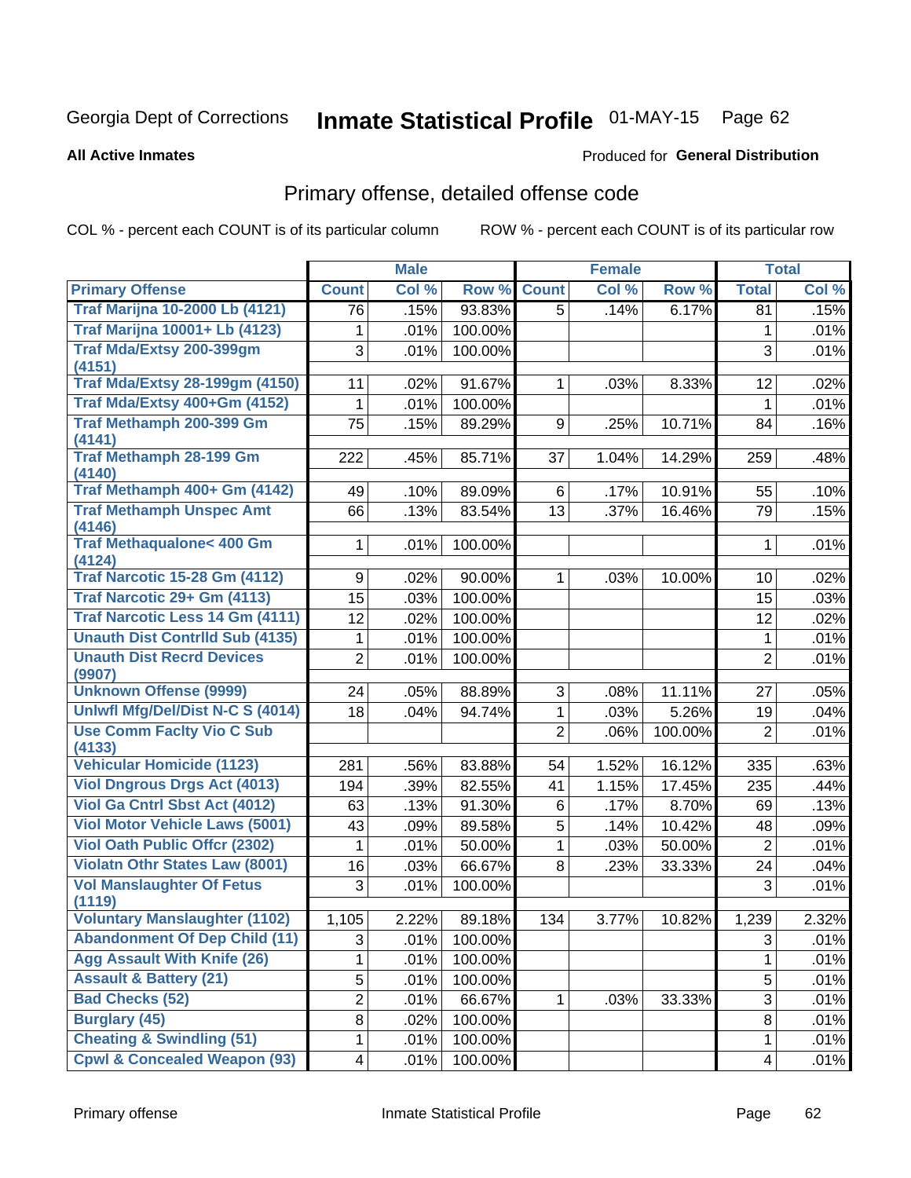Georgia Dept of Corrections **Inmate Statistical Profile** 01-MAY-15

**All Active Inmates**

Produced for **General Distribution**

## Primary offense, detailed offense code

COL % - percent each COUNT is of its particular column

ROW % - percent each COUNT is of its particular row

| | Male | | | Female | | | Total | |
|---|---|---|---|---|---|---|---|---|
| Primary Offense | Count | Col % | Row % | Count | Col % | Row % | Total | Col % |
| Traf Marijna 10-2000 Lb (4121) | 76 | .15% | 93.83% | 5 | .14% | 6.17% | 81 | .15% |
| Traf Marijna 10001+ Lb (4123) | 1 | .01% | 100.00% | | | | 1 | .01% |
| Traf Mda/Extsy 200-399gm (4151) | 3 | .01% | 100.00% | | | | 3 | .01% |
| Traf Mda/Extsy 28-199gm (4150) | 11 | .02% | 91.67% | 1 | .03% | 8.33% | 12 | .02% |
| Traf Mda/Extsy 400+Gm (4152) | 1 | .01% | 100.00% | | | | 1 | .01% |
| Traf Methamph 200-399 Gm (4141) | 75 | .15% | 89.29% | 9 | .25% | 10.71% | 84 | .16% |
| Traf Methamph 28-199 Gm (4140) | 222 | .45% | 85.71% | 37 | 1.04% | 14.29% | 259 | .48% |
| Traf Methamph 400+ Gm (4142) | 49 | .10% | 89.09% | 6 | .17% | 10.91% | 55 | .10% |
| Traf Methamph Unspec Amt (4146) | 66 | .13% | 83.54% | 13 | .37% | 16.46% | 79 | .15% |
| Traf Methaqualone< 400 Gm (4124) | 1 | .01% | 100.00% | | | | 1 | .01% |
| Traf Narcotic 15-28 Gm (4112) | 9 | .02% | 90.00% | 1 | .03% | 10.00% | 10 | .02% |
| Traf Narcotic 29+ Gm (4113) | 15 | .03% | 100.00% | | | | 15 | .03% |
| Traf Narcotic Less 14 Gm (4111) | 12 | .02% | 100.00% | | | | 12 | .02% |
| Unauth Dist Contrlld Sub (4135) | 1 | .01% | 100.00% | | | | 1 | .01% |
| Unauth Dist Recrd Devices (9907) | 2 | .01% | 100.00% | | | | 2 | .01% |
| Unknown Offense (9999) | 24 | .05% | 88.89% | 3 | .08% | 11.11% | 27 | .05% |
| Unlwfl Mfg/Del/Dist N-C S (4014) | 18 | .04% | 94.74% | 1 | .03% | 5.26% | 19 | .04% |
| Use Comm Faclty Vio C Sub (4133) | | | | 2 | .06% | 100.00% | 2 | .01% |
| Vehicular Homicide (1123) | 281 | .56% | 83.88% | 54 | 1.52% | 16.12% | 335 | .63% |
| Viol Dngrous Drgs Act (4013) | 194 | .39% | 82.55% | 41 | 1.15% | 17.45% | 235 | .44% |
| Viol Ga Cntrl Sbst Act (4012) | 63 | .13% | 91.30% | 6 | .17% | 8.70% | 69 | .13% |
| Viol Motor Vehicle Laws (5001) | 43 | .09% | 89.58% | 5 | .14% | 10.42% | 48 | .09% |
| Viol Oath Public Offcr (2302) | 1 | .01% | 50.00% | 1 | .03% | 50.00% | 2 | .01% |
| Violatn Othr States Law (8001) | 16 | .03% | 66.67% | 8 | .23% | 33.33% | 24 | .04% |
| Vol Manslaughter Of Fetus (1119) | 3 | .01% | 100.00% | | | | 3 | .01% |
| Voluntary Manslaughter (1102) | 1,105 | 2.22% | 89.18% | 134 | 3.77% | 10.82% | 1,239 | 2.32% |
| Abandonment Of Dep Child (11) | 3 | .01% | 100.00% | | | | 3 | .01% |
| Agg Assault With Knife (26) | 1 | .01% | 100.00% | | | | 1 | .01% |
| Assault & Battery (21) | 5 | .01% | 100.00% | | | | 5 | .01% |
| Bad Checks (52) | 2 | .01% | 66.67% | 1 | .03% | 33.33% | 3 | .01% |
| Burglary (45) | 8 | .02% | 100.00% | | | | 8 | .01% |
| Cheating & Swindling (51) | 1 | .01% | 100.00% | | | | 1 | .01% |
| Cpwl & Concealed Weapon (93) | 4 | .01% | 100.00% | | | | 4 | .01% |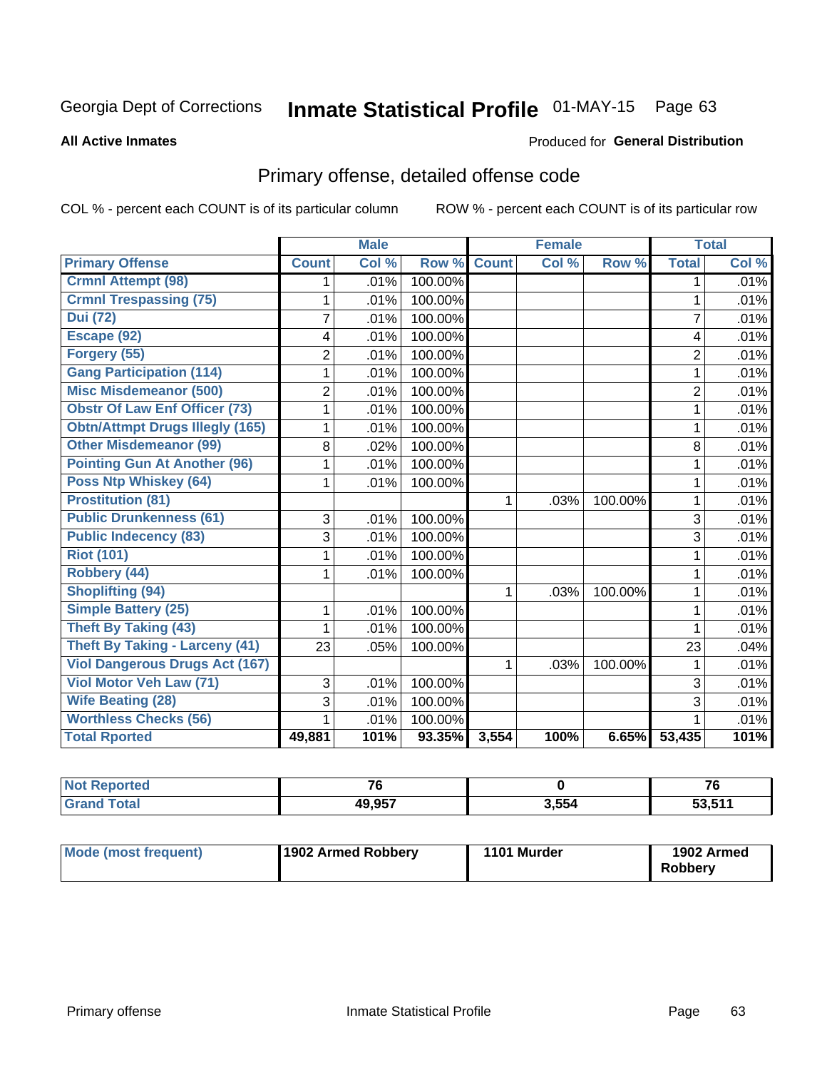Georgia Dept of Corrections **Inmate Statistical Profile** 01-MAY-15

**All Active Inmates**

Produced for **General Distribution**

## Primary offense, detailed offense code

COL % - percent each COUNT is of its particular column     ROW % - percent each COUNT is of its particular row

| | Male | | | Female | | | Total | |
|---|---|---|---|---|---|---|---|---|
| **Primary Offense** | **Count** | **Col %** | **Row %** | **Count** | **Col %** | **Row %** | **Total** | **Col %** |
| Crmnl Attempt (98) | 1 | .01% | 100.00% | | | | 1 | .01% |
| Crmnl Trespassing (75) | 1 | .01% | 100.00% | | | | 1 | .01% |
| Dui (72) | 7 | .01% | 100.00% | | | | 7 | .01% |
| Escape (92) | 4 | .01% | 100.00% | | | | 4 | .01% |
| Forgery (55) | 2 | .01% | 100.00% | | | | 2 | .01% |
| Gang Participation (114) | 1 | .01% | 100.00% | | | | 1 | .01% |
| Misc Misdemeanor (500) | 2 | .01% | 100.00% | | | | 2 | .01% |
| Obstr Of Law Enf Officer (73) | 1 | .01% | 100.00% | | | | 1 | .01% |
| Obtn/Attmpt Drugs Illegly (165) | 1 | .01% | 100.00% | | | | 1 | .01% |
| Other Misdemeanor (99) | 8 | .02% | 100.00% | | | | 8 | .01% |
| Pointing Gun At Another (96) | 1 | .01% | 100.00% | | | | 1 | .01% |
| Poss Ntp Whiskey (64) | 1 | .01% | 100.00% | | | | 1 | .01% |
| Prostitution (81) | | | | 1 | .03% | 100.00% | 1 | .01% |
| Public Drunkenness (61) | 3 | .01% | 100.00% | | | | 3 | .01% |
| Public Indecency (83) | 3 | .01% | 100.00% | | | | 3 | .01% |
| Riot (101) | 1 | .01% | 100.00% | | | | 1 | .01% |
| Robbery (44) | 1 | .01% | 100.00% | | | | 1 | .01% |
| Shoplifting (94) | | | | 1 | .03% | 100.00% | 1 | .01% |
| Simple Battery (25) | 1 | .01% | 100.00% | | | | 1 | .01% |
| Theft By Taking (43) | 1 | .01% | 100.00% | | | | 1 | .01% |
| Theft By Taking - Larceny (41) | 23 | .05% | 100.00% | | | | 23 | .04% |
| Viol Dangerous Drugs Act (167) | | | | 1 | .03% | 100.00% | 1 | .01% |
| Viol Motor Veh Law (71) | 3 | .01% | 100.00% | | | | 3 | .01% |
| Wife Beating (28) | 3 | .01% | 100.00% | | | | 3 | .01% |
| Worthless Checks (56) | 1 | .01% | 100.00% | | | | 1 | .01% |
| **Total Rported** | **49,881** | **101%** | **93.35%** | **3,554** | **100%** | **6.65%** | **53,435** | **101%** |

| | Male | Female | Total |
|---|---|---|---|
| Not Reported | 76 | 0 | 76 |
| Grand Total | 49,957 | 3,554 | 53,511 |

| | Male | Female | Total |
|---|---|---|---|
| Mode (most frequent) | 1902 Armed Robbery | 1101 Murder | 1902 Armed Robbery |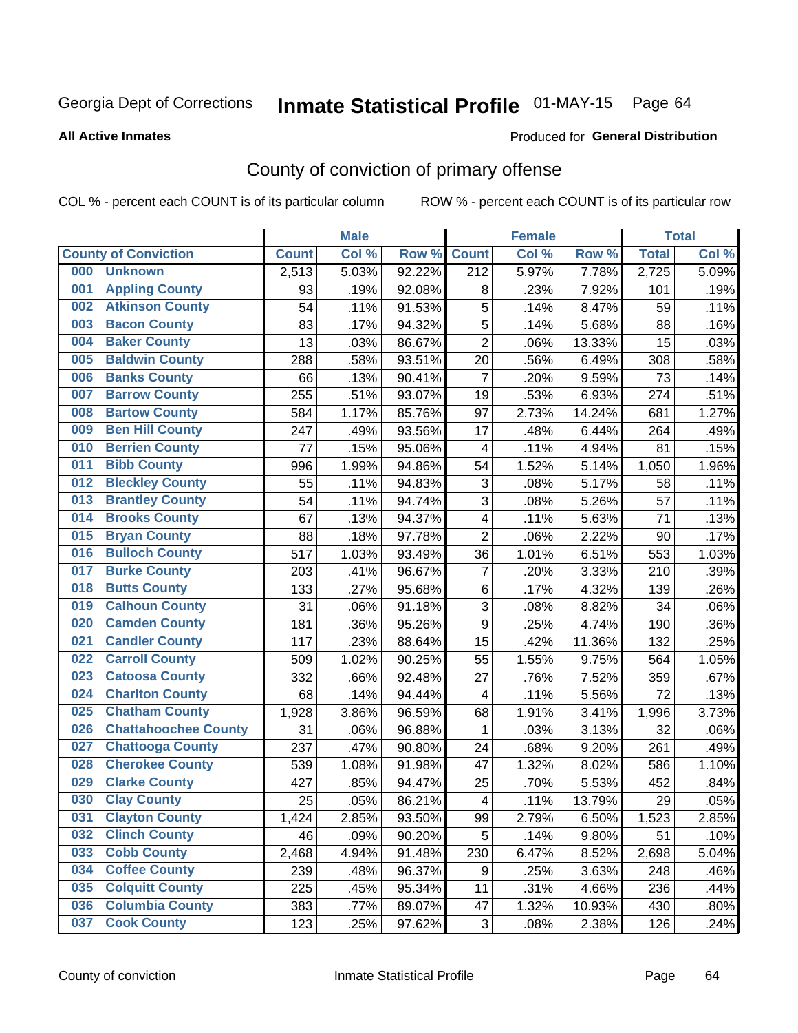Georgia Dept of Corrections **Inmate Statistical Profile** 01-MAY-15

**All Active Inmates**

Produced for **General Distribution**

## County of conviction of primary offense

COL % - percent each COUNT is of its particular column

ROW % - percent each COUNT is of its particular row

| County of Conviction | Male | | | Female | | | Total | |
|---|---|---|---|---|---|---|---|---|
| | Count | Col % | Row % | Count | Col % | Row % | Total | Col % |
| 000 Unknown | 2,513 | 5.03% | 92.22% | 212 | 5.97% | 7.78% | 2,725 | 5.09% |
| 001 Appling County | 93 | .19% | 92.08% | 8 | .23% | 7.92% | 101 | .19% |
| 002 Atkinson County | 54 | .11% | 91.53% | 5 | .14% | 8.47% | 59 | .11% |
| 003 Bacon County | 83 | .17% | 94.32% | 5 | .14% | 5.68% | 88 | .16% |
| 004 Baker County | 13 | .03% | 86.67% | 2 | .06% | 13.33% | 15 | .03% |
| 005 Baldwin County | 288 | .58% | 93.51% | 20 | .56% | 6.49% | 308 | .58% |
| 006 Banks County | 66 | .13% | 90.41% | 7 | .20% | 9.59% | 73 | .14% |
| 007 Barrow County | 255 | .51% | 93.07% | 19 | .53% | 6.93% | 274 | .51% |
| 008 Bartow County | 584 | 1.17% | 85.76% | 97 | 2.73% | 14.24% | 681 | 1.27% |
| 009 Ben Hill County | 247 | .49% | 93.56% | 17 | .48% | 6.44% | 264 | .49% |
| 010 Berrien County | 77 | .15% | 95.06% | 4 | .11% | 4.94% | 81 | .15% |
| 011 Bibb County | 996 | 1.99% | 94.86% | 54 | 1.52% | 5.14% | 1,050 | 1.96% |
| 012 Bleckley County | 55 | .11% | 94.83% | 3 | .08% | 5.17% | 58 | .11% |
| 013 Brantley County | 54 | .11% | 94.74% | 3 | .08% | 5.26% | 57 | .11% |
| 014 Brooks County | 67 | .13% | 94.37% | 4 | .11% | 5.63% | 71 | .13% |
| 015 Bryan County | 88 | .18% | 97.78% | 2 | .06% | 2.22% | 90 | .17% |
| 016 Bulloch County | 517 | 1.03% | 93.49% | 36 | 1.01% | 6.51% | 553 | 1.03% |
| 017 Burke County | 203 | .41% | 96.67% | 7 | .20% | 3.33% | 210 | .39% |
| 018 Butts County | 133 | .27% | 95.68% | 6 | .17% | 4.32% | 139 | .26% |
| 019 Calhoun County | 31 | .06% | 91.18% | 3 | .08% | 8.82% | 34 | .06% |
| 020 Camden County | 181 | .36% | 95.26% | 9 | .25% | 4.74% | 190 | .36% |
| 021 Candler County | 117 | .23% | 88.64% | 15 | .42% | 11.36% | 132 | .25% |
| 022 Carroll County | 509 | 1.02% | 90.25% | 55 | 1.55% | 9.75% | 564 | 1.05% |
| 023 Catoosa County | 332 | .66% | 92.48% | 27 | .76% | 7.52% | 359 | .67% |
| 024 Charlton County | 68 | .14% | 94.44% | 4 | .11% | 5.56% | 72 | .13% |
| 025 Chatham County | 1,928 | 3.86% | 96.59% | 68 | 1.91% | 3.41% | 1,996 | 3.73% |
| 026 Chattahoochee County | 31 | .06% | 96.88% | 1 | .03% | 3.13% | 32 | .06% |
| 027 Chattooga County | 237 | .47% | 90.80% | 24 | .68% | 9.20% | 261 | .49% |
| 028 Cherokee County | 539 | 1.08% | 91.98% | 47 | 1.32% | 8.02% | 586 | 1.10% |
| 029 Clarke County | 427 | .85% | 94.47% | 25 | .70% | 5.53% | 452 | .84% |
| 030 Clay County | 25 | .05% | 86.21% | 4 | .11% | 13.79% | 29 | .05% |
| 031 Clayton County | 1,424 | 2.85% | 93.50% | 99 | 2.79% | 6.50% | 1,523 | 2.85% |
| 032 Clinch County | 46 | .09% | 90.20% | 5 | .14% | 9.80% | 51 | .10% |
| 033 Cobb County | 2,468 | 4.94% | 91.48% | 230 | 6.47% | 8.52% | 2,698 | 5.04% |
| 034 Coffee County | 239 | .48% | 96.37% | 9 | .25% | 3.63% | 248 | .46% |
| 035 Colquitt County | 225 | .45% | 95.34% | 11 | .31% | 4.66% | 236 | .44% |
| 036 Columbia County | 383 | .77% | 89.07% | 47 | 1.32% | 10.93% | 430 | .80% |
| 037 Cook County | 123 | .25% | 97.62% | 3 | .08% | 2.38% | 126 | .24% |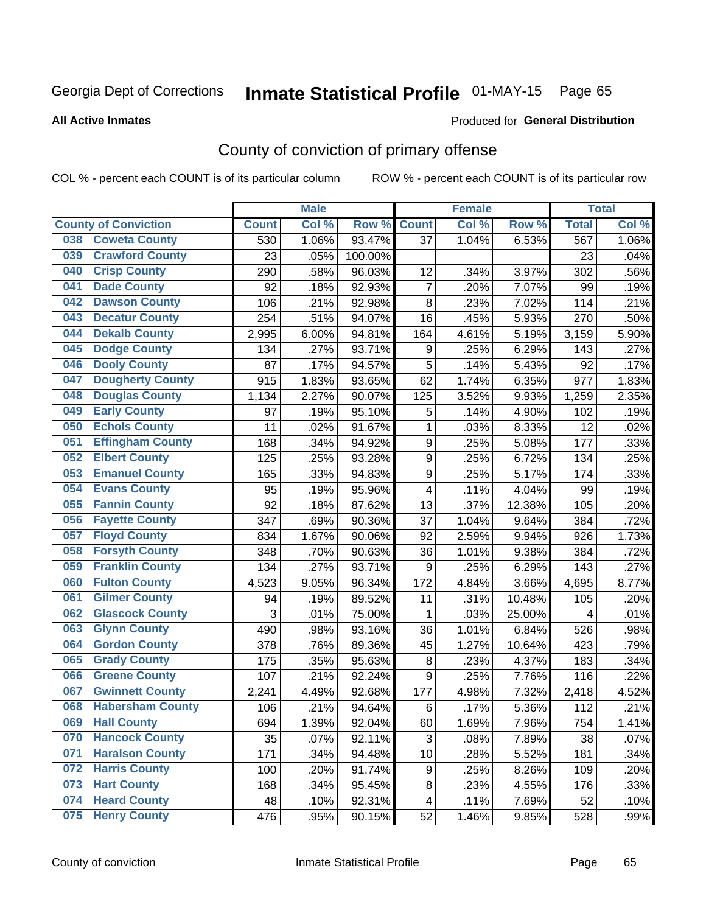Georgia Dept of Corrections **Inmate Statistical Profile** 01-MAY-15 Page 65

**All Active Inmates**

Produced for **General Distribution**

# County of conviction of primary offense

COL % - percent each COUNT is of its particular column ROW % - percent each COUNT is of its particular row

| | | Male | | | Female | | | Total | |
|---|---|---|---|---|---|---|---|---|---|
| County of Conviction | | Count | Col % | Row % | Count | Col % | Row % | Total | Col % |
| 038 | Coweta County | 530 | 1.06% | 93.47% | 37 | 1.04% | 6.53% | 567 | 1.06% |
| 039 | Crawford County | 23 | .05% | 100.00% | | | | 23 | .04% |
| 040 | Crisp County | 290 | .58% | 96.03% | 12 | .34% | 3.97% | 302 | .56% |
| 041 | Dade County | 92 | .18% | 92.93% | 7 | .20% | 7.07% | 99 | .19% |
| 042 | Dawson County | 106 | .21% | 92.98% | 8 | .23% | 7.02% | 114 | .21% |
| 043 | Decatur County | 254 | .51% | 94.07% | 16 | .45% | 5.93% | 270 | .50% |
| 044 | Dekalb County | 2,995 | 6.00% | 94.81% | 164 | 4.61% | 5.19% | 3,159 | 5.90% |
| 045 | Dodge County | 134 | .27% | 93.71% | 9 | .25% | 6.29% | 143 | .27% |
| 046 | Dooly County | 87 | .17% | 94.57% | 5 | .14% | 5.43% | 92 | .17% |
| 047 | Dougherty County | 915 | 1.83% | 93.65% | 62 | 1.74% | 6.35% | 977 | 1.83% |
| 048 | Douglas County | 1,134 | 2.27% | 90.07% | 125 | 3.52% | 9.93% | 1,259 | 2.35% |
| 049 | Early County | 97 | .19% | 95.10% | 5 | .14% | 4.90% | 102 | .19% |
| 050 | Echols County | 11 | .02% | 91.67% | 1 | .03% | 8.33% | 12 | .02% |
| 051 | Effingham County | 168 | .34% | 94.92% | 9 | .25% | 5.08% | 177 | .33% |
| 052 | Elbert County | 125 | .25% | 93.28% | 9 | .25% | 6.72% | 134 | .25% |
| 053 | Emanuel County | 165 | .33% | 94.83% | 9 | .25% | 5.17% | 174 | .33% |
| 054 | Evans County | 95 | .19% | 95.96% | 4 | .11% | 4.04% | 99 | .19% |
| 055 | Fannin County | 92 | .18% | 87.62% | 13 | .37% | 12.38% | 105 | .20% |
| 056 | Fayette County | 347 | .69% | 90.36% | 37 | 1.04% | 9.64% | 384 | .72% |
| 057 | Floyd County | 834 | 1.67% | 90.06% | 92 | 2.59% | 9.94% | 926 | 1.73% |
| 058 | Forsyth County | 348 | .70% | 90.63% | 36 | 1.01% | 9.38% | 384 | .72% |
| 059 | Franklin County | 134 | .27% | 93.71% | 9 | .25% | 6.29% | 143 | .27% |
| 060 | Fulton County | 4,523 | 9.05% | 96.34% | 172 | 4.84% | 3.66% | 4,695 | 8.77% |
| 061 | Gilmer County | 94 | .19% | 89.52% | 11 | .31% | 10.48% | 105 | .20% |
| 062 | Glascock County | 3 | .01% | 75.00% | 1 | .03% | 25.00% | 4 | .01% |
| 063 | Glynn County | 490 | .98% | 93.16% | 36 | 1.01% | 6.84% | 526 | .98% |
| 064 | Gordon County | 378 | .76% | 89.36% | 45 | 1.27% | 10.64% | 423 | .79% |
| 065 | Grady County | 175 | .35% | 95.63% | 8 | .23% | 4.37% | 183 | .34% |
| 066 | Greene County | 107 | .21% | 92.24% | 9 | .25% | 7.76% | 116 | .22% |
| 067 | Gwinnett County | 2,241 | 4.49% | 92.68% | 177 | 4.98% | 7.32% | 2,418 | 4.52% |
| 068 | Habersham County | 106 | .21% | 94.64% | 6 | .17% | 5.36% | 112 | .21% |
| 069 | Hall County | 694 | 1.39% | 92.04% | 60 | 1.69% | 7.96% | 754 | 1.41% |
| 070 | Hancock County | 35 | .07% | 92.11% | 3 | .08% | 7.89% | 38 | .07% |
| 071 | Haralson County | 171 | .34% | 94.48% | 10 | .28% | 5.52% | 181 | .34% |
| 072 | Harris County | 100 | .20% | 91.74% | 9 | .25% | 8.26% | 109 | .20% |
| 073 | Hart County | 168 | .34% | 95.45% | 8 | .23% | 4.55% | 176 | .33% |
| 074 | Heard County | 48 | .10% | 92.31% | 4 | .11% | 7.69% | 52 | .10% |
| 075 | Henry County | 476 | .95% | 90.15% | 52 | 1.46% | 9.85% | 528 | .99% |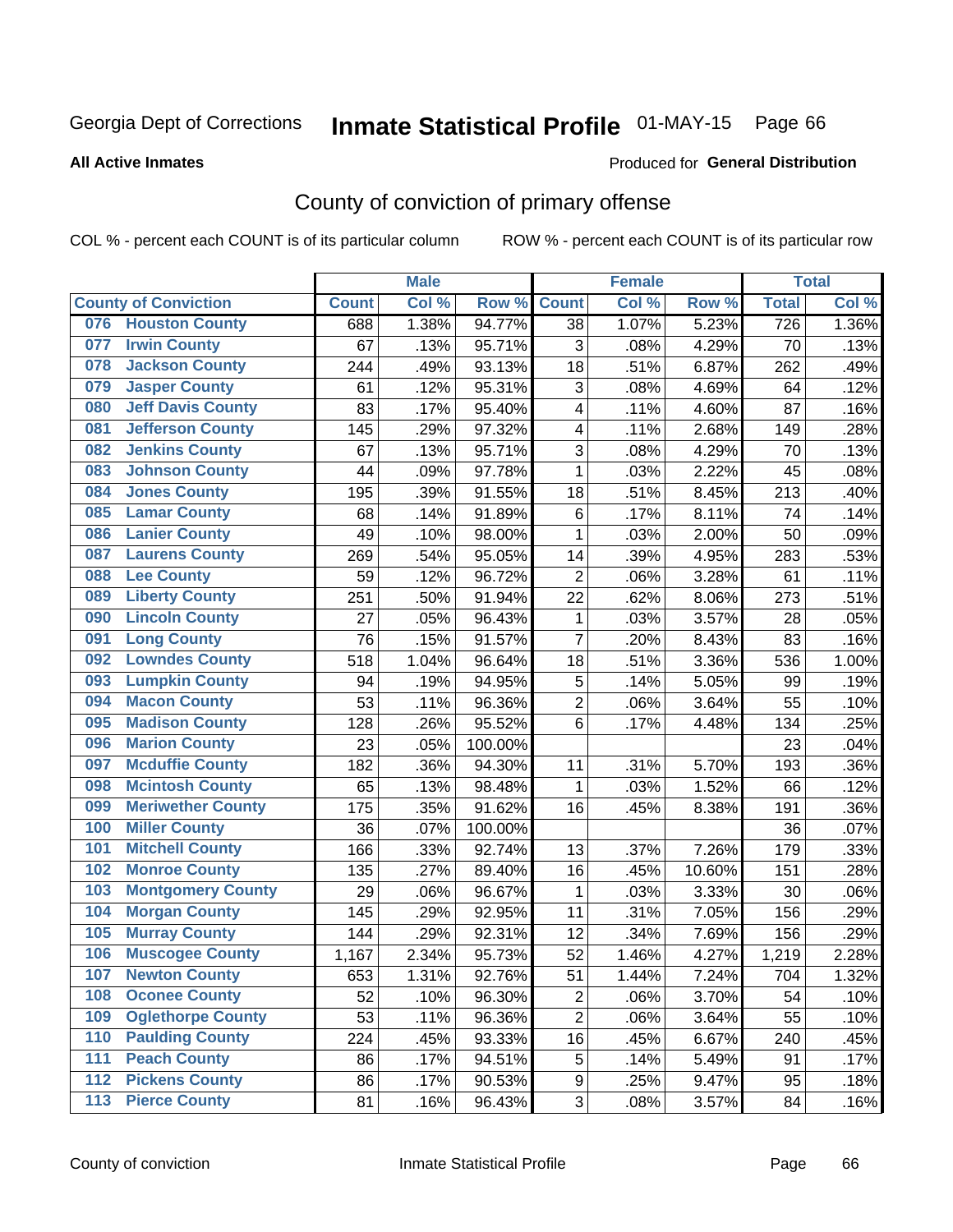Georgia Dept of Corrections

# Inmate Statistical Profile

01-MAY-15

**All Active Inmates**

Produced for **General Distribution**

## County of conviction of primary offense

COL % - percent each COUNT is of its particular column

ROW % - percent each COUNT is of its particular row

| County of Conviction | Male | | | Female | | | Total | |
|---|---|---|---|---|---|---|---|---|
| | Count | Col % | Row % | Count | Col % | Row % | Total | Col % |
| 076 Houston County | 688 | 1.38% | 94.77% | 38 | 1.07% | 5.23% | 726 | 1.36% |
| 077 Irwin County | 67 | .13% | 95.71% | 3 | .08% | 4.29% | 70 | .13% |
| 078 Jackson County | 244 | .49% | 93.13% | 18 | .51% | 6.87% | 262 | .49% |
| 079 Jasper County | 61 | .12% | 95.31% | 3 | .08% | 4.69% | 64 | .12% |
| 080 Jeff Davis County | 83 | .17% | 95.40% | 4 | .11% | 4.60% | 87 | .16% |
| 081 Jefferson County | 145 | .29% | 97.32% | 4 | .11% | 2.68% | 149 | .28% |
| 082 Jenkins County | 67 | .13% | 95.71% | 3 | .08% | 4.29% | 70 | .13% |
| 083 Johnson County | 44 | .09% | 97.78% | 1 | .03% | 2.22% | 45 | .08% |
| 084 Jones County | 195 | .39% | 91.55% | 18 | .51% | 8.45% | 213 | .40% |
| 085 Lamar County | 68 | .14% | 91.89% | 6 | .17% | 8.11% | 74 | .14% |
| 086 Lanier County | 49 | .10% | 98.00% | 1 | .03% | 2.00% | 50 | .09% |
| 087 Laurens County | 269 | .54% | 95.05% | 14 | .39% | 4.95% | 283 | .53% |
| 088 Lee County | 59 | .12% | 96.72% | 2 | .06% | 3.28% | 61 | .11% |
| 089 Liberty County | 251 | .50% | 91.94% | 22 | .62% | 8.06% | 273 | .51% |
| 090 Lincoln County | 27 | .05% | 96.43% | 1 | .03% | 3.57% | 28 | .05% |
| 091 Long County | 76 | .15% | 91.57% | 7 | .20% | 8.43% | 83 | .16% |
| 092 Lowndes County | 518 | 1.04% | 96.64% | 18 | .51% | 3.36% | 536 | 1.00% |
| 093 Lumpkin County | 94 | .19% | 94.95% | 5 | .14% | 5.05% | 99 | .19% |
| 094 Macon County | 53 | .11% | 96.36% | 2 | .06% | 3.64% | 55 | .10% |
| 095 Madison County | 128 | .26% | 95.52% | 6 | .17% | 4.48% | 134 | .25% |
| 096 Marion County | 23 | .05% | 100.00% | | | | 23 | .04% |
| 097 Mcduffie County | 182 | .36% | 94.30% | 11 | .31% | 5.70% | 193 | .36% |
| 098 Mcintosh County | 65 | .13% | 98.48% | 1 | .03% | 1.52% | 66 | .12% |
| 099 Meriwether County | 175 | .35% | 91.62% | 16 | .45% | 8.38% | 191 | .36% |
| 100 Miller County | 36 | .07% | 100.00% | | | | 36 | .07% |
| 101 Mitchell County | 166 | .33% | 92.74% | 13 | .37% | 7.26% | 179 | .33% |
| 102 Monroe County | 135 | .27% | 89.40% | 16 | .45% | 10.60% | 151 | .28% |
| 103 Montgomery County | 29 | .06% | 96.67% | 1 | .03% | 3.33% | 30 | .06% |
| 104 Morgan County | 145 | .29% | 92.95% | 11 | .31% | 7.05% | 156 | .29% |
| 105 Murray County | 144 | .29% | 92.31% | 12 | .34% | 7.69% | 156 | .29% |
| 106 Muscogee County | 1,167 | 2.34% | 95.73% | 52 | 1.46% | 4.27% | 1,219 | 2.28% |
| 107 Newton County | 653 | 1.31% | 92.76% | 51 | 1.44% | 7.24% | 704 | 1.32% |
| 108 Oconee County | 52 | .10% | 96.30% | 2 | .06% | 3.70% | 54 | .10% |
| 109 Oglethorpe County | 53 | .11% | 96.36% | 2 | .06% | 3.64% | 55 | .10% |
| 110 Paulding County | 224 | .45% | 93.33% | 16 | .45% | 6.67% | 240 | .45% |
| 111 Peach County | 86 | .17% | 94.51% | 5 | .14% | 5.49% | 91 | .17% |
| 112 Pickens County | 86 | .17% | 90.53% | 9 | .25% | 9.47% | 95 | .18% |
| 113 Pierce County | 81 | .16% | 96.43% | 3 | .08% | 3.57% | 84 | .16% |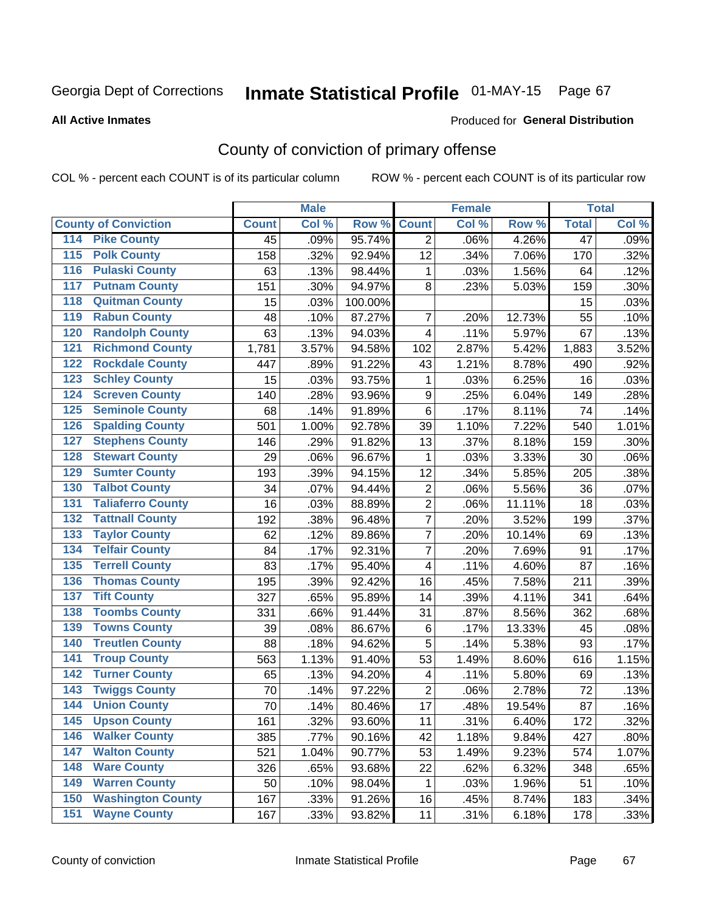Georgia Dept of Corrections **Inmate Statistical Profile** 01-MAY-15 Page 67

**All Active Inmates**

Produced for **General Distribution**

# County of conviction of primary offense

COL % - percent each COUNT is of its particular column ROW % - percent each COUNT is of its particular row

| | | Male | | | Female | | | Total | |
|---|---|---|---|---|---|---|---|---|---|
| **County of Conviction** | | **Count** | **Col %** | **Row %** | **Count** | **Col %** | **Row %** | **Total** | **Col %** |
| 114 | Pike County | 45 | .09% | 95.74% | 2 | .06% | 4.26% | 47 | .09% |
| 115 | Polk County | 158 | .32% | 92.94% | 12 | .34% | 7.06% | 170 | .32% |
| 116 | Pulaski County | 63 | .13% | 98.44% | 1 | .03% | 1.56% | 64 | .12% |
| 117 | Putnam County | 151 | .30% | 94.97% | 8 | .23% | 5.03% | 159 | .30% |
| 118 | Quitman County | 15 | .03% | 100.00% | | | | 15 | .03% |
| 119 | Rabun County | 48 | .10% | 87.27% | 7 | .20% | 12.73% | 55 | .10% |
| 120 | Randolph County | 63 | .13% | 94.03% | 4 | .11% | 5.97% | 67 | .13% |
| 121 | Richmond County | 1,781 | 3.57% | 94.58% | 102 | 2.87% | 5.42% | 1,883 | 3.52% |
| 122 | Rockdale County | 447 | .89% | 91.22% | 43 | 1.21% | 8.78% | 490 | .92% |
| 123 | Schley County | 15 | .03% | 93.75% | 1 | .03% | 6.25% | 16 | .03% |
| 124 | Screven County | 140 | .28% | 93.96% | 9 | .25% | 6.04% | 149 | .28% |
| 125 | Seminole County | 68 | .14% | 91.89% | 6 | .17% | 8.11% | 74 | .14% |
| 126 | Spalding County | 501 | 1.00% | 92.78% | 39 | 1.10% | 7.22% | 540 | 1.01% |
| 127 | Stephens County | 146 | .29% | 91.82% | 13 | .37% | 8.18% | 159 | .30% |
| 128 | Stewart County | 29 | .06% | 96.67% | 1 | .03% | 3.33% | 30 | .06% |
| 129 | Sumter County | 193 | .39% | 94.15% | 12 | .34% | 5.85% | 205 | .38% |
| 130 | Talbot County | 34 | .07% | 94.44% | 2 | .06% | 5.56% | 36 | .07% |
| 131 | Taliaferro County | 16 | .03% | 88.89% | 2 | .06% | 11.11% | 18 | .03% |
| 132 | Tattnall County | 192 | .38% | 96.48% | 7 | .20% | 3.52% | 199 | .37% |
| 133 | Taylor County | 62 | .12% | 89.86% | 7 | .20% | 10.14% | 69 | .13% |
| 134 | Telfair County | 84 | .17% | 92.31% | 7 | .20% | 7.69% | 91 | .17% |
| 135 | Terrell County | 83 | .17% | 95.40% | 4 | .11% | 4.60% | 87 | .16% |
| 136 | Thomas County | 195 | .39% | 92.42% | 16 | .45% | 7.58% | 211 | .39% |
| 137 | Tift County | 327 | .65% | 95.89% | 14 | .39% | 4.11% | 341 | .64% |
| 138 | Toombs County | 331 | .66% | 91.44% | 31 | .87% | 8.56% | 362 | .68% |
| 139 | Towns County | 39 | .08% | 86.67% | 6 | .17% | 13.33% | 45 | .08% |
| 140 | Treutlen County | 88 | .18% | 94.62% | 5 | .14% | 5.38% | 93 | .17% |
| 141 | Troup County | 563 | 1.13% | 91.40% | 53 | 1.49% | 8.60% | 616 | 1.15% |
| 142 | Turner County | 65 | .13% | 94.20% | 4 | .11% | 5.80% | 69 | .13% |
| 143 | Twiggs County | 70 | .14% | 97.22% | 2 | .06% | 2.78% | 72 | .13% |
| 144 | Union County | 70 | .14% | 80.46% | 17 | .48% | 19.54% | 87 | .16% |
| 145 | Upson County | 161 | .32% | 93.60% | 11 | .31% | 6.40% | 172 | .32% |
| 146 | Walker County | 385 | .77% | 90.16% | 42 | 1.18% | 9.84% | 427 | .80% |
| 147 | Walton County | 521 | 1.04% | 90.77% | 53 | 1.49% | 9.23% | 574 | 1.07% |
| 148 | Ware County | 326 | .65% | 93.68% | 22 | .62% | 6.32% | 348 | .65% |
| 149 | Warren County | 50 | .10% | 98.04% | 1 | .03% | 1.96% | 51 | .10% |
| 150 | Washington County | 167 | .33% | 91.26% | 16 | .45% | 8.74% | 183 | .34% |
| 151 | Wayne County | 167 | .33% | 93.82% | 11 | .31% | 6.18% | 178 | .33% |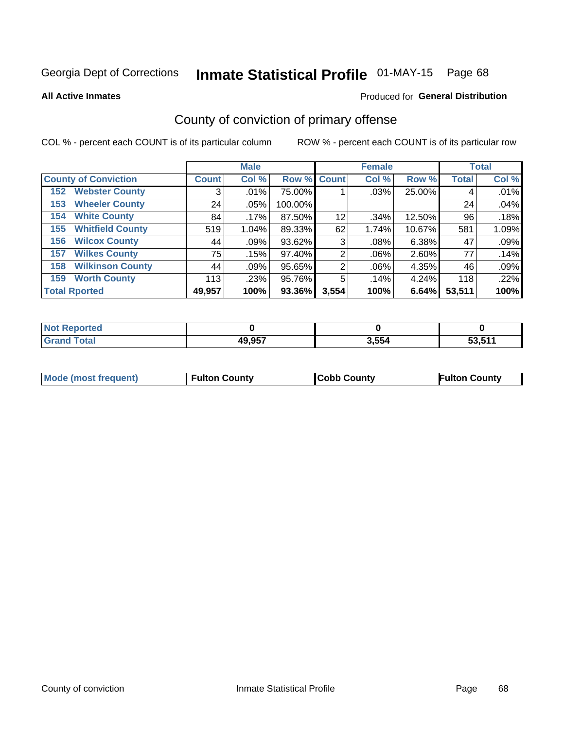Georgia Dept of Corrections **Inmate Statistical Profile** 01-MAY-15

**All Active Inmates**

Produced for **General Distribution**

## County of conviction of primary offense

COL % - percent each COUNT is of its particular column

ROW % - percent each COUNT is of its particular row

| | Male | | | Female | | | Total | |
|---|---|---|---|---|---|---|---|---|
| **County of Conviction** | **Count** | **Col %** | **Row %** | **Count** | **Col %** | **Row %** | **Total** | **Col %** |
| 152 Webster County | 3 | .01% | 75.00% | 1 | .03% | 25.00% | 4 | .01% |
| 153 Wheeler County | 24 | .05% | 100.00% | | | | 24 | .04% |
| 154 White County | 84 | .17% | 87.50% | 12 | .34% | 12.50% | 96 | .18% |
| 155 Whitfield County | 519 | 1.04% | 89.33% | 62 | 1.74% | 10.67% | 581 | 1.09% |
| 156 Wilcox County | 44 | .09% | 93.62% | 3 | .08% | 6.38% | 47 | .09% |
| 157 Wilkes County | 75 | .15% | 97.40% | 2 | .06% | 2.60% | 77 | .14% |
| 158 Wilkinson County | 44 | .09% | 95.65% | 2 | .06% | 4.35% | 46 | .09% |
| 159 Worth County | 113 | .23% | 95.76% | 5 | .14% | 4.24% | 118 | .22% |
| **Total Rported** | **49,957** | **100%** | **93.36%** | **3,554** | **100%** | **6.64%** | **53,511** | **100%** |

| | Male | Female | Total |
|---|---|---|---|
| **Not Reported** | **0** | **0** | **0** |
| **Grand Total** | **49,957** | **3,554** | **53,511** |

| | Male | Female | Total |
|---|---|---|---|
| **Mode (most frequent)** | **Fulton County** | **Cobb County** | **Fulton County** |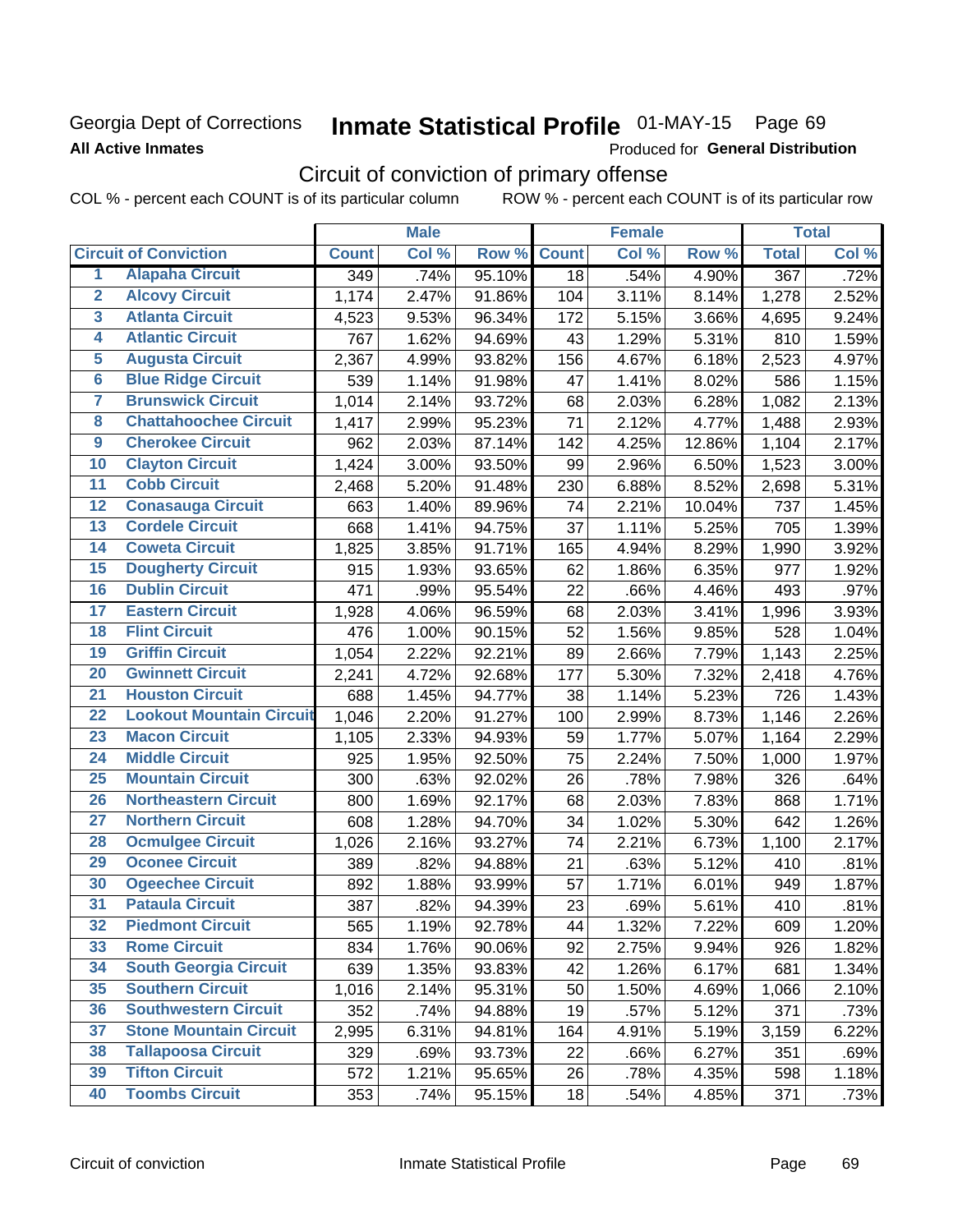Georgia Dept of Corrections
**All Active Inmates**

# Inmate Statistical Profile 01-MAY-15 Page 69

Produced for **General Distribution**

## Circuit of conviction of primary offense

COL % - percent each COUNT is of its particular column ROW % - percent each COUNT is of its particular row

| | | Male | | | Female | | | Total | |
|---|---|---|---|---|---|---|---|---|---|
| Circuit of Conviction | | Count | Col % | Row % | Count | Col % | Row % | Total | Col % |
| 1 | Alapaha Circuit | 349 | .74% | 95.10% | 18 | .54% | 4.90% | 367 | .72% |
| 2 | Alcovy Circuit | 1,174 | 2.47% | 91.86% | 104 | 3.11% | 8.14% | 1,278 | 2.52% |
| 3 | Atlanta Circuit | 4,523 | 9.53% | 96.34% | 172 | 5.15% | 3.66% | 4,695 | 9.24% |
| 4 | Atlantic Circuit | 767 | 1.62% | 94.69% | 43 | 1.29% | 5.31% | 810 | 1.59% |
| 5 | Augusta Circuit | 2,367 | 4.99% | 93.82% | 156 | 4.67% | 6.18% | 2,523 | 4.97% |
| 6 | Blue Ridge Circuit | 539 | 1.14% | 91.98% | 47 | 1.41% | 8.02% | 586 | 1.15% |
| 7 | Brunswick Circuit | 1,014 | 2.14% | 93.72% | 68 | 2.03% | 6.28% | 1,082 | 2.13% |
| 8 | Chattahoochee Circuit | 1,417 | 2.99% | 95.23% | 71 | 2.12% | 4.77% | 1,488 | 2.93% |
| 9 | Cherokee Circuit | 962 | 2.03% | 87.14% | 142 | 4.25% | 12.86% | 1,104 | 2.17% |
| 10 | Clayton Circuit | 1,424 | 3.00% | 93.50% | 99 | 2.96% | 6.50% | 1,523 | 3.00% |
| 11 | Cobb Circuit | 2,468 | 5.20% | 91.48% | 230 | 6.88% | 8.52% | 2,698 | 5.31% |
| 12 | Conasauga Circuit | 663 | 1.40% | 89.96% | 74 | 2.21% | 10.04% | 737 | 1.45% |
| 13 | Cordele Circuit | 668 | 1.41% | 94.75% | 37 | 1.11% | 5.25% | 705 | 1.39% |
| 14 | Coweta Circuit | 1,825 | 3.85% | 91.71% | 165 | 4.94% | 8.29% | 1,990 | 3.92% |
| 15 | Dougherty Circuit | 915 | 1.93% | 93.65% | 62 | 1.86% | 6.35% | 977 | 1.92% |
| 16 | Dublin Circuit | 471 | .99% | 95.54% | 22 | .66% | 4.46% | 493 | .97% |
| 17 | Eastern Circuit | 1,928 | 4.06% | 96.59% | 68 | 2.03% | 3.41% | 1,996 | 3.93% |
| 18 | Flint Circuit | 476 | 1.00% | 90.15% | 52 | 1.56% | 9.85% | 528 | 1.04% |
| 19 | Griffin Circuit | 1,054 | 2.22% | 92.21% | 89 | 2.66% | 7.79% | 1,143 | 2.25% |
| 20 | Gwinnett Circuit | 2,241 | 4.72% | 92.68% | 177 | 5.30% | 7.32% | 2,418 | 4.76% |
| 21 | Houston Circuit | 688 | 1.45% | 94.77% | 38 | 1.14% | 5.23% | 726 | 1.43% |
| 22 | Lookout Mountain Circuit | 1,046 | 2.20% | 91.27% | 100 | 2.99% | 8.73% | 1,146 | 2.26% |
| 23 | Macon Circuit | 1,105 | 2.33% | 94.93% | 59 | 1.77% | 5.07% | 1,164 | 2.29% |
| 24 | Middle Circuit | 925 | 1.95% | 92.50% | 75 | 2.24% | 7.50% | 1,000 | 1.97% |
| 25 | Mountain Circuit | 300 | .63% | 92.02% | 26 | .78% | 7.98% | 326 | .64% |
| 26 | Northeastern Circuit | 800 | 1.69% | 92.17% | 68 | 2.03% | 7.83% | 868 | 1.71% |
| 27 | Northern Circuit | 608 | 1.28% | 94.70% | 34 | 1.02% | 5.30% | 642 | 1.26% |
| 28 | Ocmulgee Circuit | 1,026 | 2.16% | 93.27% | 74 | 2.21% | 6.73% | 1,100 | 2.17% |
| 29 | Oconee Circuit | 389 | .82% | 94.88% | 21 | .63% | 5.12% | 410 | .81% |
| 30 | Ogeechee Circuit | 892 | 1.88% | 93.99% | 57 | 1.71% | 6.01% | 949 | 1.87% |
| 31 | Pataula Circuit | 387 | .82% | 94.39% | 23 | .69% | 5.61% | 410 | .81% |
| 32 | Piedmont Circuit | 565 | 1.19% | 92.78% | 44 | 1.32% | 7.22% | 609 | 1.20% |
| 33 | Rome Circuit | 834 | 1.76% | 90.06% | 92 | 2.75% | 9.94% | 926 | 1.82% |
| 34 | South Georgia Circuit | 639 | 1.35% | 93.83% | 42 | 1.26% | 6.17% | 681 | 1.34% |
| 35 | Southern Circuit | 1,016 | 2.14% | 95.31% | 50 | 1.50% | 4.69% | 1,066 | 2.10% |
| 36 | Southwestern Circuit | 352 | .74% | 94.88% | 19 | .57% | 5.12% | 371 | .73% |
| 37 | Stone Mountain Circuit | 2,995 | 6.31% | 94.81% | 164 | 4.91% | 5.19% | 3,159 | 6.22% |
| 38 | Tallapoosa Circuit | 329 | .69% | 93.73% | 22 | .66% | 6.27% | 351 | .69% |
| 39 | Tifton Circuit | 572 | 1.21% | 95.65% | 26 | .78% | 4.35% | 598 | 1.18% |
| 40 | Toombs Circuit | 353 | .74% | 95.15% | 18 | .54% | 4.85% | 371 | .73% |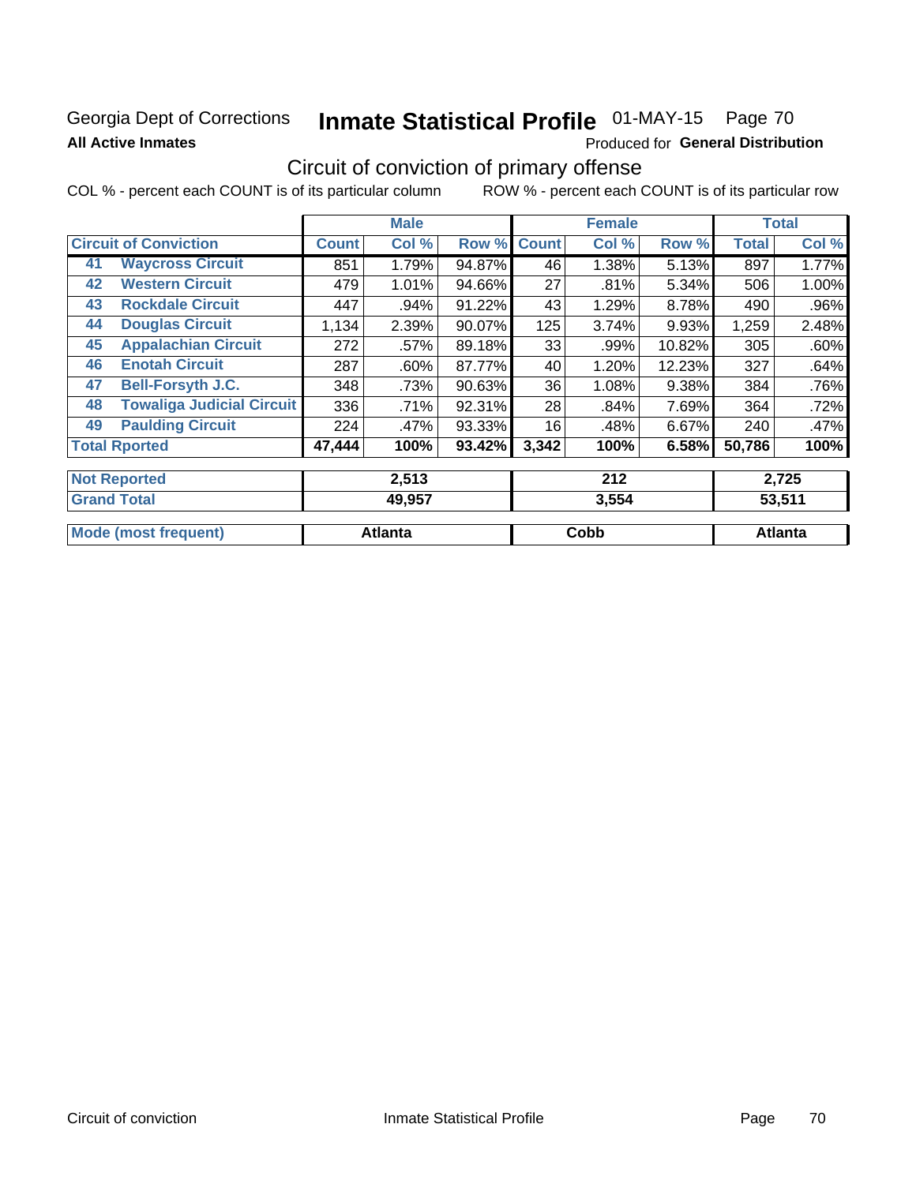Georgia Dept of Corrections **Inmate Statistical Profile** 01-MAY-15 Page 70

**All Active Inmates**

Produced for **General Distribution**

## Circuit of conviction of primary offense

COL % - percent each COUNT is of its particular column ROW % - percent each COUNT is of its particular row

| Circuit of Conviction | | Male | | | Female | | | Total | |
|---|---|---|---|---|---|---|---|---|---|
| | | Count | Col % | Row % | Count | Col % | Row % | Total | Col % |
| 41 | Waycross Circuit | 851 | 1.79% | 94.87% | 46 | 1.38% | 5.13% | 897 | 1.77% |
| 42 | Western Circuit | 479 | 1.01% | 94.66% | 27 | .81% | 5.34% | 506 | 1.00% |
| 43 | Rockdale Circuit | 447 | .94% | 91.22% | 43 | 1.29% | 8.78% | 490 | .96% |
| 44 | Douglas Circuit | 1,134 | 2.39% | 90.07% | 125 | 3.74% | 9.93% | 1,259 | 2.48% |
| 45 | Appalachian Circuit | 272 | .57% | 89.18% | 33 | .99% | 10.82% | 305 | .60% |
| 46 | Enotah Circuit | 287 | .60% | 87.77% | 40 | 1.20% | 12.23% | 327 | .64% |
| 47 | Bell-Forsyth J.C. | 348 | .73% | 90.63% | 36 | 1.08% | 9.38% | 384 | .76% |
| 48 | Towaliga Judicial Circuit | 336 | .71% | 92.31% | 28 | .84% | 7.69% | 364 | .72% |
| 49 | Paulding Circuit | 224 | .47% | 93.33% | 16 | .48% | 6.67% | 240 | .47% |
| **Total Rported** | | **47,444** | **100%** | **93.42%** | **3,342** | **100%** | **6.58%** | **50,786** | **100%** |

| | Male | Female | Total |
|---|---|---|---|
| **Not Reported** | **2,513** | **212** | **2,725** |
| **Grand Total** | **49,957** | **3,554** | **53,511** |

| | Male | Female | Total |
|---|---|---|---|
| **Mode (most frequent)** | **Atlanta** | **Cobb** | **Atlanta** |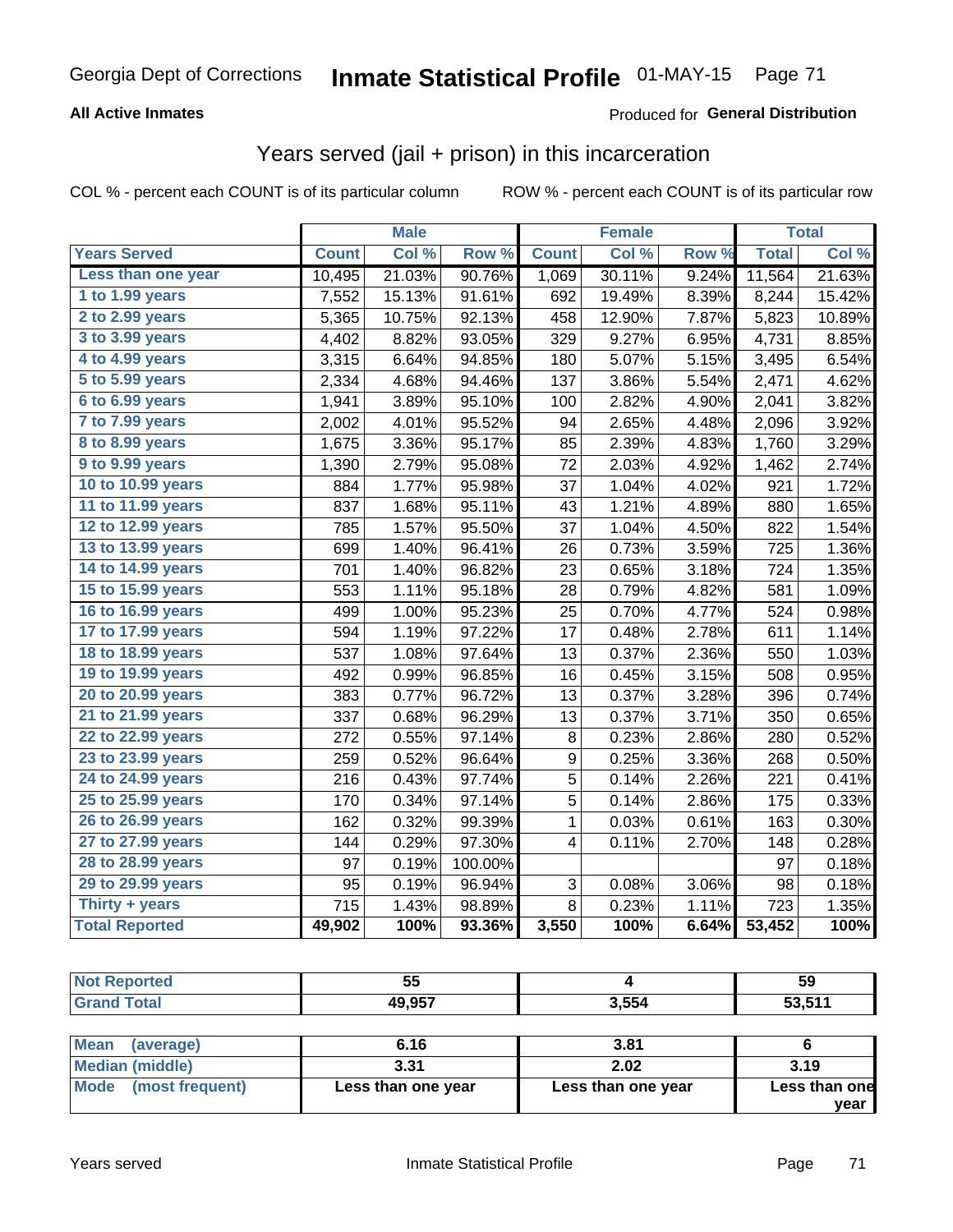# Georgia Dept of Corrections — Inmate Statistical Profile 01-MAY-15

**All Active Inmates**

Produced for **General Distribution**

## Years served (jail + prison) in this incarceration

COL % - percent each COUNT is of its particular column    ROW % - percent each COUNT is of its particular row

| | Male | | | Female | | | Total | |
|---|---|---|---|---|---|---|---|---|
| **Years Served** | **Count** | **Col %** | **Row %** | **Count** | **Col %** | **Row %** | **Total** | **Col %** |
| Less than one year | 10,495 | 21.03% | 90.76% | 1,069 | 30.11% | 9.24% | 11,564 | 21.63% |
| 1 to 1.99 years | 7,552 | 15.13% | 91.61% | 692 | 19.49% | 8.39% | 8,244 | 15.42% |
| 2 to 2.99 years | 5,365 | 10.75% | 92.13% | 458 | 12.90% | 7.87% | 5,823 | 10.89% |
| 3 to 3.99 years | 4,402 | 8.82% | 93.05% | 329 | 9.27% | 6.95% | 4,731 | 8.85% |
| 4 to 4.99 years | 3,315 | 6.64% | 94.85% | 180 | 5.07% | 5.15% | 3,495 | 6.54% |
| 5 to 5.99 years | 2,334 | 4.68% | 94.46% | 137 | 3.86% | 5.54% | 2,471 | 4.62% |
| 6 to 6.99 years | 1,941 | 3.89% | 95.10% | 100 | 2.82% | 4.90% | 2,041 | 3.82% |
| 7 to 7.99 years | 2,002 | 4.01% | 95.52% | 94 | 2.65% | 4.48% | 2,096 | 3.92% |
| 8 to 8.99 years | 1,675 | 3.36% | 95.17% | 85 | 2.39% | 4.83% | 1,760 | 3.29% |
| 9 to 9.99 years | 1,390 | 2.79% | 95.08% | 72 | 2.03% | 4.92% | 1,462 | 2.74% |
| 10 to 10.99 years | 884 | 1.77% | 95.98% | 37 | 1.04% | 4.02% | 921 | 1.72% |
| 11 to 11.99 years | 837 | 1.68% | 95.11% | 43 | 1.21% | 4.89% | 880 | 1.65% |
| 12 to 12.99 years | 785 | 1.57% | 95.50% | 37 | 1.04% | 4.50% | 822 | 1.54% |
| 13 to 13.99 years | 699 | 1.40% | 96.41% | 26 | 0.73% | 3.59% | 725 | 1.36% |
| 14 to 14.99 years | 701 | 1.40% | 96.82% | 23 | 0.65% | 3.18% | 724 | 1.35% |
| 15 to 15.99 years | 553 | 1.11% | 95.18% | 28 | 0.79% | 4.82% | 581 | 1.09% |
| 16 to 16.99 years | 499 | 1.00% | 95.23% | 25 | 0.70% | 4.77% | 524 | 0.98% |
| 17 to 17.99 years | 594 | 1.19% | 97.22% | 17 | 0.48% | 2.78% | 611 | 1.14% |
| 18 to 18.99 years | 537 | 1.08% | 97.64% | 13 | 0.37% | 2.36% | 550 | 1.03% |
| 19 to 19.99 years | 492 | 0.99% | 96.85% | 16 | 0.45% | 3.15% | 508 | 0.95% |
| 20 to 20.99 years | 383 | 0.77% | 96.72% | 13 | 0.37% | 3.28% | 396 | 0.74% |
| 21 to 21.99 years | 337 | 0.68% | 96.29% | 13 | 0.37% | 3.71% | 350 | 0.65% |
| 22 to 22.99 years | 272 | 0.55% | 97.14% | 8 | 0.23% | 2.86% | 280 | 0.52% |
| 23 to 23.99 years | 259 | 0.52% | 96.64% | 9 | 0.25% | 3.36% | 268 | 0.50% |
| 24 to 24.99 years | 216 | 0.43% | 97.74% | 5 | 0.14% | 2.26% | 221 | 0.41% |
| 25 to 25.99 years | 170 | 0.34% | 97.14% | 5 | 0.14% | 2.86% | 175 | 0.33% |
| 26 to 26.99 years | 162 | 0.32% | 99.39% | 1 | 0.03% | 0.61% | 163 | 0.30% |
| 27 to 27.99 years | 144 | 0.29% | 97.30% | 4 | 0.11% | 2.70% | 148 | 0.28% |
| 28 to 28.99 years | 97 | 0.19% | 100.00% | | | | 97 | 0.18% |
| 29 to 29.99 years | 95 | 0.19% | 96.94% | 3 | 0.08% | 3.06% | 98 | 0.18% |
| Thirty + years | 715 | 1.43% | 98.89% | 8 | 0.23% | 1.11% | 723 | 1.35% |
| **Total Reported** | **49,902** | **100%** | **93.36%** | **3,550** | **100%** | **6.64%** | **53,452** | **100%** |

| | Male | Female | Total |
|---|---|---|---|
| Not Reported | 55 | 4 | 59 |
| Grand Total | 49,957 | 3,554 | 53,511 |

| | Male | Female | Total |
|---|---|---|---|
| Mean (average) | 6.16 | 3.81 | 6 |
| Median (middle) | 3.31 | 2.02 | 3.19 |
| Mode (most frequent) | Less than one year | Less than one year | Less than one year |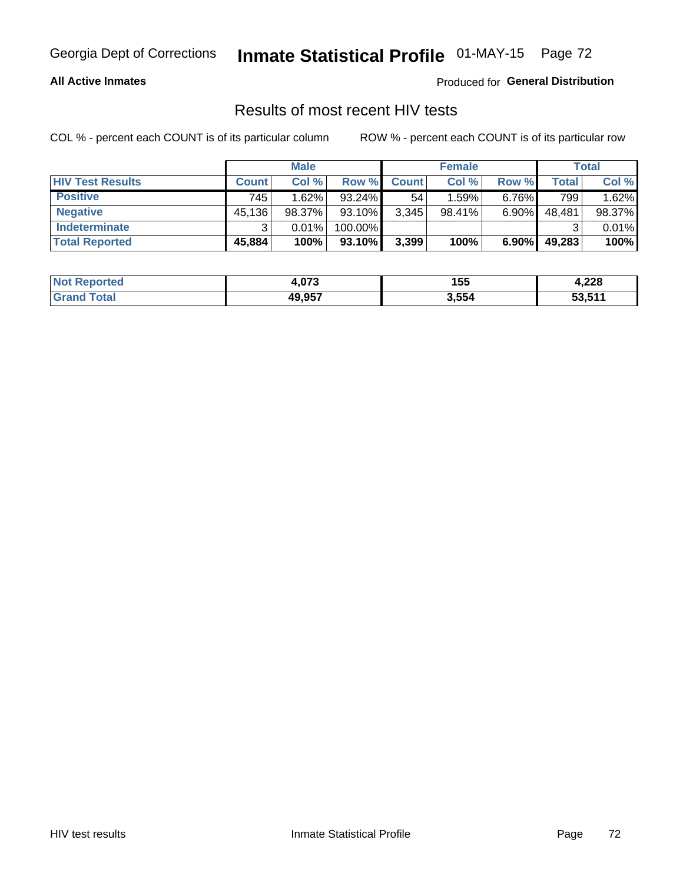Georgia Dept of Corrections **Inmate Statistical Profile** 01-MAY-15

**All Active Inmates**

Produced for **General Distribution**

## Results of most recent HIV tests

COL % - percent each COUNT is of its particular column

ROW % - percent each COUNT is of its particular row

| | Male | | | Female | | | Total | |
|---|---|---|---|---|---|---|---|---|
| **HIV Test Results** | **Count** | **Col %** | **Row %** | **Count** | **Col %** | **Row %** | **Total** | **Col %** |
| **Positive** | 745 | 1.62% | 93.24% | 54 | 1.59% | 6.76% | 799 | 1.62% |
| **Negative** | 45,136 | 98.37% | 93.10% | 3,345 | 98.41% | 6.90% | 48,481 | 98.37% |
| **Indeterminate** | 3 | 0.01% | 100.00% | | | | 3 | 0.01% |
| **Total Reported** | **45,884** | **100%** | **93.10%** | **3,399** | **100%** | **6.90%** | **49,283** | **100%** |

| | Male | Female | Total |
|---|---|---|---|
| **Not Reported** | **4,073** | **155** | **4,228** |
| **Grand Total** | **49,957** | **3,554** | **53,511** |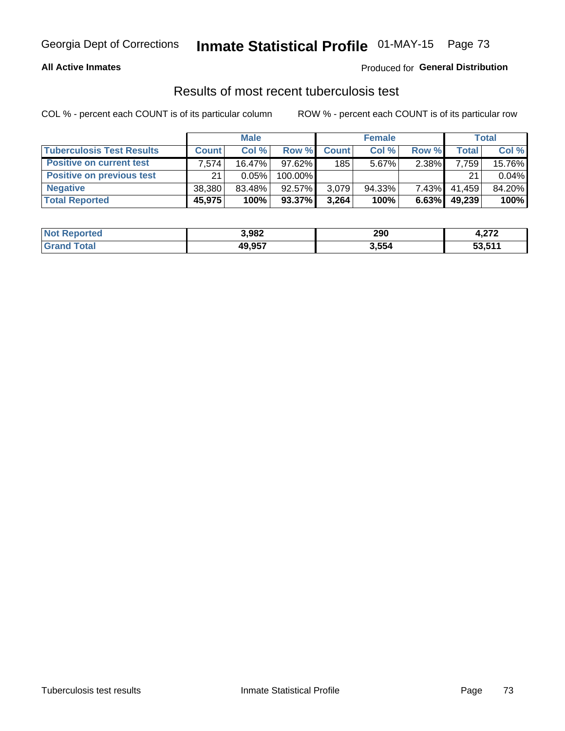# Results of most recent tuberculosis test

COL % - percent each COUNT is of its particular column

ROW % - percent each COUNT is of its particular row

| | Male | | | Female | | | Total | |
|---|---|---|---|---|---|---|---|---|
| Tuberculosis Test Results | Count | Col % | Row % | Count | Col % | Row % | Total | Col % |
| Positive on current test | 7,574 | 16.47% | 97.62% | 185 | 5.67% | 2.38% | 7,759 | 15.76% |
| Positive on previous test | 21 | 0.05% | 100.00% | | | | 21 | 0.04% |
| Negative | 38,380 | 83.48% | 92.57% | 3,079 | 94.33% | 7.43% | 41,459 | 84.20% |
| **Total Reported** | **45,975** | **100%** | **93.37%** | **3,264** | **100%** | **6.63%** | **49,239** | **100%** |

| | Male | Female | Total |
|---|---|---|---|
| Not Reported | 3,982 | 290 | 4,272 |
| Grand Total | 49,957 | 3,554 | 53,511 |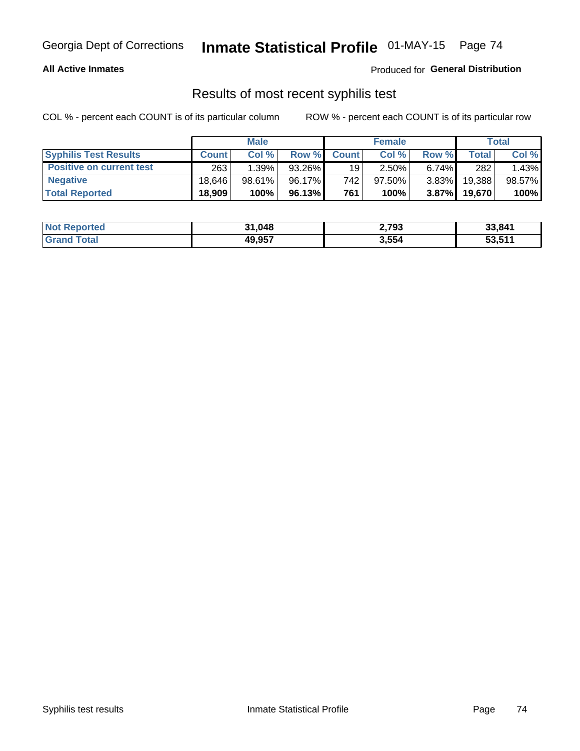Georgia Dept of Corrections **Inmate Statistical Profile** 01-MAY-15

**All Active Inmates**

Produced for **General Distribution**

## Results of most recent syphilis test

COL % - percent each COUNT is of its particular column    ROW % - percent each COUNT is of its particular row

| | Male | | | Female | | | Total | |
|---|---|---|---|---|---|---|---|---|
| **Syphilis Test Results** | **Count** | **Col %** | **Row %** | **Count** | **Col %** | **Row %** | **Total** | **Col %** |
| **Positive on current test** | 263 | 1.39% | 93.26% | 19 | 2.50% | 6.74% | 282 | 1.43% |
| **Negative** | 18,646 | 98.61% | 96.17% | 742 | 97.50% | 3.83% | 19,388 | 98.57% |
| **Total Reported** | **18,909** | **100%** | **96.13%** | **761** | **100%** | **3.87%** | **19,670** | **100%** |

| | Male | Female | Total |
|---|---|---|---|
| **Not Reported** | **31,048** | **2,793** | **33,841** |
| **Grand Total** | **49,957** | **3,554** | **53,511** |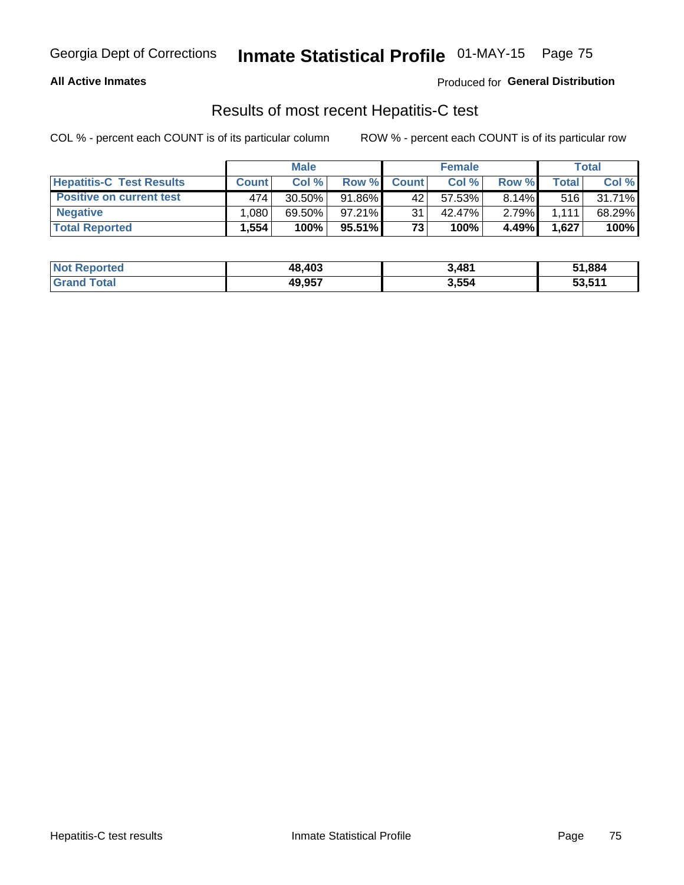Georgia Dept of Corrections **Inmate Statistical Profile** 01-MAY-15

**All Active Inmates**

Produced for **General Distribution**

## Results of most recent Hepatitis-C test

COL % - percent each COUNT is of its particular column

ROW % - percent each COUNT is of its particular row

| | Male | | | Female | | | Total | |
|---|---|---|---|---|---|---|---|---|
| **Hepatitis-C Test Results** | **Count** | **Col %** | **Row %** | **Count** | **Col %** | **Row %** | **Total** | **Col %** |
| **Positive on current test** | 474 | 30.50% | 91.86% | 42 | 57.53% | 8.14% | 516 | 31.71% |
| **Negative** | 1,080 | 69.50% | 97.21% | 31 | 42.47% | 2.79% | 1,111 | 68.29% |
| **Total Reported** | **1,554** | **100%** | **95.51%** | **73** | **100%** | **4.49%** | **1,627** | **100%** |

| | Male | Female | Total |
|---|---|---|---|
| **Not Reported** | **48,403** | **3,481** | **51,884** |
| **Grand Total** | **49,957** | **3,554** | **53,511** |